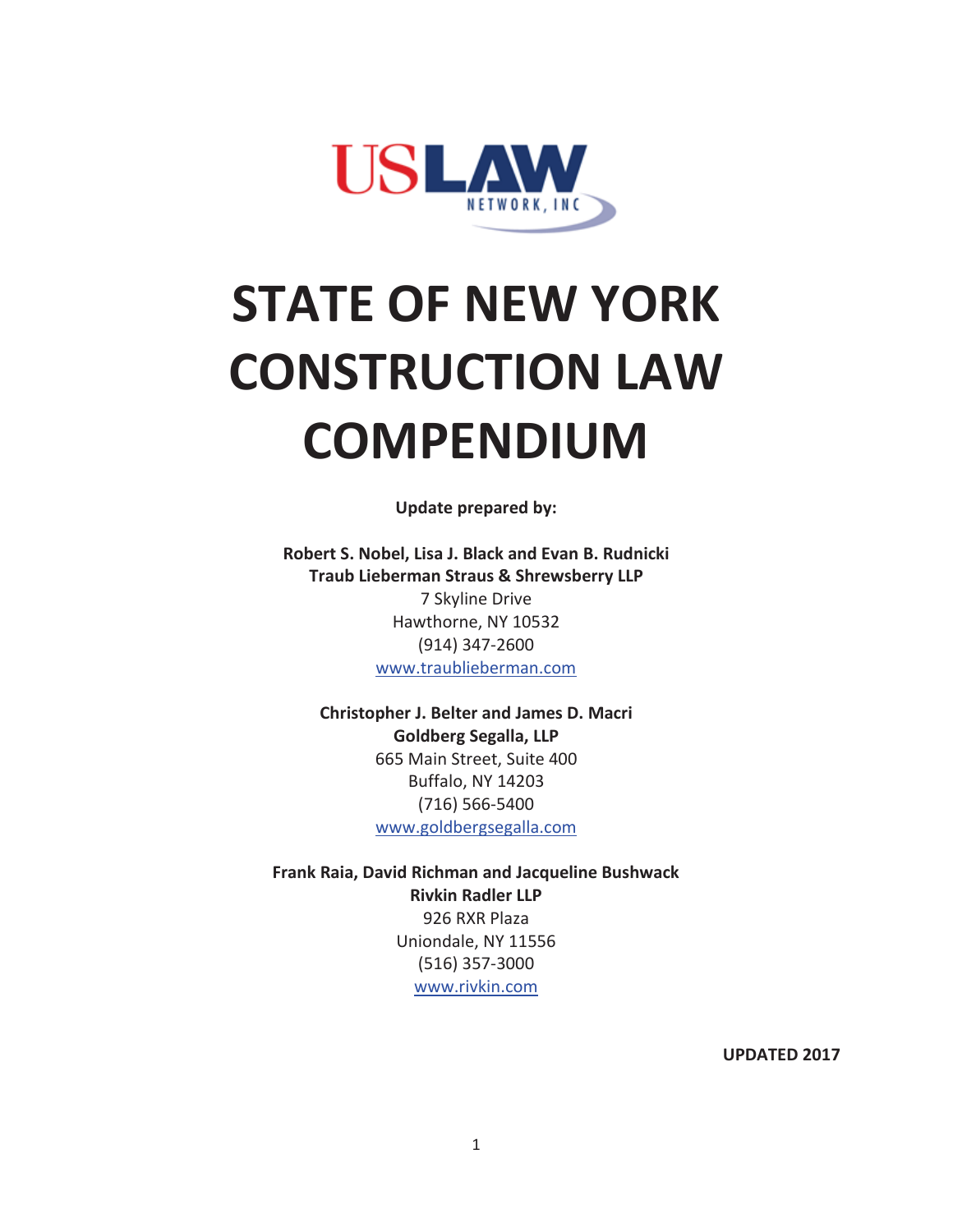USLAW NETWORK, INC

# STATE OF NEW YORK CONSTRUCTION LAW COMPENDIUM

**Update prepared by:**

**Robert S. Nobel, Lisa J. Black and Evan B. Rudnicki**
**Traub Lieberman Straus & Shrewsberry LLP**
7 Skyline Drive
Hawthorne, NY 10532
(914) 347-2600
www.traublieberman.com

**Christopher J. Belter and James D. Macri**
**Goldberg Segalla, LLP**
665 Main Street, Suite 400
Buffalo, NY 14203
(716) 566-5400
www.goldbergsegalla.com

**Frank Raia, David Richman and Jacqueline Bushwack**
**Rivkin Radler LLP**
926 RXR Plaza
Uniondale, NY 11556
(516) 357-3000
www.rivkin.com

**UPDATED 2017**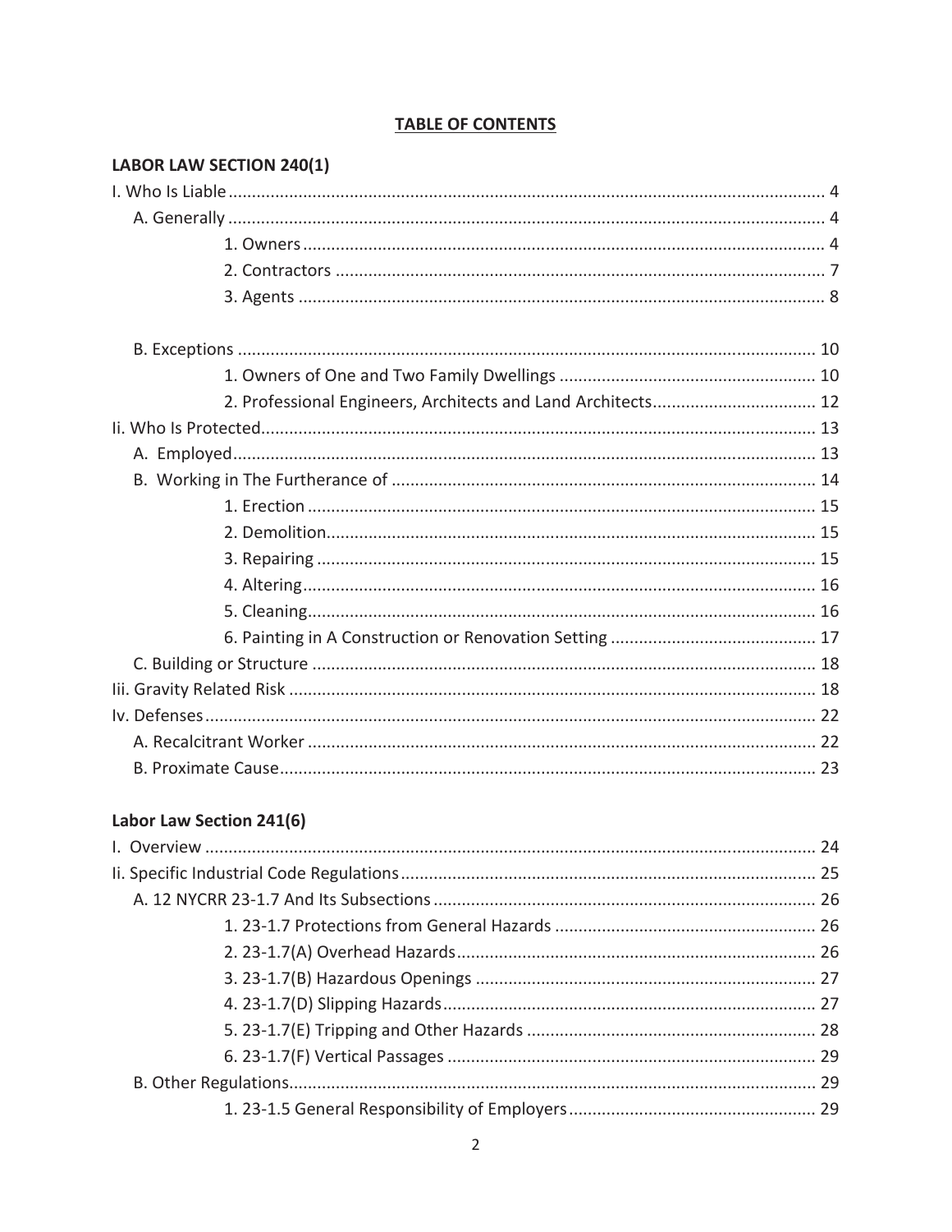## TABLE OF CONTENTS

### LABOR LAW SECTION 240(1)

I. Who Is Liable ..... 4
- A. Generally ..... 4
  - 1. Owners ..... 4
  - 2. Contractors ..... 7
  - 3. Agents ..... 8
- B. Exceptions ..... 10
  - 1. Owners of One and Two Family Dwellings ..... 10
  - 2. Professional Engineers, Architects and Land Architects ..... 12

Ii. Who Is Protected ..... 13
- A. Employed ..... 13
- B. Working in The Furtherance of ..... 14
  - 1. Erection ..... 15
  - 2. Demolition ..... 15
  - 3. Repairing ..... 15
  - 4. Altering ..... 16
  - 5. Cleaning ..... 16
  - 6. Painting in A Construction or Renovation Setting ..... 17
- C. Building or Structure ..... 18

Iii. Gravity Related Risk ..... 18

Iv. Defenses ..... 22
- A. Recalcitrant Worker ..... 22
- B. Proximate Cause ..... 23

### Labor Law Section 241(6)

I. Overview ..... 24

Ii. Specific Industrial Code Regulations ..... 25
- A. 12 NYCRR 23-1.7 And Its Subsections ..... 26
  - 1. 23-1.7 Protections from General Hazards ..... 26
  - 2. 23-1.7(A) Overhead Hazards ..... 26
  - 3. 23-1.7(B) Hazardous Openings ..... 27
  - 4. 23-1.7(D) Slipping Hazards ..... 27
  - 5. 23-1.7(E) Tripping and Other Hazards ..... 28
  - 6. 23-1.7(F) Vertical Passages ..... 29
- B. Other Regulations ..... 29
  - 1. 23-1.5 General Responsibility of Employers ..... 29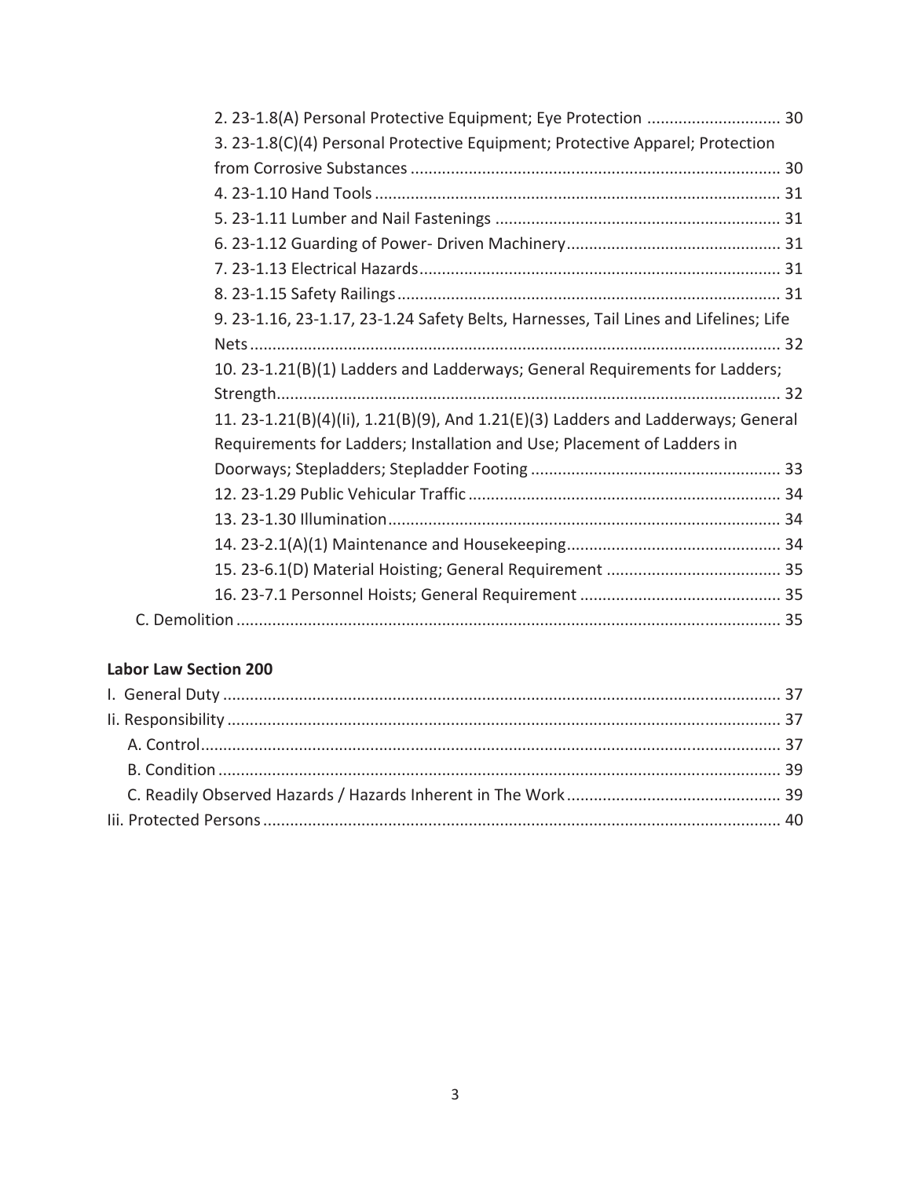2. 23-1.8(A) Personal Protective Equipment; Eye Protection ............................. 30

3. 23-1.8(C)(4) Personal Protective Equipment; Protective Apparel; Protection from Corrosive Substances .................................................................................. 30

4. 23-1.10 Hand Tools .......................................................................................... 31

5. 23-1.11 Lumber and Nail Fastenings ............................................................... 31

6. 23-1.12 Guarding of Power- Driven Machinery................................................ 31

7. 23-1.13 Electrical Hazards................................................................................ 31

8. 23-1.15 Safety Railings..................................................................................... 31

9. 23-1.16, 23-1.17, 23-1.24 Safety Belts, Harnesses, Tail Lines and Lifelines; Life Nets ...................................................................................................................... 32

10. 23-1.21(B)(1) Ladders and Ladderways; General Requirements for Ladders; Strength................................................................................................................ 32

11. 23-1.21(B)(4)(Ii), 1.21(B)(9), And 1.21(E)(3) Ladders and Ladderways; General Requirements for Ladders; Installation and Use; Placement of Ladders in Doorways; Stepladders; Stepladder Footing ........................................................ 33

12. 23-1.29 Public Vehicular Traffic ..................................................................... 34

13. 23-1.30 Illumination....................................................................................... 34

14. 23-2.1(A)(1) Maintenance and Housekeeping................................................ 34

15. 23-6.1(D) Material Hoisting; General Requirement ....................................... 35

16. 23-7.1 Personnel Hoists; General Requirement ............................................ 35

C. Demolition ......................................................................................................... 35

**Labor Law Section 200**

I. General Duty ............................................................................................................ 37

Ii. Responsibility ........................................................................................................... 37

A. Control................................................................................................................. 37

B. Condition ............................................................................................................. 39

C. Readily Observed Hazards / Hazards Inherent in The Work ................................................ 39

Iii. Protected Persons ................................................................................................... 40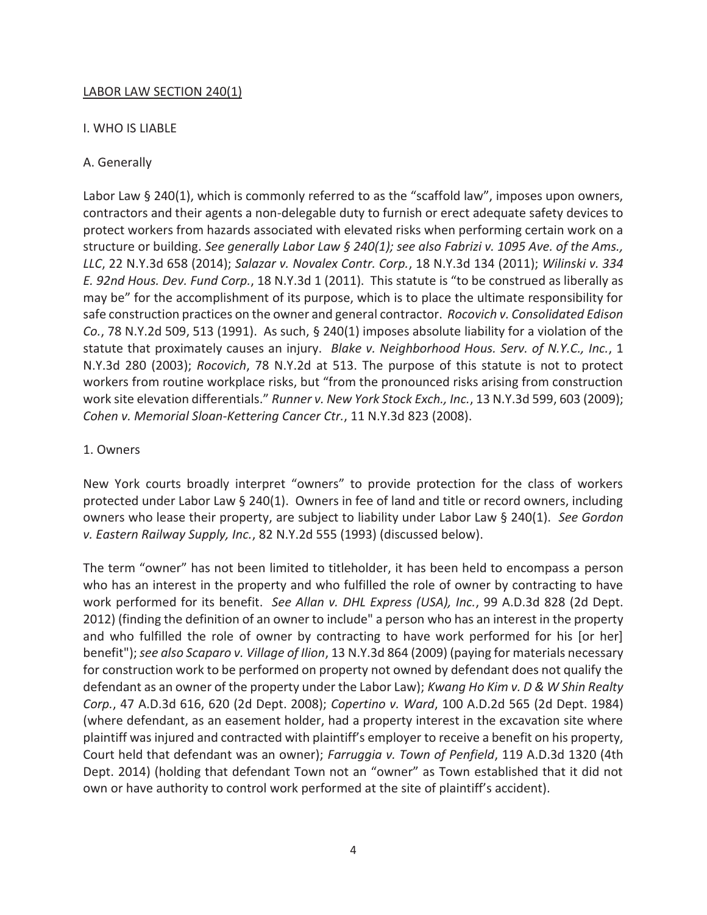<u>LABOR LAW SECTION 240(1)</u>

I. WHO IS LIABLE

A. Generally

Labor Law § 240(1), which is commonly referred to as the "scaffold law", imposes upon owners, contractors and their agents a non-delegable duty to furnish or erect adequate safety devices to protect workers from hazards associated with elevated risks when performing certain work on a structure or building. *See generally Labor Law § 240(1); see also Fabrizi v. 1095 Ave. of the Ams., LLC*, 22 N.Y.3d 658 (2014); *Salazar v. Novalex Contr. Corp.*, 18 N.Y.3d 134 (2011); *Wilinski v. 334 E. 92nd Hous. Dev. Fund Corp.*, 18 N.Y.3d 1 (2011). This statute is "to be construed as liberally as may be" for the accomplishment of its purpose, which is to place the ultimate responsibility for safe construction practices on the owner and general contractor. *Rocovich v. Consolidated Edison Co.*, 78 N.Y.2d 509, 513 (1991). As such, § 240(1) imposes absolute liability for a violation of the statute that proximately causes an injury. *Blake v. Neighborhood Hous. Serv. of N.Y.C., Inc.*, 1 N.Y.3d 280 (2003); *Rocovich*, 78 N.Y.2d at 513. The purpose of this statute is not to protect workers from routine workplace risks, but "from the pronounced risks arising from construction work site elevation differentials." *Runner v. New York Stock Exch., Inc.*, 13 N.Y.3d 599, 603 (2009); *Cohen v. Memorial Sloan-Kettering Cancer Ctr.*, 11 N.Y.3d 823 (2008).

1. Owners

New York courts broadly interpret "owners" to provide protection for the class of workers protected under Labor Law § 240(1). Owners in fee of land and title or record owners, including owners who lease their property, are subject to liability under Labor Law § 240(1). *See Gordon v. Eastern Railway Supply, Inc.*, 82 N.Y.2d 555 (1993) (discussed below).

The term "owner" has not been limited to titleholder, it has been held to encompass a person who has an interest in the property and who fulfilled the role of owner by contracting to have work performed for its benefit. *See Allan v. DHL Express (USA), Inc.*, 99 A.D.3d 828 (2d Dept. 2012) (finding the definition of an owner to include" a person who has an interest in the property and who fulfilled the role of owner by contracting to have work performed for his [or her] benefit"); *see also Scaparo v. Village of Ilion*, 13 N.Y.3d 864 (2009) (paying for materials necessary for construction work to be performed on property not owned by defendant does not qualify the defendant as an owner of the property under the Labor Law); *Kwang Ho Kim v. D & W Shin Realty Corp.*, 47 A.D.3d 616, 620 (2d Dept. 2008); *Copertino v. Ward*, 100 A.D.2d 565 (2d Dept. 1984) (where defendant, as an easement holder, had a property interest in the excavation site where plaintiff was injured and contracted with plaintiff's employer to receive a benefit on his property, Court held that defendant was an owner); *Farruggia v. Town of Penfield*, 119 A.D.3d 1320 (4th Dept. 2014) (holding that defendant Town not an "owner" as Town established that it did not own or have authority to control work performed at the site of plaintiff's accident).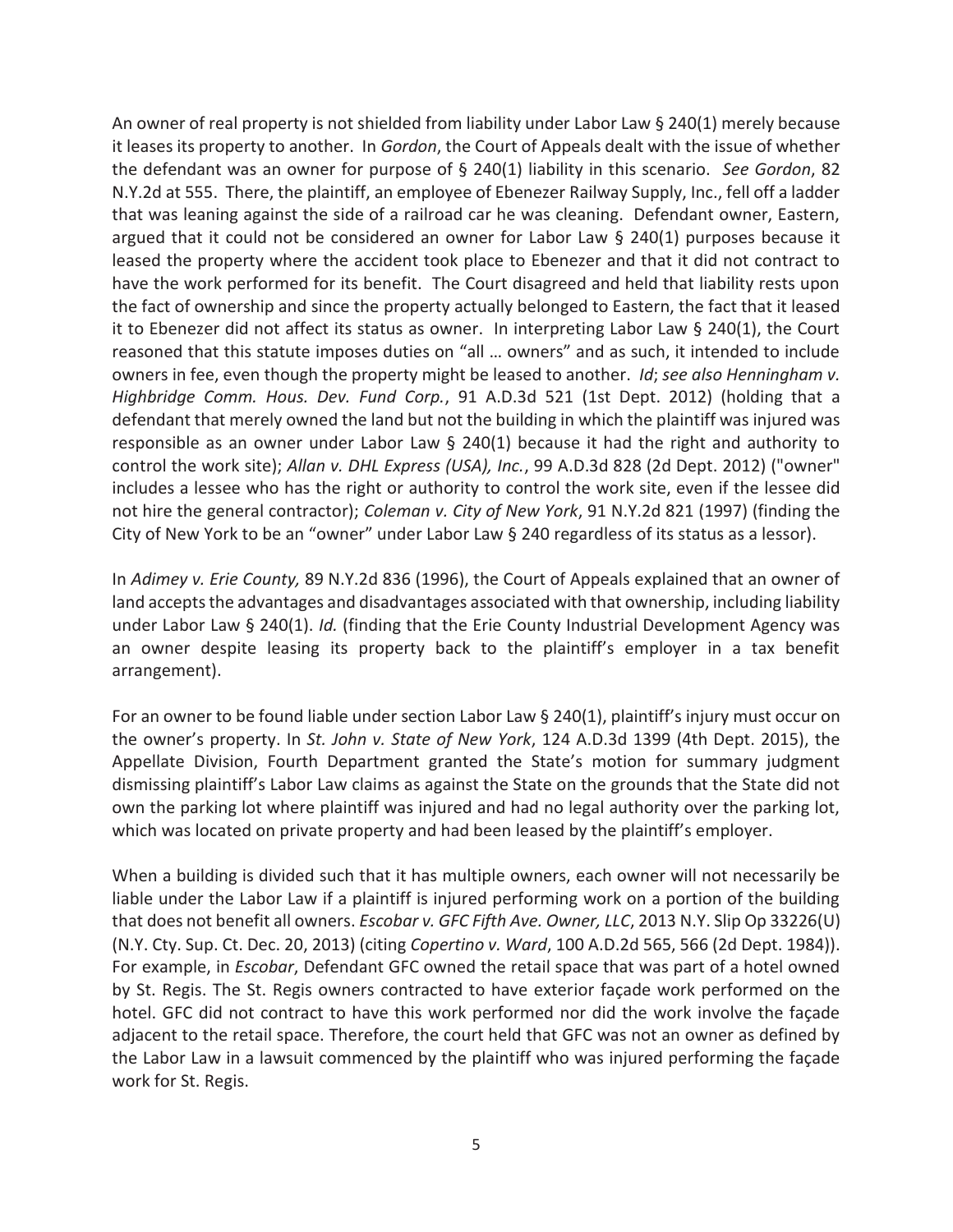An owner of real property is not shielded from liability under Labor Law § 240(1) merely because it leases its property to another. In *Gordon*, the Court of Appeals dealt with the issue of whether the defendant was an owner for purpose of § 240(1) liability in this scenario. *See Gordon*, 82 N.Y.2d at 555. There, the plaintiff, an employee of Ebenezer Railway Supply, Inc., fell off a ladder that was leaning against the side of a railroad car he was cleaning. Defendant owner, Eastern, argued that it could not be considered an owner for Labor Law § 240(1) purposes because it leased the property where the accident took place to Ebenezer and that it did not contract to have the work performed for its benefit. The Court disagreed and held that liability rests upon the fact of ownership and since the property actually belonged to Eastern, the fact that it leased it to Ebenezer did not affect its status as owner. In interpreting Labor Law § 240(1), the Court reasoned that this statute imposes duties on "all … owners" and as such, it intended to include owners in fee, even though the property might be leased to another. *Id*; *see also Henningham v. Highbridge Comm. Hous. Dev. Fund Corp.*, 91 A.D.3d 521 (1st Dept. 2012) (holding that a defendant that merely owned the land but not the building in which the plaintiff was injured was responsible as an owner under Labor Law § 240(1) because it had the right and authority to control the work site); *Allan v. DHL Express (USA), Inc.*, 99 A.D.3d 828 (2d Dept. 2012) ("owner" includes a lessee who has the right or authority to control the work site, even if the lessee did not hire the general contractor); *Coleman v. City of New York*, 91 N.Y.2d 821 (1997) (finding the City of New York to be an "owner" under Labor Law § 240 regardless of its status as a lessor).

In *Adimey v. Erie County,* 89 N.Y.2d 836 (1996), the Court of Appeals explained that an owner of land accepts the advantages and disadvantages associated with that ownership, including liability under Labor Law § 240(1). *Id.* (finding that the Erie County Industrial Development Agency was an owner despite leasing its property back to the plaintiff's employer in a tax benefit arrangement).

For an owner to be found liable under section Labor Law § 240(1), plaintiff's injury must occur on the owner's property. In *St. John v. State of New York*, 124 A.D.3d 1399 (4th Dept. 2015), the Appellate Division, Fourth Department granted the State's motion for summary judgment dismissing plaintiff's Labor Law claims as against the State on the grounds that the State did not own the parking lot where plaintiff was injured and had no legal authority over the parking lot, which was located on private property and had been leased by the plaintiff's employer.

When a building is divided such that it has multiple owners, each owner will not necessarily be liable under the Labor Law if a plaintiff is injured performing work on a portion of the building that does not benefit all owners. *Escobar v. GFC Fifth Ave. Owner, LLC*, 2013 N.Y. Slip Op 33226(U) (N.Y. Cty. Sup. Ct. Dec. 20, 2013) (citing *Copertino v. Ward*, 100 A.D.2d 565, 566 (2d Dept. 1984)). For example, in *Escobar*, Defendant GFC owned the retail space that was part of a hotel owned by St. Regis. The St. Regis owners contracted to have exterior façade work performed on the hotel. GFC did not contract to have this work performed nor did the work involve the façade adjacent to the retail space. Therefore, the court held that GFC was not an owner as defined by the Labor Law in a lawsuit commenced by the plaintiff who was injured performing the façade work for St. Regis.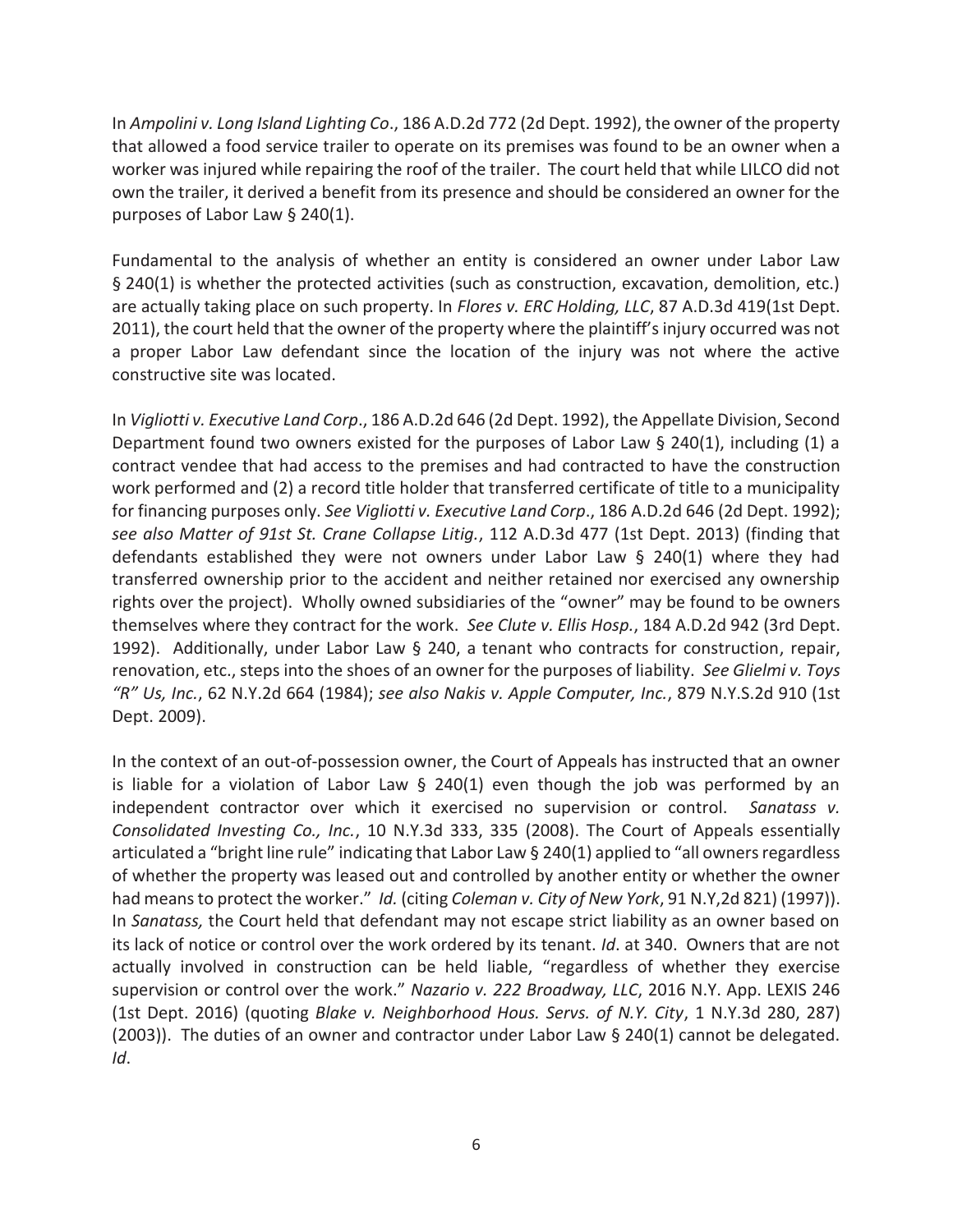In *Ampolini v. Long Island Lighting Co*., 186 A.D.2d 772 (2d Dept. 1992), the owner of the property that allowed a food service trailer to operate on its premises was found to be an owner when a worker was injured while repairing the roof of the trailer. The court held that while LILCO did not own the trailer, it derived a benefit from its presence and should be considered an owner for the purposes of Labor Law § 240(1).

Fundamental to the analysis of whether an entity is considered an owner under Labor Law § 240(1) is whether the protected activities (such as construction, excavation, demolition, etc.) are actually taking place on such property. In *Flores v. ERC Holding, LLC*, 87 A.D.3d 419(1st Dept. 2011), the court held that the owner of the property where the plaintiff's injury occurred was not a proper Labor Law defendant since the location of the injury was not where the active constructive site was located.

In *Vigliotti v. Executive Land Corp*., 186 A.D.2d 646 (2d Dept. 1992), the Appellate Division, Second Department found two owners existed for the purposes of Labor Law § 240(1), including (1) a contract vendee that had access to the premises and had contracted to have the construction work performed and (2) a record title holder that transferred certificate of title to a municipality for financing purposes only. *See Vigliotti v. Executive Land Corp*., 186 A.D.2d 646 (2d Dept. 1992); *see also Matter of 91st St. Crane Collapse Litig.*, 112 A.D.3d 477 (1st Dept. 2013) (finding that defendants established they were not owners under Labor Law § 240(1) where they had transferred ownership prior to the accident and neither retained nor exercised any ownership rights over the project). Wholly owned subsidiaries of the "owner" may be found to be owners themselves where they contract for the work. *See Clute v. Ellis Hosp.*, 184 A.D.2d 942 (3rd Dept. 1992). Additionally, under Labor Law § 240, a tenant who contracts for construction, repair, renovation, etc., steps into the shoes of an owner for the purposes of liability. *See Glielmi v. Toys "R" Us, Inc.*, 62 N.Y.2d 664 (1984); *see also Nakis v. Apple Computer, Inc.*, 879 N.Y.S.2d 910 (1st Dept. 2009).

In the context of an out-of-possession owner, the Court of Appeals has instructed that an owner is liable for a violation of Labor Law § 240(1) even though the job was performed by an independent contractor over which it exercised no supervision or control. *Sanatass v. Consolidated Investing Co., Inc.*, 10 N.Y.3d 333, 335 (2008). The Court of Appeals essentially articulated a "bright line rule" indicating that Labor Law § 240(1) applied to "all owners regardless of whether the property was leased out and controlled by another entity or whether the owner had means to protect the worker." *Id.* (citing *Coleman v. City of New York*, 91 N.Y,2d 821) (1997)). In *Sanatass,* the Court held that defendant may not escape strict liability as an owner based on its lack of notice or control over the work ordered by its tenant. *Id*. at 340. Owners that are not actually involved in construction can be held liable, "regardless of whether they exercise supervision or control over the work." *Nazario v. 222 Broadway, LLC*, 2016 N.Y. App. LEXIS 246 (1st Dept. 2016) (quoting *Blake v. Neighborhood Hous. Servs. of N.Y. City*, 1 N.Y.3d 280, 287) (2003)). The duties of an owner and contractor under Labor Law § 240(1) cannot be delegated. *Id*.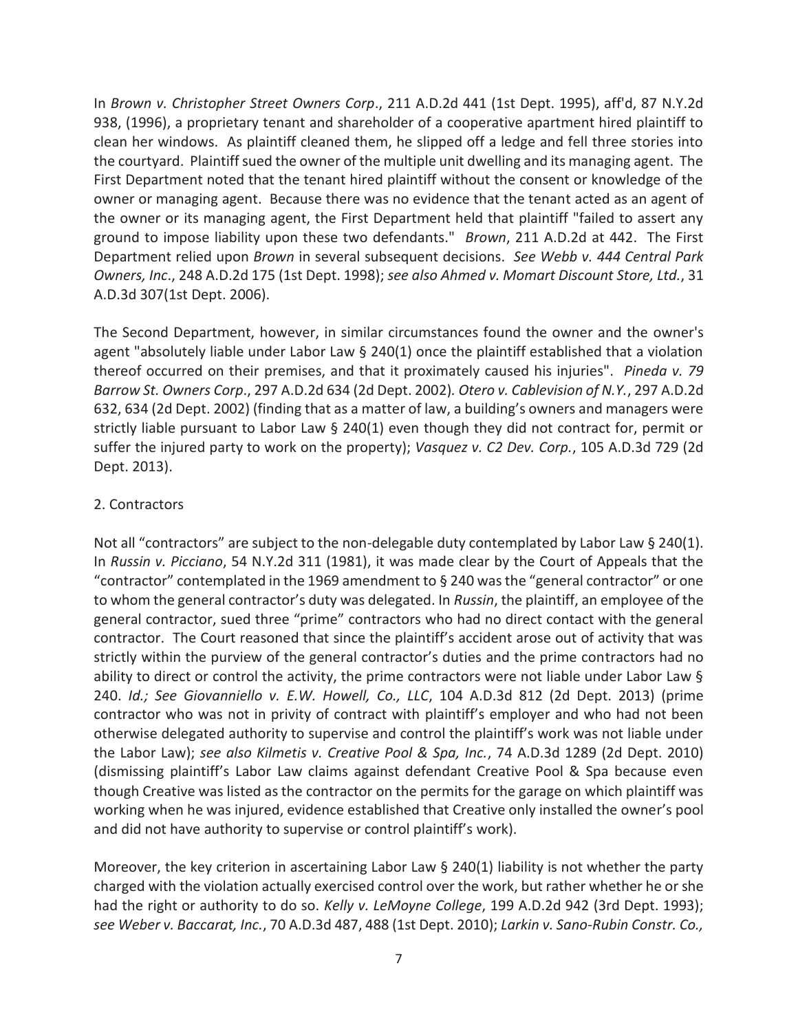In *Brown v. Christopher Street Owners Corp*., 211 A.D.2d 441 (1st Dept. 1995), aff'd, 87 N.Y.2d 938, (1996), a proprietary tenant and shareholder of a cooperative apartment hired plaintiff to clean her windows. As plaintiff cleaned them, he slipped off a ledge and fell three stories into the courtyard. Plaintiff sued the owner of the multiple unit dwelling and its managing agent. The First Department noted that the tenant hired plaintiff without the consent or knowledge of the owner or managing agent. Because there was no evidence that the tenant acted as an agent of the owner or its managing agent, the First Department held that plaintiff "failed to assert any ground to impose liability upon these two defendants." *Brown*, 211 A.D.2d at 442. The First Department relied upon *Brown* in several subsequent decisions. *See Webb v. 444 Central Park Owners, Inc*., 248 A.D.2d 175 (1st Dept. 1998); *see also Ahmed v. Momart Discount Store, Ltd.*, 31 A.D.3d 307(1st Dept. 2006).

The Second Department, however, in similar circumstances found the owner and the owner's agent "absolutely liable under Labor Law § 240(1) once the plaintiff established that a violation thereof occurred on their premises, and that it proximately caused his injuries". *Pineda v. 79 Barrow St. Owners Corp*., 297 A.D.2d 634 (2d Dept. 2002)*. Otero v. Cablevision of N.Y.*, 297 A.D.2d 632, 634 (2d Dept. 2002) (finding that as a matter of law, a building's owners and managers were strictly liable pursuant to Labor Law § 240(1) even though they did not contract for, permit or suffer the injured party to work on the property); *Vasquez v. C2 Dev. Corp.*, 105 A.D.3d 729 (2d Dept. 2013).

2. Contractors

Not all "contractors" are subject to the non-delegable duty contemplated by Labor Law § 240(1). In *Russin v. Picciano*, 54 N.Y.2d 311 (1981), it was made clear by the Court of Appeals that the "contractor" contemplated in the 1969 amendment to § 240 was the "general contractor" or one to whom the general contractor's duty was delegated. In *Russin*, the plaintiff, an employee of the general contractor, sued three "prime" contractors who had no direct contact with the general contractor. The Court reasoned that since the plaintiff's accident arose out of activity that was strictly within the purview of the general contractor's duties and the prime contractors had no ability to direct or control the activity, the prime contractors were not liable under Labor Law § 240. *Id.; See Giovanniello v. E.W. Howell, Co., LLC*, 104 A.D.3d 812 (2d Dept. 2013) (prime contractor who was not in privity of contract with plaintiff's employer and who had not been otherwise delegated authority to supervise and control the plaintiff's work was not liable under the Labor Law); *see also Kilmetis v. Creative Pool & Spa, Inc.*, 74 A.D.3d 1289 (2d Dept. 2010) (dismissing plaintiff's Labor Law claims against defendant Creative Pool & Spa because even though Creative was listed as the contractor on the permits for the garage on which plaintiff was working when he was injured, evidence established that Creative only installed the owner's pool and did not have authority to supervise or control plaintiff's work).

Moreover, the key criterion in ascertaining Labor Law § 240(1) liability is not whether the party charged with the violation actually exercised control over the work, but rather whether he or she had the right or authority to do so. *Kelly v. LeMoyne College*, 199 A.D.2d 942 (3rd Dept. 1993); *see Weber v. Baccarat, Inc.*, 70 A.D.3d 487, 488 (1st Dept. 2010); *Larkin v. Sano-Rubin Constr. Co.,*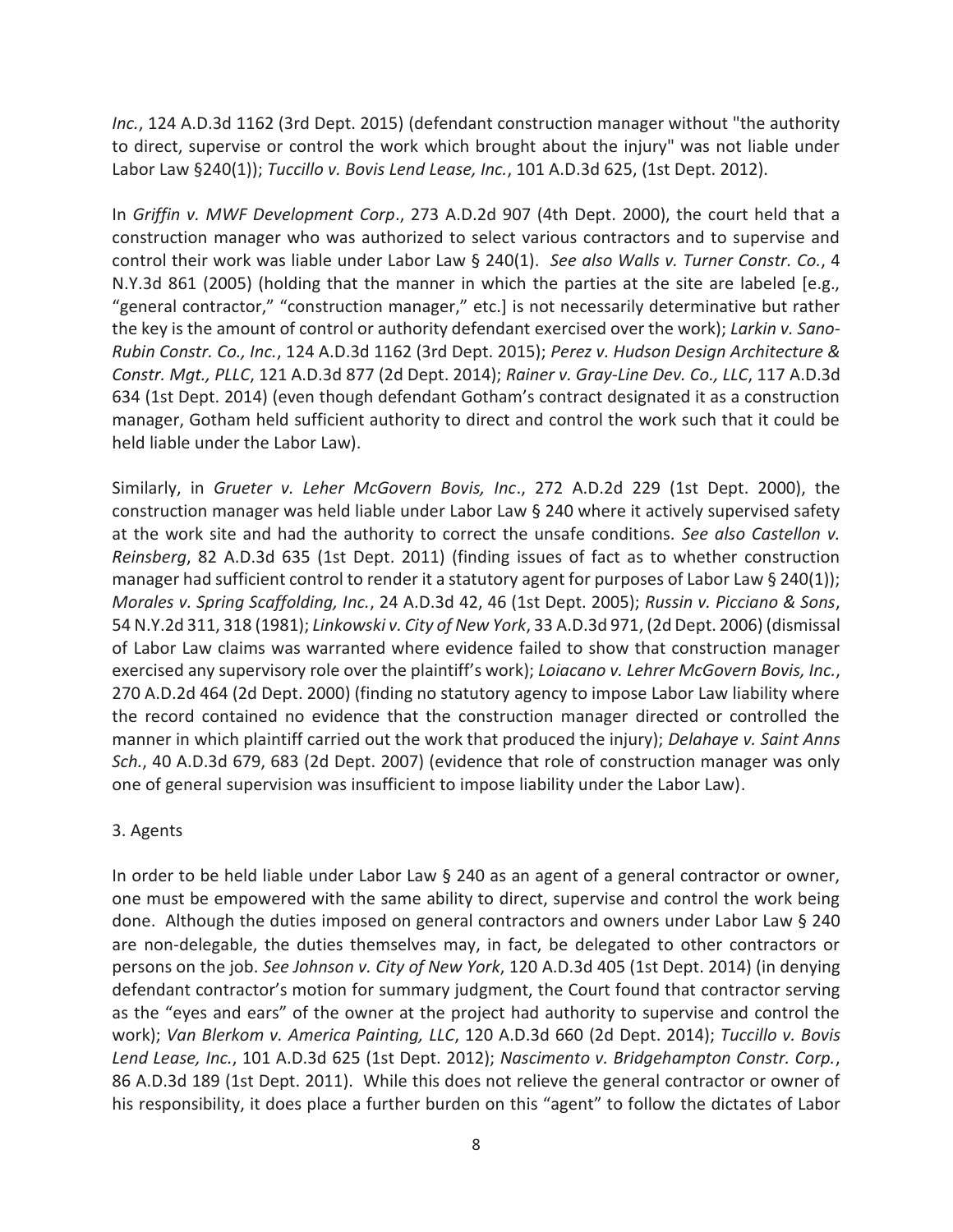*Inc.*, 124 A.D.3d 1162 (3rd Dept. 2015) (defendant construction manager without "the authority to direct, supervise or control the work which brought about the injury" was not liable under Labor Law §240(1)); *Tuccillo v. Bovis Lend Lease, Inc.*, 101 A.D.3d 625, (1st Dept. 2012).

In *Griffin v. MWF Development Corp*., 273 A.D.2d 907 (4th Dept. 2000), the court held that a construction manager who was authorized to select various contractors and to supervise and control their work was liable under Labor Law § 240(1). *See also Walls v. Turner Constr. Co.*, 4 N.Y.3d 861 (2005) (holding that the manner in which the parties at the site are labeled [e.g., "general contractor," "construction manager," etc.] is not necessarily determinative but rather the key is the amount of control or authority defendant exercised over the work); *Larkin v. Sano-Rubin Constr. Co., Inc.*, 124 A.D.3d 1162 (3rd Dept. 2015); *Perez v. Hudson Design Architecture & Constr. Mgt., PLLC*, 121 A.D.3d 877 (2d Dept. 2014); *Rainer v. Gray-Line Dev. Co., LLC*, 117 A.D.3d 634 (1st Dept. 2014) (even though defendant Gotham's contract designated it as a construction manager, Gotham held sufficient authority to direct and control the work such that it could be held liable under the Labor Law).

Similarly, in *Grueter v. Leher McGovern Bovis, Inc*., 272 A.D.2d 229 (1st Dept. 2000), the construction manager was held liable under Labor Law § 240 where it actively supervised safety at the work site and had the authority to correct the unsafe conditions. *See also Castellon v. Reinsberg*, 82 A.D.3d 635 (1st Dept. 2011) (finding issues of fact as to whether construction manager had sufficient control to render it a statutory agent for purposes of Labor Law § 240(1)); *Morales v. Spring Scaffolding, Inc.*, 24 A.D.3d 42, 46 (1st Dept. 2005); *Russin v. Picciano & Sons*, 54 N.Y.2d 311, 318 (1981); *Linkowski v. City of New York*, 33 A.D.3d 971, (2d Dept. 2006) (dismissal of Labor Law claims was warranted where evidence failed to show that construction manager exercised any supervisory role over the plaintiff's work); *Loiacano v. Lehrer McGovern Bovis, Inc.*, 270 A.D.2d 464 (2d Dept. 2000) (finding no statutory agency to impose Labor Law liability where the record contained no evidence that the construction manager directed or controlled the manner in which plaintiff carried out the work that produced the injury); *Delahaye v. Saint Anns Sch.*, 40 A.D.3d 679, 683 (2d Dept. 2007) (evidence that role of construction manager was only one of general supervision was insufficient to impose liability under the Labor Law).

3. Agents

In order to be held liable under Labor Law § 240 as an agent of a general contractor or owner, one must be empowered with the same ability to direct, supervise and control the work being done. Although the duties imposed on general contractors and owners under Labor Law § 240 are non-delegable, the duties themselves may, in fact, be delegated to other contractors or persons on the job. *See Johnson v. City of New York*, 120 A.D.3d 405 (1st Dept. 2014) (in denying defendant contractor's motion for summary judgment, the Court found that contractor serving as the "eyes and ears" of the owner at the project had authority to supervise and control the work); *Van Blerkom v. America Painting, LLC*, 120 A.D.3d 660 (2d Dept. 2014); *Tuccillo v. Bovis Lend Lease, Inc.*, 101 A.D.3d 625 (1st Dept. 2012); *Nascimento v. Bridgehampton Constr. Corp.*, 86 A.D.3d 189 (1st Dept. 2011). While this does not relieve the general contractor or owner of his responsibility, it does place a further burden on this "agent" to follow the dictates of Labor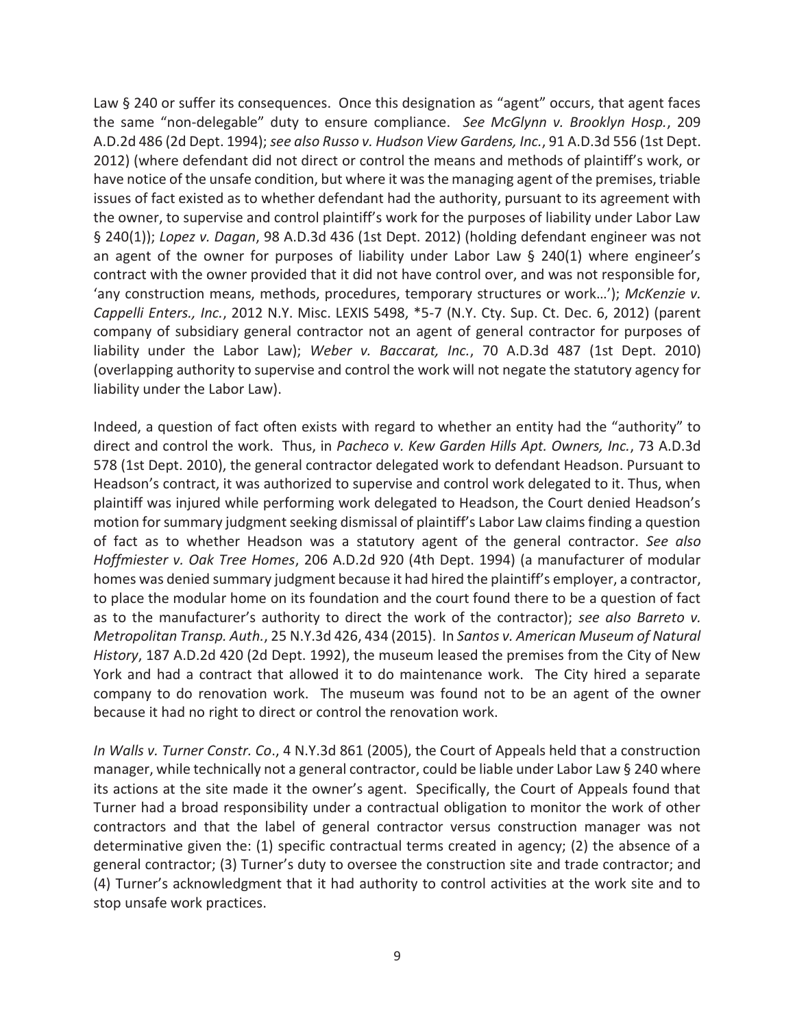Law § 240 or suffer its consequences. Once this designation as "agent" occurs, that agent faces the same "non-delegable" duty to ensure compliance. *See McGlynn v. Brooklyn Hosp.*, 209 A.D.2d 486 (2d Dept. 1994); *see also Russo v. Hudson View Gardens, Inc.*, 91 A.D.3d 556 (1st Dept. 2012) (where defendant did not direct or control the means and methods of plaintiff's work, or have notice of the unsafe condition, but where it was the managing agent of the premises, triable issues of fact existed as to whether defendant had the authority, pursuant to its agreement with the owner, to supervise and control plaintiff's work for the purposes of liability under Labor Law § 240(1)); *Lopez v. Dagan*, 98 A.D.3d 436 (1st Dept. 2012) (holding defendant engineer was not an agent of the owner for purposes of liability under Labor Law § 240(1) where engineer's contract with the owner provided that it did not have control over, and was not responsible for, 'any construction means, methods, procedures, temporary structures or work…'); *McKenzie v. Cappelli Enters., Inc.*, 2012 N.Y. Misc. LEXIS 5498, *5-7 (N.Y. Cty. Sup. Ct. Dec. 6, 2012) (parent company of subsidiary general contractor not an agent of general contractor for purposes of liability under the Labor Law); *Weber v. Baccarat, Inc.*, 70 A.D.3d 487 (1st Dept. 2010) (overlapping authority to supervise and control the work will not negate the statutory agency for liability under the Labor Law).

Indeed, a question of fact often exists with regard to whether an entity had the "authority" to direct and control the work. Thus, in *Pacheco v. Kew Garden Hills Apt. Owners, Inc.*, 73 A.D.3d 578 (1st Dept. 2010), the general contractor delegated work to defendant Headson. Pursuant to Headson's contract, it was authorized to supervise and control work delegated to it. Thus, when plaintiff was injured while performing work delegated to Headson, the Court denied Headson's motion for summary judgment seeking dismissal of plaintiff's Labor Law claims finding a question of fact as to whether Headson was a statutory agent of the general contractor. *See also Hoffmiester v. Oak Tree Homes*, 206 A.D.2d 920 (4th Dept. 1994) (a manufacturer of modular homes was denied summary judgment because it had hired the plaintiff's employer, a contractor, to place the modular home on its foundation and the court found there to be a question of fact as to the manufacturer's authority to direct the work of the contractor); *see also Barreto v. Metropolitan Transp. Auth.*, 25 N.Y.3d 426, 434 (2015). In *Santos v. American Museum of Natural History*, 187 A.D.2d 420 (2d Dept. 1992), the museum leased the premises from the City of New York and had a contract that allowed it to do maintenance work. The City hired a separate company to do renovation work. The museum was found not to be an agent of the owner because it had no right to direct or control the renovation work.

*In Walls v. Turner Constr. Co*., 4 N.Y.3d 861 (2005), the Court of Appeals held that a construction manager, while technically not a general contractor, could be liable under Labor Law § 240 where its actions at the site made it the owner's agent. Specifically, the Court of Appeals found that Turner had a broad responsibility under a contractual obligation to monitor the work of other contractors and that the label of general contractor versus construction manager was not determinative given the: (1) specific contractual terms created in agency; (2) the absence of a general contractor; (3) Turner's duty to oversee the construction site and trade contractor; and (4) Turner's acknowledgment that it had authority to control activities at the work site and to stop unsafe work practices.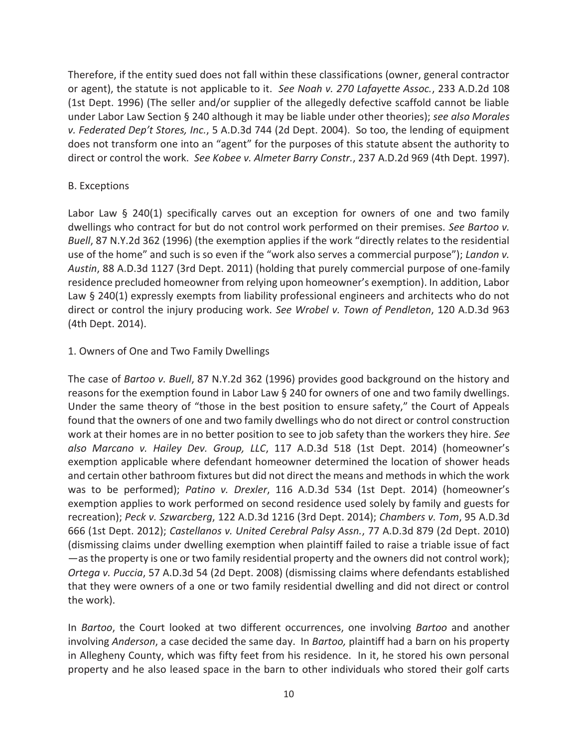Therefore, if the entity sued does not fall within these classifications (owner, general contractor or agent), the statute is not applicable to it. *See Noah v. 270 Lafayette Assoc.*, 233 A.D.2d 108 (1st Dept. 1996) (The seller and/or supplier of the allegedly defective scaffold cannot be liable under Labor Law Section § 240 although it may be liable under other theories); *see also Morales v. Federated Dep't Stores, Inc.*, 5 A.D.3d 744 (2d Dept. 2004). So too, the lending of equipment does not transform one into an "agent" for the purposes of this statute absent the authority to direct or control the work. *See Kobee v. Almeter Barry Constr.*, 237 A.D.2d 969 (4th Dept. 1997).

B. Exceptions

Labor Law § 240(1) specifically carves out an exception for owners of one and two family dwellings who contract for but do not control work performed on their premises. *See Bartoo v. Buell*, 87 N.Y.2d 362 (1996) (the exemption applies if the work "directly relates to the residential use of the home" and such is so even if the "work also serves a commercial purpose"); *Landon v. Austin*, 88 A.D.3d 1127 (3rd Dept. 2011) (holding that purely commercial purpose of one-family residence precluded homeowner from relying upon homeowner's exemption). In addition, Labor Law § 240(1) expressly exempts from liability professional engineers and architects who do not direct or control the injury producing work. *See Wrobel v. Town of Pendleton*, 120 A.D.3d 963 (4th Dept. 2014).

1. Owners of One and Two Family Dwellings

The case of *Bartoo v. Buell*, 87 N.Y.2d 362 (1996) provides good background on the history and reasons for the exemption found in Labor Law § 240 for owners of one and two family dwellings. Under the same theory of "those in the best position to ensure safety," the Court of Appeals found that the owners of one and two family dwellings who do not direct or control construction work at their homes are in no better position to see to job safety than the workers they hire. *See also Marcano v. Hailey Dev. Group, LLC*, 117 A.D.3d 518 (1st Dept. 2014) (homeowner's exemption applicable where defendant homeowner determined the location of shower heads and certain other bathroom fixtures but did not direct the means and methods in which the work was to be performed); *Patino v. Drexler*, 116 A.D.3d 534 (1st Dept. 2014) (homeowner's exemption applies to work performed on second residence used solely by family and guests for recreation); *Peck v. Szwarcberg*, 122 A.D.3d 1216 (3rd Dept. 2014); *Chambers v. Tom*, 95 A.D.3d 666 (1st Dept. 2012); *Castellanos v. United Cerebral Palsy Assn.*, 77 A.D.3d 879 (2d Dept. 2010) (dismissing claims under dwelling exemption when plaintiff failed to raise a triable issue of fact —as the property is one or two family residential property and the owners did not control work); *Ortega v. Puccia*, 57 A.D.3d 54 (2d Dept. 2008) (dismissing claims where defendants established that they were owners of a one or two family residential dwelling and did not direct or control the work).

In *Bartoo*, the Court looked at two different occurrences, one involving *Bartoo* and another involving *Anderson*, a case decided the same day. In *Bartoo,* plaintiff had a barn on his property in Allegheny County, which was fifty feet from his residence. In it, he stored his own personal property and he also leased space in the barn to other individuals who stored their golf carts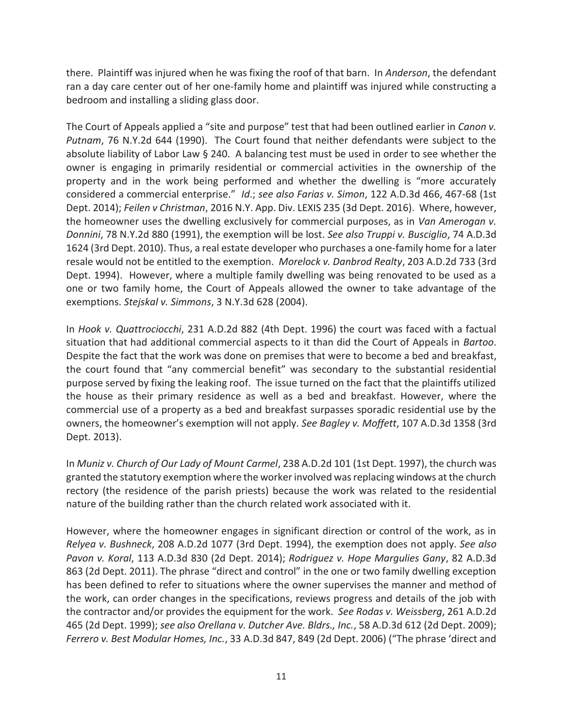there. Plaintiff was injured when he was fixing the roof of that barn. In *Anderson*, the defendant ran a day care center out of her one-family home and plaintiff was injured while constructing a bedroom and installing a sliding glass door.

The Court of Appeals applied a "site and purpose" test that had been outlined earlier in *Canon v. Putnam*, 76 N.Y.2d 644 (1990). The Court found that neither defendants were subject to the absolute liability of Labor Law § 240. A balancing test must be used in order to see whether the owner is engaging in primarily residential or commercial activities in the ownership of the property and in the work being performed and whether the dwelling is "more accurately considered a commercial enterprise." *Id*.; *see also Farias v. Simon*, 122 A.D.3d 466, 467-68 (1st Dept. 2014); *Feilen v Christman*, 2016 N.Y. App. Div. LEXIS 235 (3d Dept. 2016). Where, however, the homeowner uses the dwelling exclusively for commercial purposes, as in *Van Amerogan v. Donnini*, 78 N.Y.2d 880 (1991), the exemption will be lost. *See also Truppi v. Busciglio*, 74 A.D.3d 1624 (3rd Dept. 2010). Thus, a real estate developer who purchases a one-family home for a later resale would not be entitled to the exemption. *Morelock v. Danbrod Realty*, 203 A.D.2d 733 (3rd Dept. 1994). However, where a multiple family dwelling was being renovated to be used as a one or two family home, the Court of Appeals allowed the owner to take advantage of the exemptions. *Stejskal v. Simmons*, 3 N.Y.3d 628 (2004).

In *Hook v. Quattrociocchi*, 231 A.D.2d 882 (4th Dept. 1996) the court was faced with a factual situation that had additional commercial aspects to it than did the Court of Appeals in *Bartoo*. Despite the fact that the work was done on premises that were to become a bed and breakfast, the court found that "any commercial benefit" was secondary to the substantial residential purpose served by fixing the leaking roof. The issue turned on the fact that the plaintiffs utilized the house as their primary residence as well as a bed and breakfast. However, where the commercial use of a property as a bed and breakfast surpasses sporadic residential use by the owners, the homeowner's exemption will not apply. *See Bagley v. Moffett*, 107 A.D.3d 1358 (3rd Dept. 2013).

In *Muniz v. Church of Our Lady of Mount Carmel*, 238 A.D.2d 101 (1st Dept. 1997), the church was granted the statutory exemption where the worker involved was replacing windows at the church rectory (the residence of the parish priests) because the work was related to the residential nature of the building rather than the church related work associated with it.

However, where the homeowner engages in significant direction or control of the work, as in *Relyea v. Bushneck*, 208 A.D.2d 1077 (3rd Dept. 1994), the exemption does not apply. *See also Pavon v. Koral*, 113 A.D.3d 830 (2d Dept. 2014); *Rodriguez v. Hope Margulies Gany*, 82 A.D.3d 863 (2d Dept. 2011). The phrase "direct and control" in the one or two family dwelling exception has been defined to refer to situations where the owner supervises the manner and method of the work, can order changes in the specifications, reviews progress and details of the job with the contractor and/or provides the equipment for the work. *See Rodas v. Weissberg*, 261 A.D.2d 465 (2d Dept. 1999); *see also Orellana v. Dutcher Ave. Bldrs., Inc.*, 58 A.D.3d 612 (2d Dept. 2009); *Ferrero v. Best Modular Homes, Inc.*, 33 A.D.3d 847, 849 (2d Dept. 2006) ("The phrase 'direct and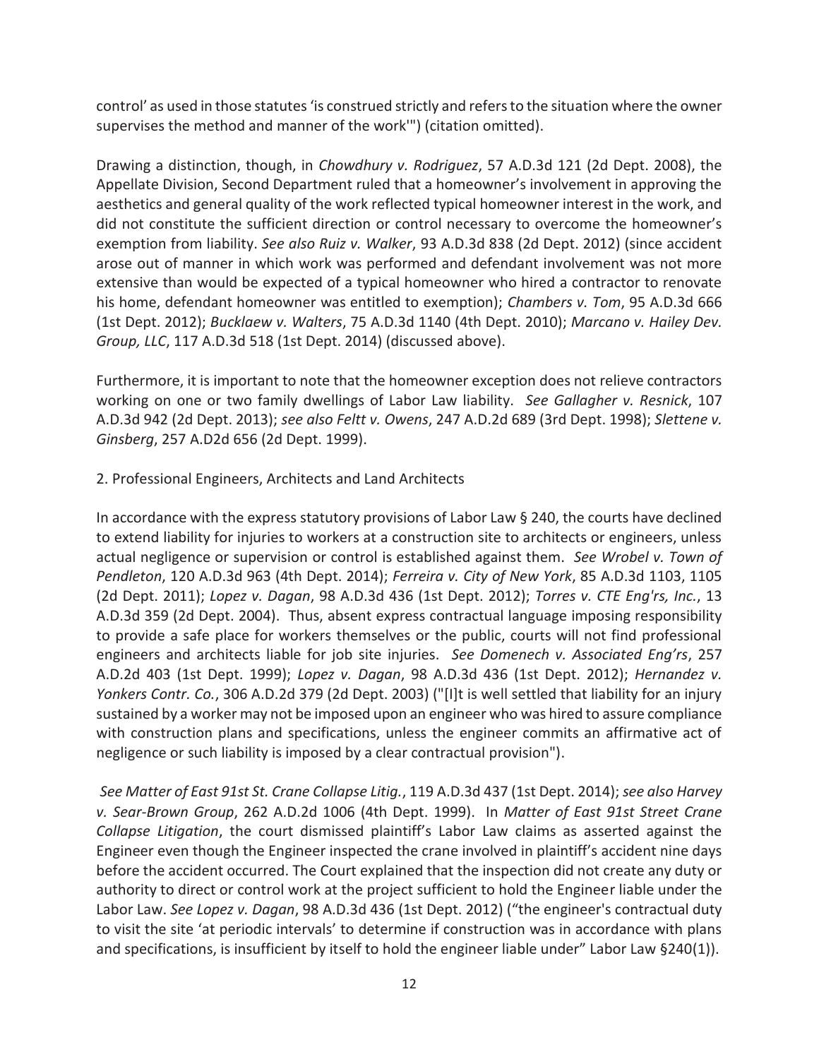control' as used in those statutes 'is construed strictly and refers to the situation where the owner supervises the method and manner of the work'") (citation omitted).

Drawing a distinction, though, in *Chowdhury v. Rodriguez*, 57 A.D.3d 121 (2d Dept. 2008), the Appellate Division, Second Department ruled that a homeowner's involvement in approving the aesthetics and general quality of the work reflected typical homeowner interest in the work, and did not constitute the sufficient direction or control necessary to overcome the homeowner's exemption from liability. *See also Ruiz v. Walker*, 93 A.D.3d 838 (2d Dept. 2012) (since accident arose out of manner in which work was performed and defendant involvement was not more extensive than would be expected of a typical homeowner who hired a contractor to renovate his home, defendant homeowner was entitled to exemption); *Chambers v. Tom*, 95 A.D.3d 666 (1st Dept. 2012); *Bucklaew v. Walters*, 75 A.D.3d 1140 (4th Dept. 2010); *Marcano v. Hailey Dev. Group, LLC*, 117 A.D.3d 518 (1st Dept. 2014) (discussed above).

Furthermore, it is important to note that the homeowner exception does not relieve contractors working on one or two family dwellings of Labor Law liability. *See Gallagher v. Resnick*, 107 A.D.3d 942 (2d Dept. 2013); *see also Feltt v. Owens*, 247 A.D.2d 689 (3rd Dept. 1998); *Slettene v. Ginsberg*, 257 A.D2d 656 (2d Dept. 1999).

2. Professional Engineers, Architects and Land Architects

In accordance with the express statutory provisions of Labor Law § 240, the courts have declined to extend liability for injuries to workers at a construction site to architects or engineers, unless actual negligence or supervision or control is established against them. *See Wrobel v. Town of Pendleton*, 120 A.D.3d 963 (4th Dept. 2014); *Ferreira v. City of New York*, 85 A.D.3d 1103, 1105 (2d Dept. 2011); *Lopez v. Dagan*, 98 A.D.3d 436 (1st Dept. 2012); *Torres v. CTE Eng'rs, Inc.*, 13 A.D.3d 359 (2d Dept. 2004). Thus, absent express contractual language imposing responsibility to provide a safe place for workers themselves or the public, courts will not find professional engineers and architects liable for job site injuries. *See Domenech v. Associated Eng'rs*, 257 A.D.2d 403 (1st Dept. 1999); *Lopez v. Dagan*, 98 A.D.3d 436 (1st Dept. 2012); *Hernandez v. Yonkers Contr. Co.*, 306 A.D.2d 379 (2d Dept. 2003) ("[I]t is well settled that liability for an injury sustained by a worker may not be imposed upon an engineer who was hired to assure compliance with construction plans and specifications, unless the engineer commits an affirmative act of negligence or such liability is imposed by a clear contractual provision").

*See Matter of East 91st St. Crane Collapse Litig.*, 119 A.D.3d 437 (1st Dept. 2014); *see also Harvey v. Sear-Brown Group*, 262 A.D.2d 1006 (4th Dept. 1999). In *Matter of East 91st Street Crane Collapse Litigation*, the court dismissed plaintiff's Labor Law claims as asserted against the Engineer even though the Engineer inspected the crane involved in plaintiff's accident nine days before the accident occurred. The Court explained that the inspection did not create any duty or authority to direct or control work at the project sufficient to hold the Engineer liable under the Labor Law. *See Lopez v. Dagan*, 98 A.D.3d 436 (1st Dept. 2012) ("the engineer's contractual duty to visit the site 'at periodic intervals' to determine if construction was in accordance with plans and specifications, is insufficient by itself to hold the engineer liable under" Labor Law §240(1)).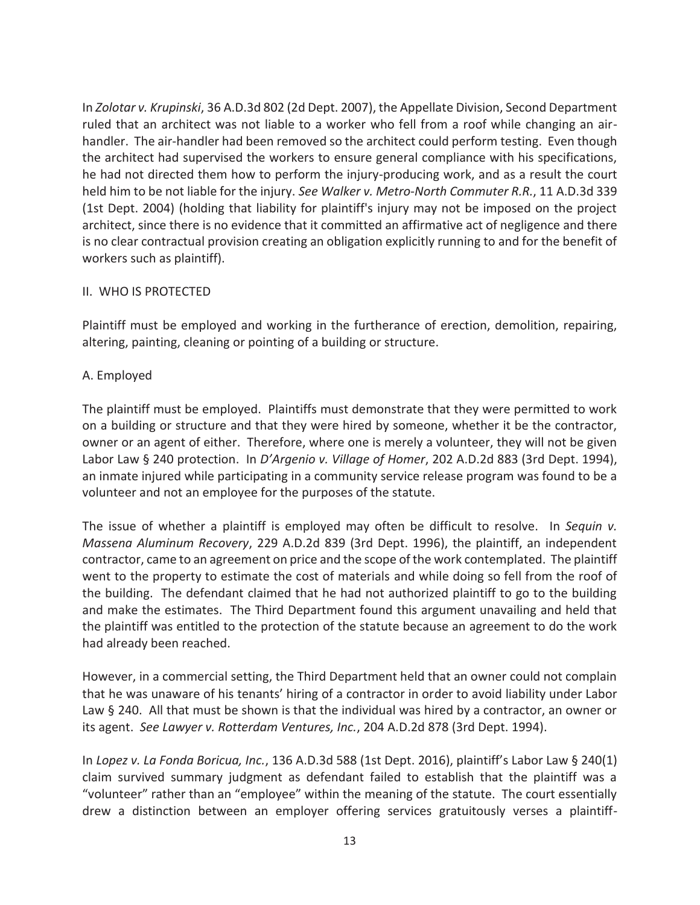In *Zolotar v. Krupinski*, 36 A.D.3d 802 (2d Dept. 2007), the Appellate Division, Second Department ruled that an architect was not liable to a worker who fell from a roof while changing an air-handler. The air-handler had been removed so the architect could perform testing. Even though the architect had supervised the workers to ensure general compliance with his specifications, he had not directed them how to perform the injury-producing work, and as a result the court held him to be not liable for the injury. *See Walker v. Metro-North Commuter R.R.*, 11 A.D.3d 339 (1st Dept. 2004) (holding that liability for plaintiff's injury may not be imposed on the project architect, since there is no evidence that it committed an affirmative act of negligence and there is no clear contractual provision creating an obligation explicitly running to and for the benefit of workers such as plaintiff).

II. WHO IS PROTECTED

Plaintiff must be employed and working in the furtherance of erection, demolition, repairing, altering, painting, cleaning or pointing of a building or structure.

A. Employed

The plaintiff must be employed. Plaintiffs must demonstrate that they were permitted to work on a building or structure and that they were hired by someone, whether it be the contractor, owner or an agent of either. Therefore, where one is merely a volunteer, they will not be given Labor Law § 240 protection. In *D'Argenio v. Village of Homer*, 202 A.D.2d 883 (3rd Dept. 1994), an inmate injured while participating in a community service release program was found to be a volunteer and not an employee for the purposes of the statute.

The issue of whether a plaintiff is employed may often be difficult to resolve. In *Sequin v. Massena Aluminum Recovery*, 229 A.D.2d 839 (3rd Dept. 1996), the plaintiff, an independent contractor, came to an agreement on price and the scope of the work contemplated. The plaintiff went to the property to estimate the cost of materials and while doing so fell from the roof of the building. The defendant claimed that he had not authorized plaintiff to go to the building and make the estimates. The Third Department found this argument unavailing and held that the plaintiff was entitled to the protection of the statute because an agreement to do the work had already been reached.

However, in a commercial setting, the Third Department held that an owner could not complain that he was unaware of his tenants' hiring of a contractor in order to avoid liability under Labor Law § 240. All that must be shown is that the individual was hired by a contractor, an owner or its agent. *See Lawyer v. Rotterdam Ventures, Inc.*, 204 A.D.2d 878 (3rd Dept. 1994).

In *Lopez v. La Fonda Boricua, Inc.*, 136 A.D.3d 588 (1st Dept. 2016), plaintiff's Labor Law § 240(1) claim survived summary judgment as defendant failed to establish that the plaintiff was a "volunteer" rather than an "employee" within the meaning of the statute. The court essentially drew a distinction between an employer offering services gratuitously verses a plaintiff-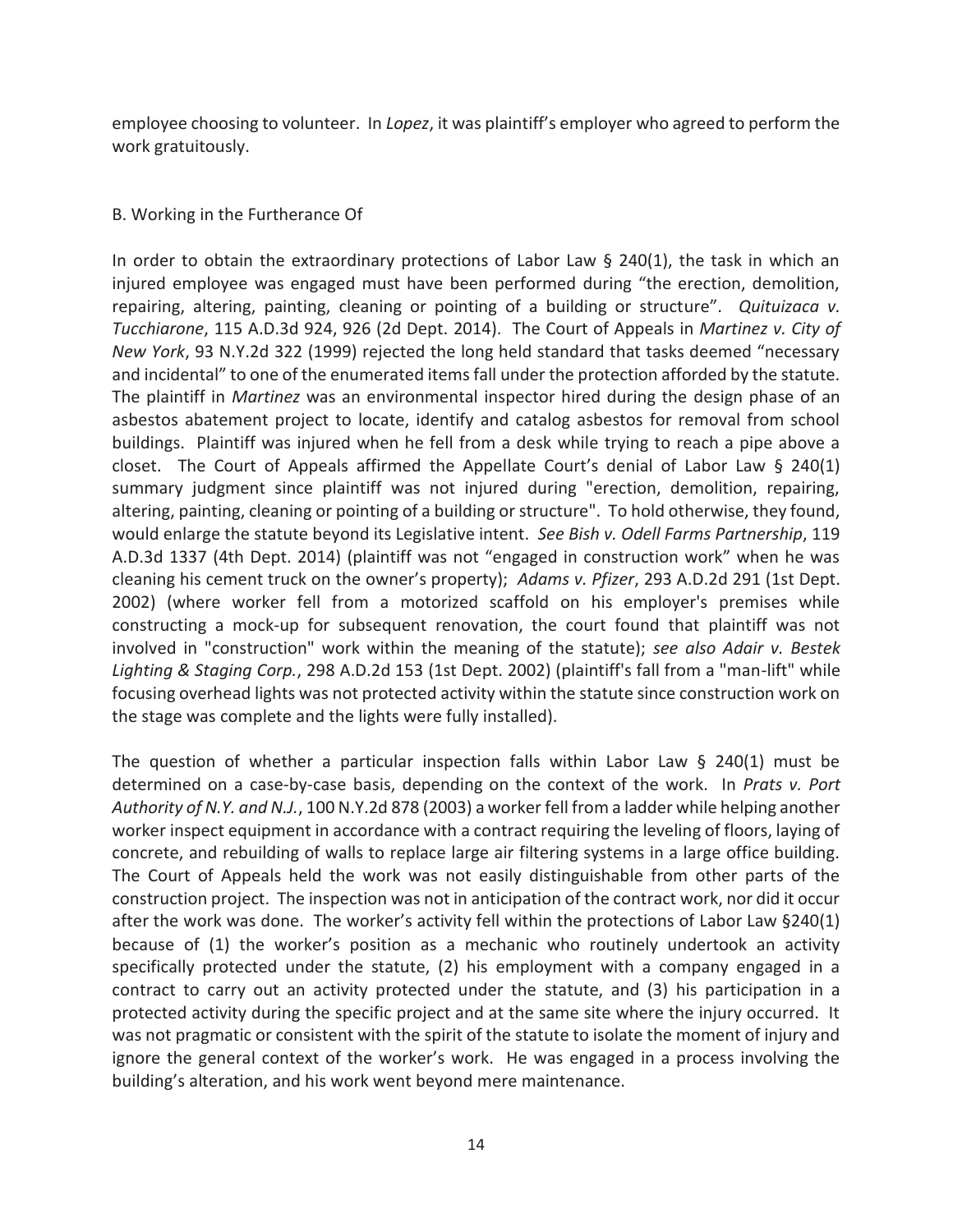employee choosing to volunteer. In *Lopez*, it was plaintiff's employer who agreed to perform the work gratuitously.

B. Working in the Furtherance Of

In order to obtain the extraordinary protections of Labor Law § 240(1), the task in which an injured employee was engaged must have been performed during "the erection, demolition, repairing, altering, painting, cleaning or pointing of a building or structure". *Quituizaca v. Tucchiarone*, 115 A.D.3d 924, 926 (2d Dept. 2014). The Court of Appeals in *Martinez v. City of New York*, 93 N.Y.2d 322 (1999) rejected the long held standard that tasks deemed "necessary and incidental" to one of the enumerated items fall under the protection afforded by the statute. The plaintiff in *Martinez* was an environmental inspector hired during the design phase of an asbestos abatement project to locate, identify and catalog asbestos for removal from school buildings. Plaintiff was injured when he fell from a desk while trying to reach a pipe above a closet. The Court of Appeals affirmed the Appellate Court's denial of Labor Law § 240(1) summary judgment since plaintiff was not injured during "erection, demolition, repairing, altering, painting, cleaning or pointing of a building or structure". To hold otherwise, they found, would enlarge the statute beyond its Legislative intent. *See Bish v. Odell Farms Partnership*, 119 A.D.3d 1337 (4th Dept. 2014) (plaintiff was not "engaged in construction work" when he was cleaning his cement truck on the owner's property); *Adams v. Pfizer*, 293 A.D.2d 291 (1st Dept. 2002) (where worker fell from a motorized scaffold on his employer's premises while constructing a mock-up for subsequent renovation, the court found that plaintiff was not involved in "construction" work within the meaning of the statute); *see also Adair v. Bestek Lighting & Staging Corp.*, 298 A.D.2d 153 (1st Dept. 2002) (plaintiff's fall from a "man-lift" while focusing overhead lights was not protected activity within the statute since construction work on the stage was complete and the lights were fully installed).

The question of whether a particular inspection falls within Labor Law § 240(1) must be determined on a case-by-case basis, depending on the context of the work. In *Prats v. Port Authority of N.Y. and N.J.*, 100 N.Y.2d 878 (2003) a worker fell from a ladder while helping another worker inspect equipment in accordance with a contract requiring the leveling of floors, laying of concrete, and rebuilding of walls to replace large air filtering systems in a large office building. The Court of Appeals held the work was not easily distinguishable from other parts of the construction project. The inspection was not in anticipation of the contract work, nor did it occur after the work was done. The worker's activity fell within the protections of Labor Law §240(1) because of (1) the worker's position as a mechanic who routinely undertook an activity specifically protected under the statute, (2) his employment with a company engaged in a contract to carry out an activity protected under the statute, and (3) his participation in a protected activity during the specific project and at the same site where the injury occurred. It was not pragmatic or consistent with the spirit of the statute to isolate the moment of injury and ignore the general context of the worker's work. He was engaged in a process involving the building's alteration, and his work went beyond mere maintenance.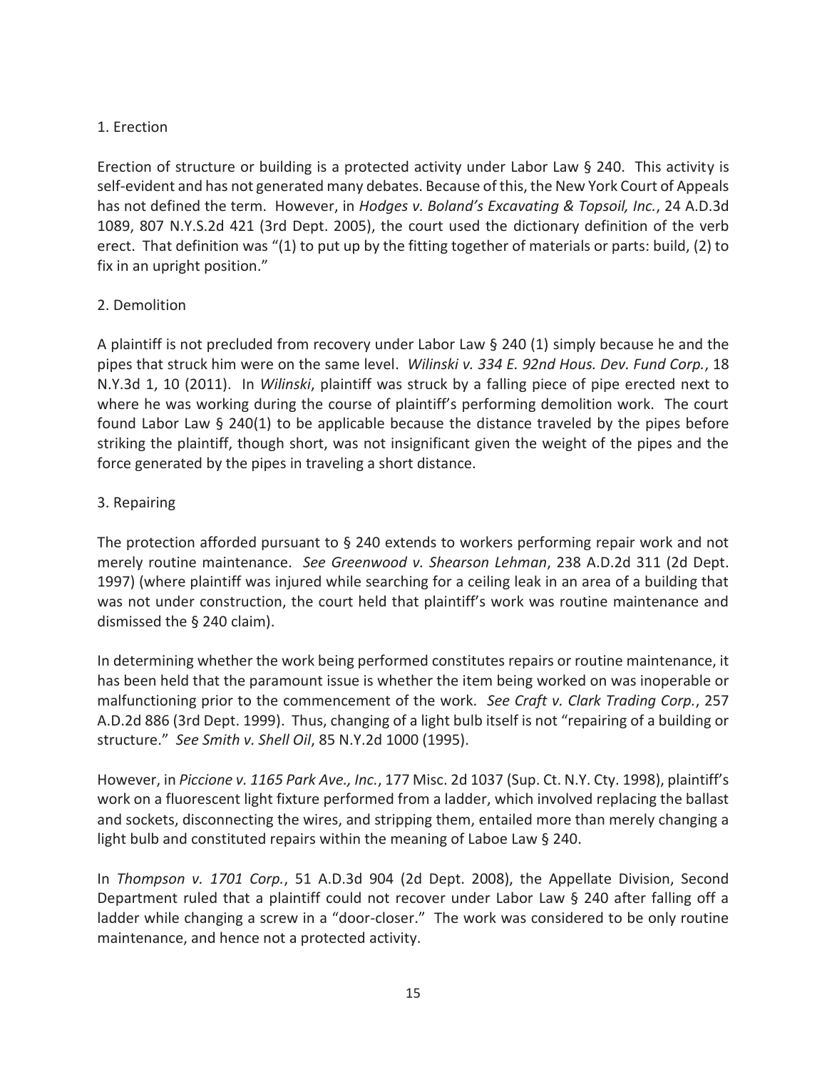1. Erection

Erection of structure or building is a protected activity under Labor Law § 240. This activity is self-evident and has not generated many debates. Because of this, the New York Court of Appeals has not defined the term. However, in *Hodges v. Boland's Excavating & Topsoil, Inc.*, 24 A.D.3d 1089, 807 N.Y.S.2d 421 (3rd Dept. 2005), the court used the dictionary definition of the verb erect. That definition was "(1) to put up by the fitting together of materials or parts: build, (2) to fix in an upright position."

2. Demolition

A plaintiff is not precluded from recovery under Labor Law § 240 (1) simply because he and the pipes that struck him were on the same level. *Wilinski v. 334 E. 92nd Hous. Dev. Fund Corp.*, 18 N.Y.3d 1, 10 (2011). In *Wilinski*, plaintiff was struck by a falling piece of pipe erected next to where he was working during the course of plaintiff's performing demolition work. The court found Labor Law § 240(1) to be applicable because the distance traveled by the pipes before striking the plaintiff, though short, was not insignificant given the weight of the pipes and the force generated by the pipes in traveling a short distance.

3. Repairing

The protection afforded pursuant to § 240 extends to workers performing repair work and not merely routine maintenance. *See Greenwood v. Shearson Lehman*, 238 A.D.2d 311 (2d Dept. 1997) (where plaintiff was injured while searching for a ceiling leak in an area of a building that was not under construction, the court held that plaintiff's work was routine maintenance and dismissed the § 240 claim).

In determining whether the work being performed constitutes repairs or routine maintenance, it has been held that the paramount issue is whether the item being worked on was inoperable or malfunctioning prior to the commencement of the work. *See Craft v. Clark Trading Corp.*, 257 A.D.2d 886 (3rd Dept. 1999). Thus, changing of a light bulb itself is not "repairing of a building or structure." *See Smith v. Shell Oil*, 85 N.Y.2d 1000 (1995).

However, in *Piccione v. 1165 Park Ave., Inc.*, 177 Misc. 2d 1037 (Sup. Ct. N.Y. Cty. 1998), plaintiff's work on a fluorescent light fixture performed from a ladder, which involved replacing the ballast and sockets, disconnecting the wires, and stripping them, entailed more than merely changing a light bulb and constituted repairs within the meaning of Laboe Law § 240.

In *Thompson v. 1701 Corp.*, 51 A.D.3d 904 (2d Dept. 2008), the Appellate Division, Second Department ruled that a plaintiff could not recover under Labor Law § 240 after falling off a ladder while changing a screw in a "door-closer." The work was considered to be only routine maintenance, and hence not a protected activity.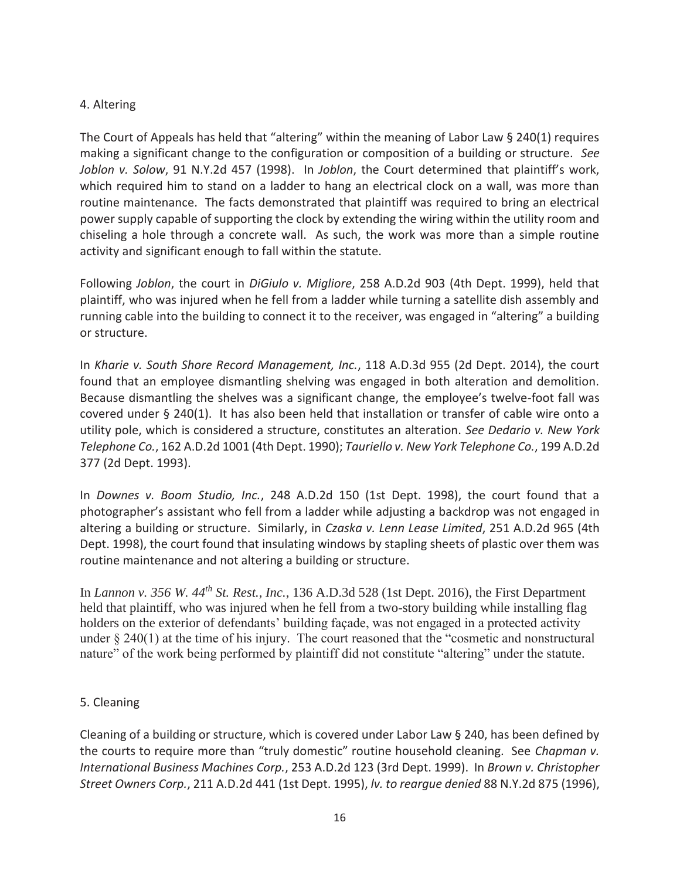### 4. Altering

The Court of Appeals has held that "altering" within the meaning of Labor Law § 240(1) requires making a significant change to the configuration or composition of a building or structure. *See Joblon v. Solow*, 91 N.Y.2d 457 (1998). In *Joblon*, the Court determined that plaintiff's work, which required him to stand on a ladder to hang an electrical clock on a wall, was more than routine maintenance. The facts demonstrated that plaintiff was required to bring an electrical power supply capable of supporting the clock by extending the wiring within the utility room and chiseling a hole through a concrete wall. As such, the work was more than a simple routine activity and significant enough to fall within the statute.

Following *Joblon*, the court in *DiGiulo v. Migliore*, 258 A.D.2d 903 (4th Dept. 1999), held that plaintiff, who was injured when he fell from a ladder while turning a satellite dish assembly and running cable into the building to connect it to the receiver, was engaged in "altering" a building or structure.

In *Kharie v. South Shore Record Management, Inc.*, 118 A.D.3d 955 (2d Dept. 2014), the court found that an employee dismantling shelving was engaged in both alteration and demolition. Because dismantling the shelves was a significant change, the employee's twelve-foot fall was covered under § 240(1). It has also been held that installation or transfer of cable wire onto a utility pole, which is considered a structure, constitutes an alteration. *See Dedario v. New York Telephone Co.*, 162 A.D.2d 1001 (4th Dept. 1990); *Tauriello v. New York Telephone Co.*, 199 A.D.2d 377 (2d Dept. 1993).

In *Downes v. Boom Studio, Inc.*, 248 A.D.2d 150 (1st Dept. 1998), the court found that a photographer's assistant who fell from a ladder while adjusting a backdrop was not engaged in altering a building or structure. Similarly, in *Czaska v. Lenn Lease Limited*, 251 A.D.2d 965 (4th Dept. 1998), the court found that insulating windows by stapling sheets of plastic over them was routine maintenance and not altering a building or structure.

In *Lannon v. 356 W. 44th St. Rest., Inc.*, 136 A.D.3d 528 (1st Dept. 2016), the First Department held that plaintiff, who was injured when he fell from a two-story building while installing flag holders on the exterior of defendants' building façade, was not engaged in a protected activity under § 240(1) at the time of his injury. The court reasoned that the "cosmetic and nonstructural nature" of the work being performed by plaintiff did not constitute "altering" under the statute.

### 5. Cleaning

Cleaning of a building or structure, which is covered under Labor Law § 240, has been defined by the courts to require more than "truly domestic" routine household cleaning. See *Chapman v. International Business Machines Corp.*, 253 A.D.2d 123 (3rd Dept. 1999). In *Brown v. Christopher Street Owners Corp.*, 211 A.D.2d 441 (1st Dept. 1995), *lv. to reargue denied* 88 N.Y.2d 875 (1996),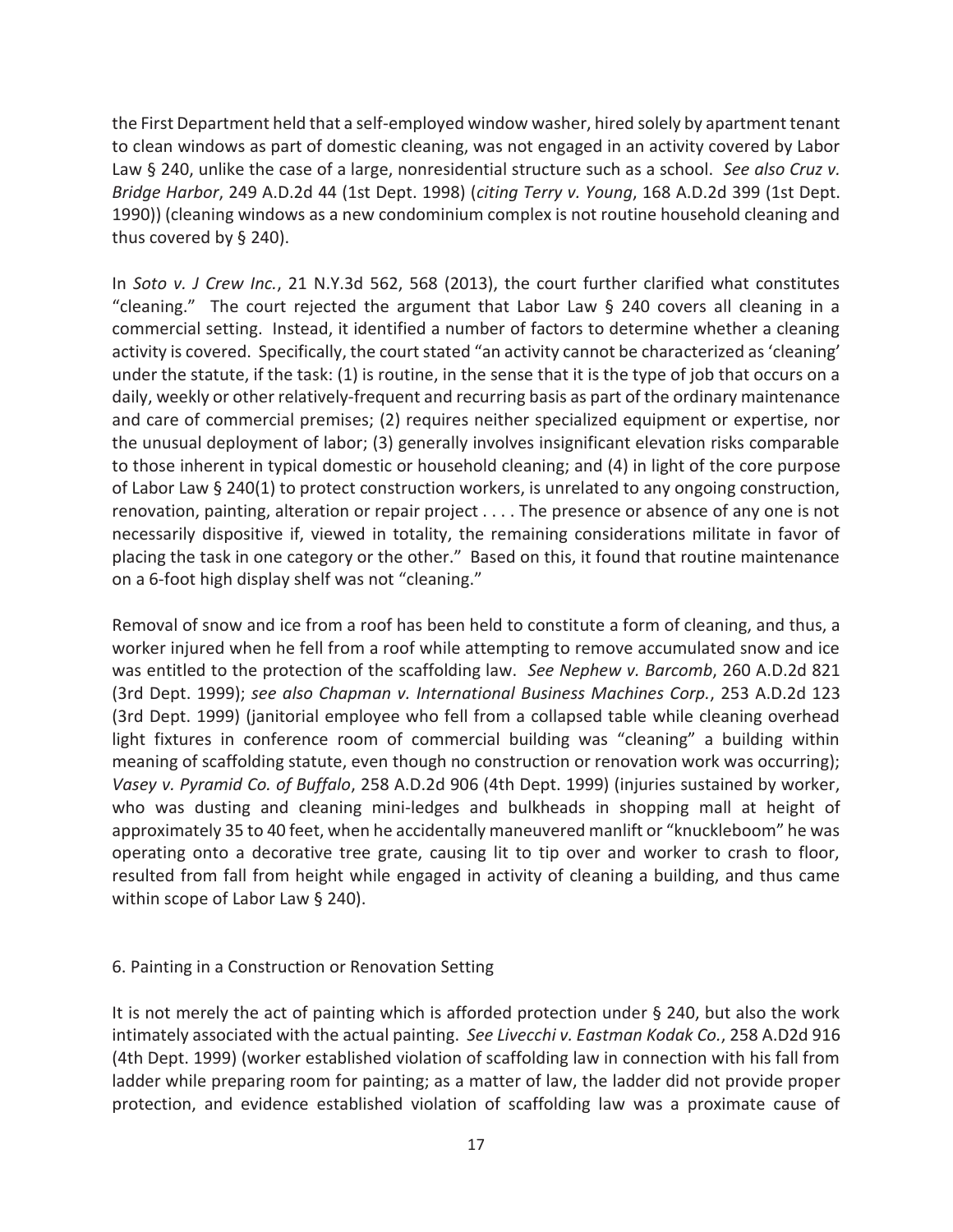the First Department held that a self-employed window washer, hired solely by apartment tenant to clean windows as part of domestic cleaning, was not engaged in an activity covered by Labor Law § 240, unlike the case of a large, nonresidential structure such as a school. *See also Cruz v. Bridge Harbor*, 249 A.D.2d 44 (1st Dept. 1998) (*citing Terry v. Young*, 168 A.D.2d 399 (1st Dept. 1990)) (cleaning windows as a new condominium complex is not routine household cleaning and thus covered by § 240).

In *Soto v. J Crew Inc.*, 21 N.Y.3d 562, 568 (2013), the court further clarified what constitutes "cleaning." The court rejected the argument that Labor Law § 240 covers all cleaning in a commercial setting. Instead, it identified a number of factors to determine whether a cleaning activity is covered. Specifically, the court stated "an activity cannot be characterized as 'cleaning' under the statute, if the task: (1) is routine, in the sense that it is the type of job that occurs on a daily, weekly or other relatively-frequent and recurring basis as part of the ordinary maintenance and care of commercial premises; (2) requires neither specialized equipment or expertise, nor the unusual deployment of labor; (3) generally involves insignificant elevation risks comparable to those inherent in typical domestic or household cleaning; and (4) in light of the core purpose of Labor Law § 240(1) to protect construction workers, is unrelated to any ongoing construction, renovation, painting, alteration or repair project . . . . The presence or absence of any one is not necessarily dispositive if, viewed in totality, the remaining considerations militate in favor of placing the task in one category or the other." Based on this, it found that routine maintenance on a 6-foot high display shelf was not "cleaning."

Removal of snow and ice from a roof has been held to constitute a form of cleaning, and thus, a worker injured when he fell from a roof while attempting to remove accumulated snow and ice was entitled to the protection of the scaffolding law. *See Nephew v. Barcomb*, 260 A.D.2d 821 (3rd Dept. 1999); *see also Chapman v. International Business Machines Corp.*, 253 A.D.2d 123 (3rd Dept. 1999) (janitorial employee who fell from a collapsed table while cleaning overhead light fixtures in conference room of commercial building was "cleaning" a building within meaning of scaffolding statute, even though no construction or renovation work was occurring); *Vasey v. Pyramid Co. of Buffalo*, 258 A.D.2d 906 (4th Dept. 1999) (injuries sustained by worker, who was dusting and cleaning mini-ledges and bulkheads in shopping mall at height of approximately 35 to 40 feet, when he accidentally maneuvered manlift or "knuckleboom" he was operating onto a decorative tree grate, causing lit to tip over and worker to crash to floor, resulted from fall from height while engaged in activity of cleaning a building, and thus came within scope of Labor Law § 240).

6. Painting in a Construction or Renovation Setting

It is not merely the act of painting which is afforded protection under § 240, but also the work intimately associated with the actual painting. *See Livecchi v. Eastman Kodak Co.*, 258 A.D2d 916 (4th Dept. 1999) (worker established violation of scaffolding law in connection with his fall from ladder while preparing room for painting; as a matter of law, the ladder did not provide proper protection, and evidence established violation of scaffolding law was a proximate cause of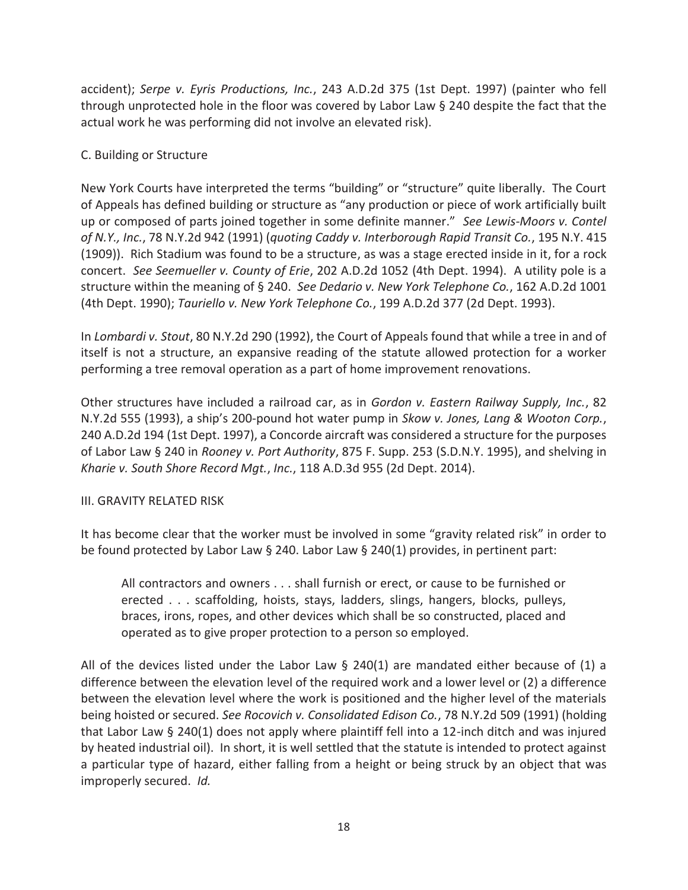accident); *Serpe v. Eyris Productions, Inc.*, 243 A.D.2d 375 (1st Dept. 1997) (painter who fell through unprotected hole in the floor was covered by Labor Law § 240 despite the fact that the actual work he was performing did not involve an elevated risk).

C. Building or Structure

New York Courts have interpreted the terms "building" or "structure" quite liberally. The Court of Appeals has defined building or structure as "any production or piece of work artificially built up or composed of parts joined together in some definite manner." *See Lewis-Moors v. Contel of N.Y., Inc.*, 78 N.Y.2d 942 (1991) (*quoting Caddy v. Interborough Rapid Transit Co.*, 195 N.Y. 415 (1909)). Rich Stadium was found to be a structure, as was a stage erected inside in it, for a rock concert. *See Seemueller v. County of Erie*, 202 A.D.2d 1052 (4th Dept. 1994). A utility pole is a structure within the meaning of § 240. *See Dedario v. New York Telephone Co.*, 162 A.D.2d 1001 (4th Dept. 1990); *Tauriello v. New York Telephone Co.*, 199 A.D.2d 377 (2d Dept. 1993).

In *Lombardi v. Stout*, 80 N.Y.2d 290 (1992), the Court of Appeals found that while a tree in and of itself is not a structure, an expansive reading of the statute allowed protection for a worker performing a tree removal operation as a part of home improvement renovations.

Other structures have included a railroad car, as in *Gordon v. Eastern Railway Supply, Inc.*, 82 N.Y.2d 555 (1993), a ship's 200-pound hot water pump in *Skow v. Jones, Lang & Wooton Corp.*, 240 A.D.2d 194 (1st Dept. 1997), a Concorde aircraft was considered a structure for the purposes of Labor Law § 240 in *Rooney v. Port Authority*, 875 F. Supp. 253 (S.D.N.Y. 1995), and shelving in *Kharie v. South Shore Record Mgt.*, *Inc.*, 118 A.D.3d 955 (2d Dept. 2014).

III. GRAVITY RELATED RISK

It has become clear that the worker must be involved in some "gravity related risk" in order to be found protected by Labor Law § 240. Labor Law § 240(1) provides, in pertinent part:

> All contractors and owners . . . shall furnish or erect, or cause to be furnished or erected . . . scaffolding, hoists, stays, ladders, slings, hangers, blocks, pulleys, braces, irons, ropes, and other devices which shall be so constructed, placed and operated as to give proper protection to a person so employed.

All of the devices listed under the Labor Law § 240(1) are mandated either because of (1) a difference between the elevation level of the required work and a lower level or (2) a difference between the elevation level where the work is positioned and the higher level of the materials being hoisted or secured. *See Rocovich v. Consolidated Edison Co.*, 78 N.Y.2d 509 (1991) (holding that Labor Law § 240(1) does not apply where plaintiff fell into a 12-inch ditch and was injured by heated industrial oil). In short, it is well settled that the statute is intended to protect against a particular type of hazard, either falling from a height or being struck by an object that was improperly secured. *Id.*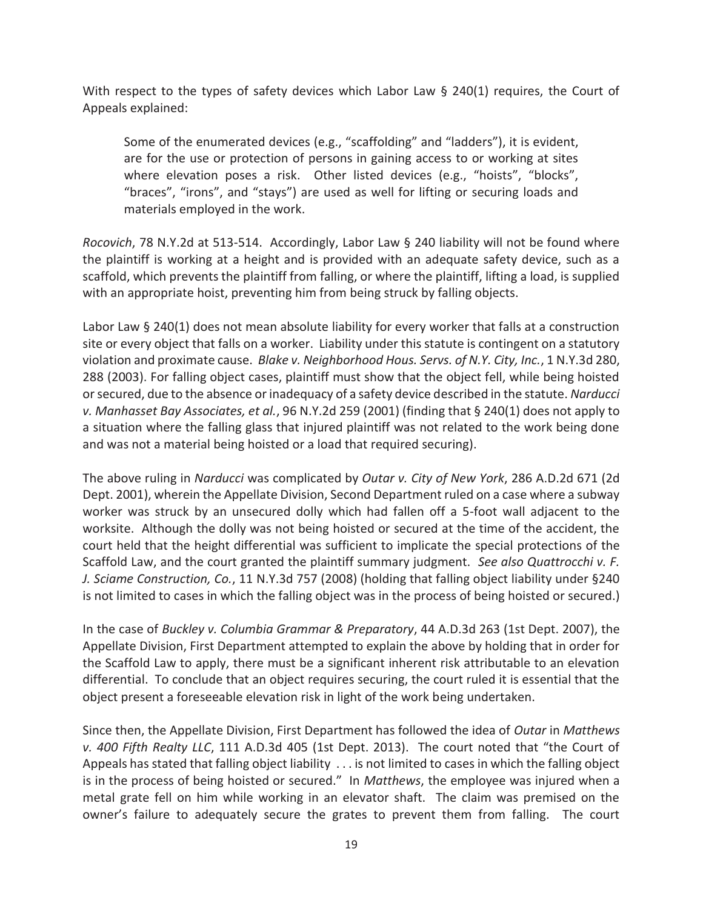With respect to the types of safety devices which Labor Law § 240(1) requires, the Court of Appeals explained:

> Some of the enumerated devices (e.g., "scaffolding" and "ladders"), it is evident, are for the use or protection of persons in gaining access to or working at sites where elevation poses a risk. Other listed devices (e.g., "hoists", "blocks", "braces", "irons", and "stays") are used as well for lifting or securing loads and materials employed in the work.

*Rocovich*, 78 N.Y.2d at 513-514. Accordingly, Labor Law § 240 liability will not be found where the plaintiff is working at a height and is provided with an adequate safety device, such as a scaffold, which prevents the plaintiff from falling, or where the plaintiff, lifting a load, is supplied with an appropriate hoist, preventing him from being struck by falling objects.

Labor Law § 240(1) does not mean absolute liability for every worker that falls at a construction site or every object that falls on a worker. Liability under this statute is contingent on a statutory violation and proximate cause. *Blake v. Neighborhood Hous. Servs. of N.Y. City, Inc.*, 1 N.Y.3d 280, 288 (2003). For falling object cases, plaintiff must show that the object fell, while being hoisted or secured, due to the absence or inadequacy of a safety device described in the statute. *Narducci v. Manhasset Bay Associates, et al.*, 96 N.Y.2d 259 (2001) (finding that § 240(1) does not apply to a situation where the falling glass that injured plaintiff was not related to the work being done and was not a material being hoisted or a load that required securing).

The above ruling in *Narducci* was complicated by *Outar v. City of New York*, 286 A.D.2d 671 (2d Dept. 2001), wherein the Appellate Division, Second Department ruled on a case where a subway worker was struck by an unsecured dolly which had fallen off a 5-foot wall adjacent to the worksite. Although the dolly was not being hoisted or secured at the time of the accident, the court held that the height differential was sufficient to implicate the special protections of the Scaffold Law, and the court granted the plaintiff summary judgment. *See also Quattrocchi v. F. J. Sciame Construction, Co.*, 11 N.Y.3d 757 (2008) (holding that falling object liability under §240 is not limited to cases in which the falling object was in the process of being hoisted or secured.)

In the case of *Buckley v. Columbia Grammar & Preparatory*, 44 A.D.3d 263 (1st Dept. 2007), the Appellate Division, First Department attempted to explain the above by holding that in order for the Scaffold Law to apply, there must be a significant inherent risk attributable to an elevation differential. To conclude that an object requires securing, the court ruled it is essential that the object present a foreseeable elevation risk in light of the work being undertaken.

Since then, the Appellate Division, First Department has followed the idea of *Outar* in *Matthews v. 400 Fifth Realty LLC*, 111 A.D.3d 405 (1st Dept. 2013). The court noted that "the Court of Appeals has stated that falling object liability . . . is not limited to cases in which the falling object is in the process of being hoisted or secured." In *Matthews*, the employee was injured when a metal grate fell on him while working in an elevator shaft. The claim was premised on the owner's failure to adequately secure the grates to prevent them from falling. The court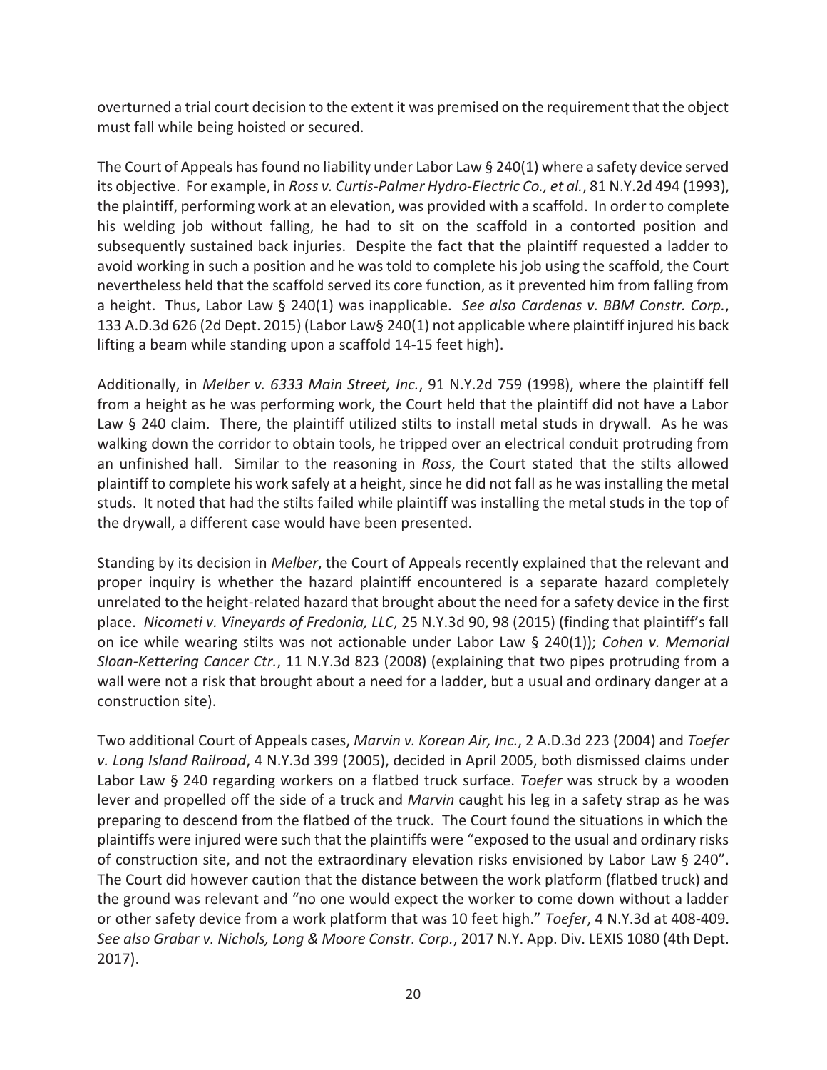overturned a trial court decision to the extent it was premised on the requirement that the object must fall while being hoisted or secured.

The Court of Appeals has found no liability under Labor Law § 240(1) where a safety device served its objective. For example, in *Ross v. Curtis-Palmer Hydro-Electric Co., et al.*, 81 N.Y.2d 494 (1993), the plaintiff, performing work at an elevation, was provided with a scaffold. In order to complete his welding job without falling, he had to sit on the scaffold in a contorted position and subsequently sustained back injuries. Despite the fact that the plaintiff requested a ladder to avoid working in such a position and he was told to complete his job using the scaffold, the Court nevertheless held that the scaffold served its core function, as it prevented him from falling from a height. Thus, Labor Law § 240(1) was inapplicable. *See also Cardenas v. BBM Constr. Corp.*, 133 A.D.3d 626 (2d Dept. 2015) (Labor Law§ 240(1) not applicable where plaintiff injured his back lifting a beam while standing upon a scaffold 14-15 feet high).

Additionally, in *Melber v. 6333 Main Street, Inc.*, 91 N.Y.2d 759 (1998), where the plaintiff fell from a height as he was performing work, the Court held that the plaintiff did not have a Labor Law § 240 claim. There, the plaintiff utilized stilts to install metal studs in drywall. As he was walking down the corridor to obtain tools, he tripped over an electrical conduit protruding from an unfinished hall. Similar to the reasoning in *Ross*, the Court stated that the stilts allowed plaintiff to complete his work safely at a height, since he did not fall as he was installing the metal studs. It noted that had the stilts failed while plaintiff was installing the metal studs in the top of the drywall, a different case would have been presented.

Standing by its decision in *Melber*, the Court of Appeals recently explained that the relevant and proper inquiry is whether the hazard plaintiff encountered is a separate hazard completely unrelated to the height-related hazard that brought about the need for a safety device in the first place. *Nicometi v. Vineyards of Fredonia, LLC*, 25 N.Y.3d 90, 98 (2015) (finding that plaintiff's fall on ice while wearing stilts was not actionable under Labor Law § 240(1)); *Cohen v. Memorial Sloan-Kettering Cancer Ctr.*, 11 N.Y.3d 823 (2008) (explaining that two pipes protruding from a wall were not a risk that brought about a need for a ladder, but a usual and ordinary danger at a construction site).

Two additional Court of Appeals cases, *Marvin v. Korean Air, Inc.*, 2 A.D.3d 223 (2004) and *Toefer v. Long Island Railroad*, 4 N.Y.3d 399 (2005), decided in April 2005, both dismissed claims under Labor Law § 240 regarding workers on a flatbed truck surface. *Toefer* was struck by a wooden lever and propelled off the side of a truck and *Marvin* caught his leg in a safety strap as he was preparing to descend from the flatbed of the truck. The Court found the situations in which the plaintiffs were injured were such that the plaintiffs were "exposed to the usual and ordinary risks of construction site, and not the extraordinary elevation risks envisioned by Labor Law § 240". The Court did however caution that the distance between the work platform (flatbed truck) and the ground was relevant and "no one would expect the worker to come down without a ladder or other safety device from a work platform that was 10 feet high." *Toefer*, 4 N.Y.3d at 408-409. *See also Grabar v. Nichols, Long & Moore Constr. Corp.*, 2017 N.Y. App. Div. LEXIS 1080 (4th Dept. 2017).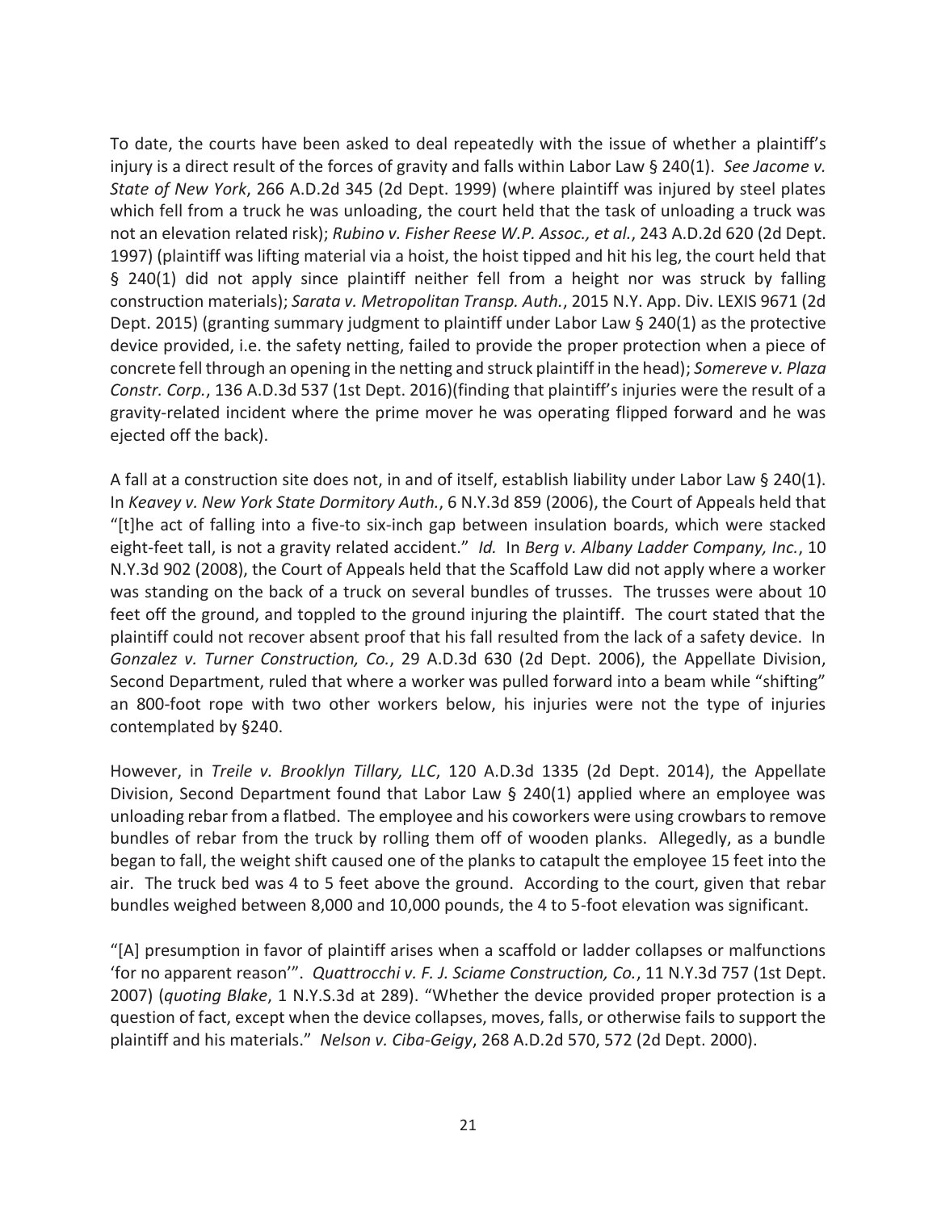To date, the courts have been asked to deal repeatedly with the issue of whether a plaintiff's injury is a direct result of the forces of gravity and falls within Labor Law § 240(1). *See Jacome v. State of New York*, 266 A.D.2d 345 (2d Dept. 1999) (where plaintiff was injured by steel plates which fell from a truck he was unloading, the court held that the task of unloading a truck was not an elevation related risk); *Rubino v. Fisher Reese W.P. Assoc., et al.*, 243 A.D.2d 620 (2d Dept. 1997) (plaintiff was lifting material via a hoist, the hoist tipped and hit his leg, the court held that § 240(1) did not apply since plaintiff neither fell from a height nor was struck by falling construction materials); *Sarata v. Metropolitan Transp. Auth.*, 2015 N.Y. App. Div. LEXIS 9671 (2d Dept. 2015) (granting summary judgment to plaintiff under Labor Law § 240(1) as the protective device provided, i.e. the safety netting, failed to provide the proper protection when a piece of concrete fell through an opening in the netting and struck plaintiff in the head); *Somereve v. Plaza Constr. Corp.*, 136 A.D.3d 537 (1st Dept. 2016)(finding that plaintiff's injuries were the result of a gravity-related incident where the prime mover he was operating flipped forward and he was ejected off the back).

A fall at a construction site does not, in and of itself, establish liability under Labor Law § 240(1). In *Keavey v. New York State Dormitory Auth.*, 6 N.Y.3d 859 (2006), the Court of Appeals held that "[t]he act of falling into a five-to six-inch gap between insulation boards, which were stacked eight-feet tall, is not a gravity related accident." *Id.* In *Berg v. Albany Ladder Company, Inc.*, 10 N.Y.3d 902 (2008), the Court of Appeals held that the Scaffold Law did not apply where a worker was standing on the back of a truck on several bundles of trusses. The trusses were about 10 feet off the ground, and toppled to the ground injuring the plaintiff. The court stated that the plaintiff could not recover absent proof that his fall resulted from the lack of a safety device. In *Gonzalez v. Turner Construction, Co.*, 29 A.D.3d 630 (2d Dept. 2006), the Appellate Division, Second Department, ruled that where a worker was pulled forward into a beam while "shifting" an 800-foot rope with two other workers below, his injuries were not the type of injuries contemplated by §240.

However, in *Treile v. Brooklyn Tillary, LLC*, 120 A.D.3d 1335 (2d Dept. 2014), the Appellate Division, Second Department found that Labor Law § 240(1) applied where an employee was unloading rebar from a flatbed. The employee and his coworkers were using crowbars to remove bundles of rebar from the truck by rolling them off of wooden planks. Allegedly, as a bundle began to fall, the weight shift caused one of the planks to catapult the employee 15 feet into the air. The truck bed was 4 to 5 feet above the ground. According to the court, given that rebar bundles weighed between 8,000 and 10,000 pounds, the 4 to 5-foot elevation was significant.

"[A] presumption in favor of plaintiff arises when a scaffold or ladder collapses or malfunctions 'for no apparent reason'". *Quattrocchi v. F. J. Sciame Construction, Co.*, 11 N.Y.3d 757 (1st Dept. 2007) (*quoting Blake*, 1 N.Y.S.3d at 289). "Whether the device provided proper protection is a question of fact, except when the device collapses, moves, falls, or otherwise fails to support the plaintiff and his materials." *Nelson v. Ciba-Geigy*, 268 A.D.2d 570, 572 (2d Dept. 2000).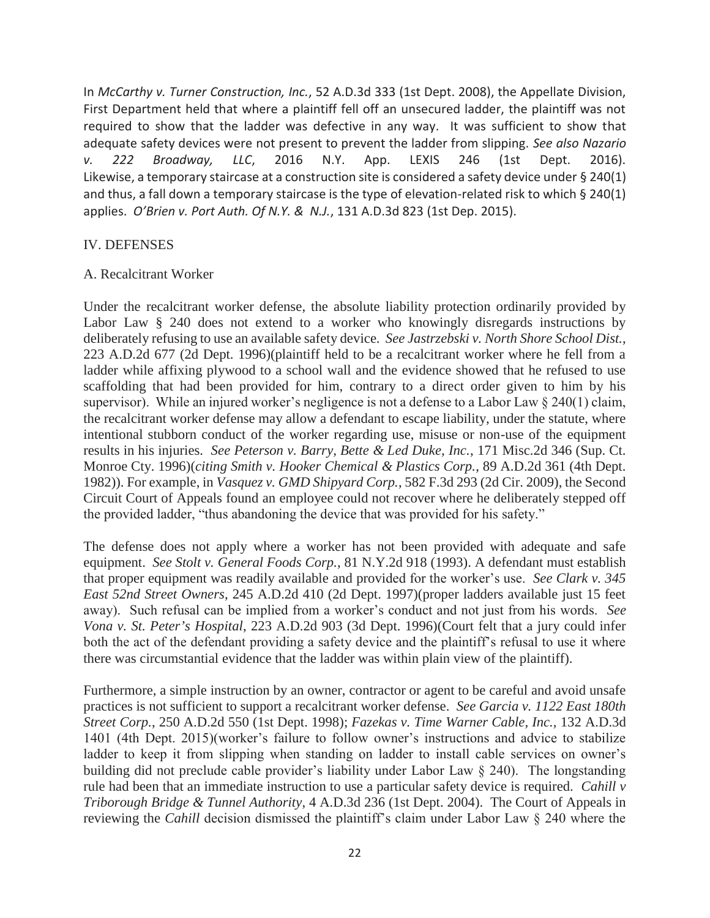In *McCarthy v. Turner Construction, Inc.*, 52 A.D.3d 333 (1st Dept. 2008), the Appellate Division, First Department held that where a plaintiff fell off an unsecured ladder, the plaintiff was not required to show that the ladder was defective in any way. It was sufficient to show that adequate safety devices were not present to prevent the ladder from slipping. *See also Nazario v. 222 Broadway, LLC*, 2016 N.Y. App. LEXIS 246 (1st Dept. 2016). Likewise, a temporary staircase at a construction site is considered a safety device under § 240(1) and thus, a fall down a temporary staircase is the type of elevation-related risk to which § 240(1) applies. *O'Brien v. Port Auth. Of N.Y. & N.J.*, 131 A.D.3d 823 (1st Dep. 2015).

## IV. DEFENSES

### A. Recalcitrant Worker

Under the recalcitrant worker defense, the absolute liability protection ordinarily provided by Labor Law § 240 does not extend to a worker who knowingly disregards instructions by deliberately refusing to use an available safety device. *See Jastrzebski v. North Shore School Dist.*, 223 A.D.2d 677 (2d Dept. 1996)(plaintiff held to be a recalcitrant worker where he fell from a ladder while affixing plywood to a school wall and the evidence showed that he refused to use scaffolding that had been provided for him, contrary to a direct order given to him by his supervisor). While an injured worker's negligence is not a defense to a Labor Law § 240(1) claim, the recalcitrant worker defense may allow a defendant to escape liability, under the statute, where intentional stubborn conduct of the worker regarding use, misuse or non-use of the equipment results in his injuries. *See Peterson v. Barry, Bette & Led Duke, Inc.*, 171 Misc.2d 346 (Sup. Ct. Monroe Cty. 1996)(*citing Smith v. Hooker Chemical & Plastics Corp.*, 89 A.D.2d 361 (4th Dept. 1982)). For example, in *Vasquez v. GMD Shipyard Corp.*, 582 F.3d 293 (2d Cir. 2009), the Second Circuit Court of Appeals found an employee could not recover where he deliberately stepped off the provided ladder, "thus abandoning the device that was provided for his safety."

The defense does not apply where a worker has not been provided with adequate and safe equipment. *See Stolt v. General Foods Corp.*, 81 N.Y.2d 918 (1993). A defendant must establish that proper equipment was readily available and provided for the worker's use. *See Clark v. 345 East 52nd Street Owners*, 245 A.D.2d 410 (2d Dept. 1997)(proper ladders available just 15 feet away). Such refusal can be implied from a worker's conduct and not just from his words. *See Vona v. St. Peter's Hospital*, 223 A.D.2d 903 (3d Dept. 1996)(Court felt that a jury could infer both the act of the defendant providing a safety device and the plaintiff's refusal to use it where there was circumstantial evidence that the ladder was within plain view of the plaintiff).

Furthermore, a simple instruction by an owner, contractor or agent to be careful and avoid unsafe practices is not sufficient to support a recalcitrant worker defense. *See Garcia v. 1122 East 180th Street Corp.*, 250 A.D.2d 550 (1st Dept. 1998); *Fazekas v. Time Warner Cable, Inc.*, 132 A.D.3d 1401 (4th Dept. 2015)(worker's failure to follow owner's instructions and advice to stabilize ladder to keep it from slipping when standing on ladder to install cable services on owner's building did not preclude cable provider's liability under Labor Law § 240). The longstanding rule had been that an immediate instruction to use a particular safety device is required. *Cahill v Triborough Bridge & Tunnel Authority*, 4 A.D.3d 236 (1st Dept. 2004). The Court of Appeals in reviewing the *Cahill* decision dismissed the plaintiff's claim under Labor Law § 240 where the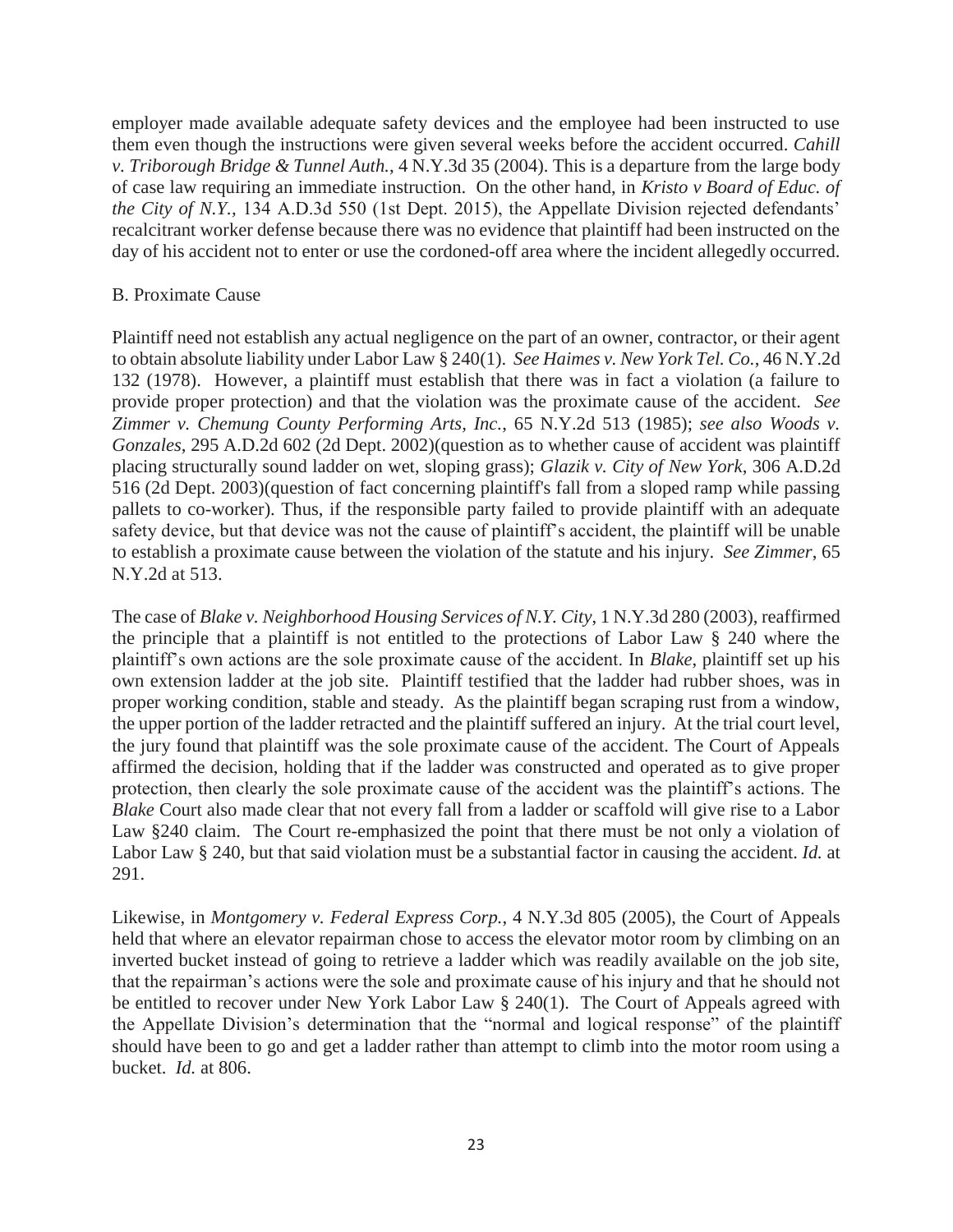employer made available adequate safety devices and the employee had been instructed to use them even though the instructions were given several weeks before the accident occurred. *Cahill v. Triborough Bridge & Tunnel Auth.*, 4 N.Y.3d 35 (2004). This is a departure from the large body of case law requiring an immediate instruction. On the other hand, in *Kristo v Board of Educ. of the City of N.Y.*, 134 A.D.3d 550 (1st Dept. 2015), the Appellate Division rejected defendants' recalcitrant worker defense because there was no evidence that plaintiff had been instructed on the day of his accident not to enter or use the cordoned-off area where the incident allegedly occurred.

B. Proximate Cause

Plaintiff need not establish any actual negligence on the part of an owner, contractor, or their agent to obtain absolute liability under Labor Law § 240(1). *See Haimes v. New York Tel. Co.*, 46 N.Y.2d 132 (1978). However, a plaintiff must establish that there was in fact a violation (a failure to provide proper protection) and that the violation was the proximate cause of the accident. *See Zimmer v. Chemung County Performing Arts, Inc.*, 65 N.Y.2d 513 (1985); *see also Woods v. Gonzales*, 295 A.D.2d 602 (2d Dept. 2002)(question as to whether cause of accident was plaintiff placing structurally sound ladder on wet, sloping grass); *Glazik v. City of New York*, 306 A.D.2d 516 (2d Dept. 2003)(question of fact concerning plaintiff's fall from a sloped ramp while passing pallets to co-worker). Thus, if the responsible party failed to provide plaintiff with an adequate safety device, but that device was not the cause of plaintiff's accident, the plaintiff will be unable to establish a proximate cause between the violation of the statute and his injury. *See Zimmer*, 65 N.Y.2d at 513.

The case of *Blake v. Neighborhood Housing Services of N.Y. City*, 1 N.Y.3d 280 (2003), reaffirmed the principle that a plaintiff is not entitled to the protections of Labor Law § 240 where the plaintiff's own actions are the sole proximate cause of the accident. In *Blake*, plaintiff set up his own extension ladder at the job site. Plaintiff testified that the ladder had rubber shoes, was in proper working condition, stable and steady. As the plaintiff began scraping rust from a window, the upper portion of the ladder retracted and the plaintiff suffered an injury. At the trial court level, the jury found that plaintiff was the sole proximate cause of the accident. The Court of Appeals affirmed the decision, holding that if the ladder was constructed and operated as to give proper protection, then clearly the sole proximate cause of the accident was the plaintiff's actions. The *Blake* Court also made clear that not every fall from a ladder or scaffold will give rise to a Labor Law §240 claim. The Court re-emphasized the point that there must be not only a violation of Labor Law § 240, but that said violation must be a substantial factor in causing the accident. *Id.* at 291.

Likewise, in *Montgomery v. Federal Express Corp.*, 4 N.Y.3d 805 (2005), the Court of Appeals held that where an elevator repairman chose to access the elevator motor room by climbing on an inverted bucket instead of going to retrieve a ladder which was readily available on the job site, that the repairman's actions were the sole and proximate cause of his injury and that he should not be entitled to recover under New York Labor Law § 240(1). The Court of Appeals agreed with the Appellate Division's determination that the "normal and logical response" of the plaintiff should have been to go and get a ladder rather than attempt to climb into the motor room using a bucket. *Id.* at 806.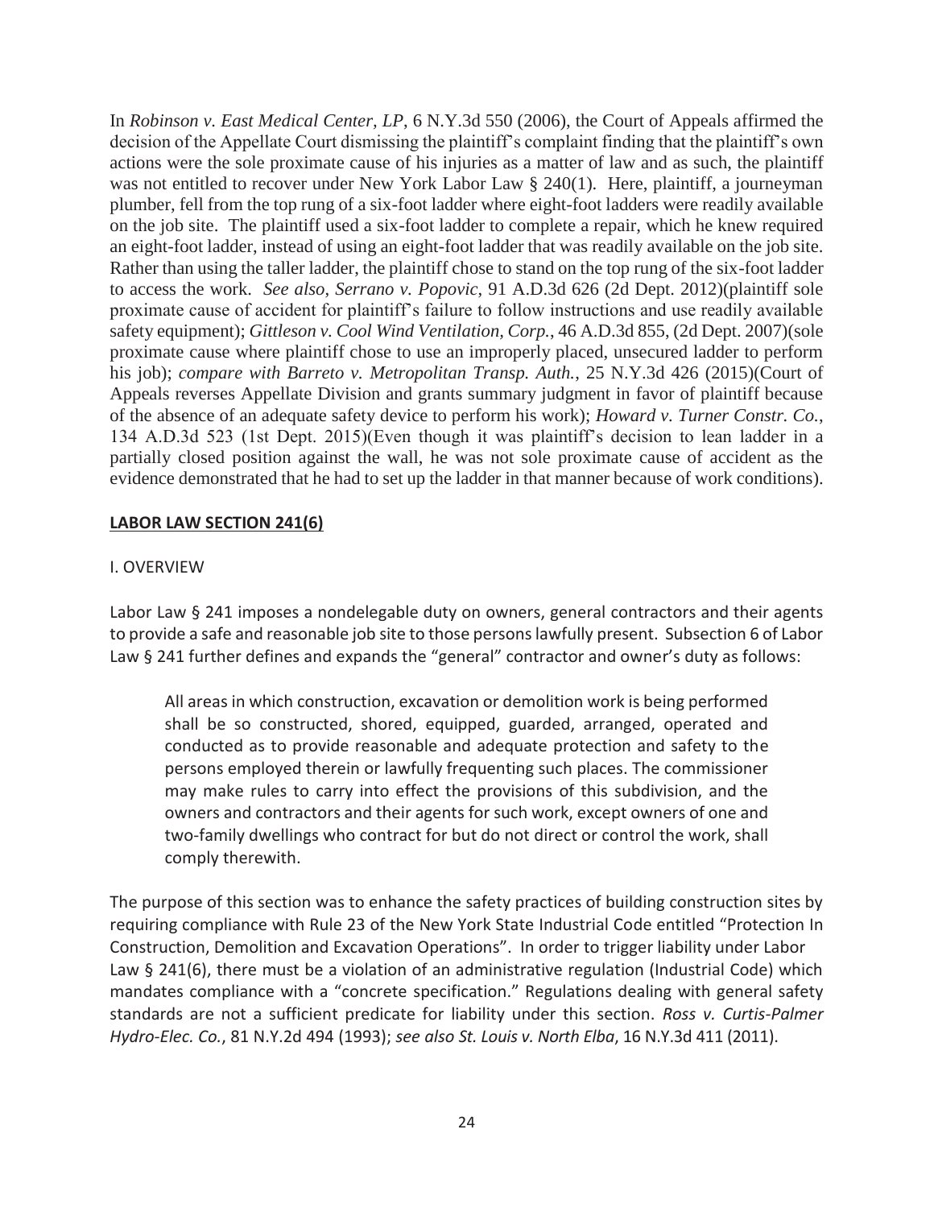In *Robinson v. East Medical Center, LP*, 6 N.Y.3d 550 (2006), the Court of Appeals affirmed the decision of the Appellate Court dismissing the plaintiff's complaint finding that the plaintiff's own actions were the sole proximate cause of his injuries as a matter of law and as such, the plaintiff was not entitled to recover under New York Labor Law § 240(1). Here, plaintiff, a journeyman plumber, fell from the top rung of a six-foot ladder where eight-foot ladders were readily available on the job site. The plaintiff used a six-foot ladder to complete a repair, which he knew required an eight-foot ladder, instead of using an eight-foot ladder that was readily available on the job site. Rather than using the taller ladder, the plaintiff chose to stand on the top rung of the six-foot ladder to access the work. *See also*, *Serrano v. Popovic*, 91 A.D.3d 626 (2d Dept. 2012)(plaintiff sole proximate cause of accident for plaintiff's failure to follow instructions and use readily available safety equipment); *Gittleson v. Cool Wind Ventilation, Corp.*, 46 A.D.3d 855, (2d Dept. 2007)(sole proximate cause where plaintiff chose to use an improperly placed, unsecured ladder to perform his job); *compare with Barreto v. Metropolitan Transp. Auth.*, 25 N.Y.3d 426 (2015)(Court of Appeals reverses Appellate Division and grants summary judgment in favor of plaintiff because of the absence of an adequate safety device to perform his work); *Howard v. Turner Constr. Co.*, 134 A.D.3d 523 (1st Dept. 2015)(Even though it was plaintiff's decision to lean ladder in a partially closed position against the wall, he was not sole proximate cause of accident as the evidence demonstrated that he had to set up the ladder in that manner because of work conditions).

## LABOR LAW SECTION 241(6)

### I. OVERVIEW

Labor Law § 241 imposes a nondelegable duty on owners, general contractors and their agents to provide a safe and reasonable job site to those persons lawfully present. Subsection 6 of Labor Law § 241 further defines and expands the "general" contractor and owner's duty as follows:

> All areas in which construction, excavation or demolition work is being performed shall be so constructed, shored, equipped, guarded, arranged, operated and conducted as to provide reasonable and adequate protection and safety to the persons employed therein or lawfully frequenting such places. The commissioner may make rules to carry into effect the provisions of this subdivision, and the owners and contractors and their agents for such work, except owners of one and two-family dwellings who contract for but do not direct or control the work, shall comply therewith.

The purpose of this section was to enhance the safety practices of building construction sites by requiring compliance with Rule 23 of the New York State Industrial Code entitled "Protection In Construction, Demolition and Excavation Operations". In order to trigger liability under Labor Law § 241(6), there must be a violation of an administrative regulation (Industrial Code) which mandates compliance with a "concrete specification." Regulations dealing with general safety standards are not a sufficient predicate for liability under this section. *Ross v. Curtis-Palmer Hydro-Elec. Co.*, 81 N.Y.2d 494 (1993); *see also St. Louis v. North Elba*, 16 N.Y.3d 411 (2011).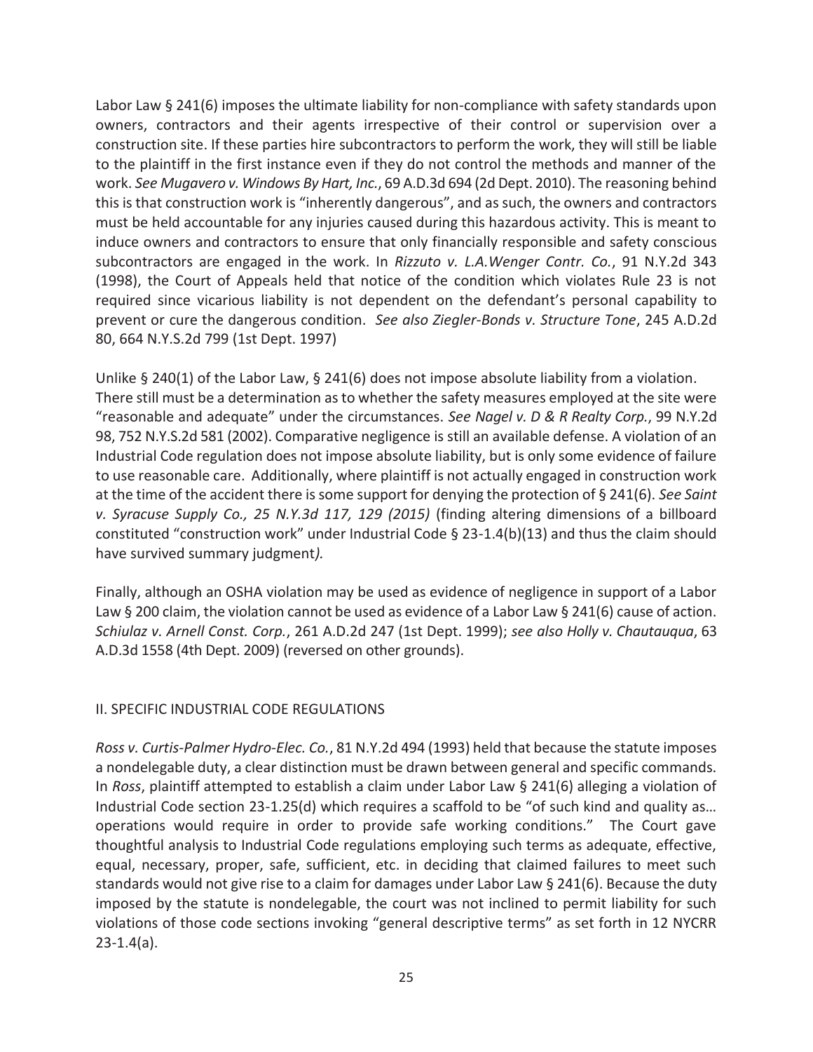Labor Law § 241(6) imposes the ultimate liability for non-compliance with safety standards upon owners, contractors and their agents irrespective of their control or supervision over a construction site. If these parties hire subcontractors to perform the work, they will still be liable to the plaintiff in the first instance even if they do not control the methods and manner of the work. *See Mugavero v. Windows By Hart, Inc.*, 69 A.D.3d 694 (2d Dept. 2010). The reasoning behind this is that construction work is "inherently dangerous", and as such, the owners and contractors must be held accountable for any injuries caused during this hazardous activity. This is meant to induce owners and contractors to ensure that only financially responsible and safety conscious subcontractors are engaged in the work. In *Rizzuto v. L.A.Wenger Contr. Co.*, 91 N.Y.2d 343 (1998), the Court of Appeals held that notice of the condition which violates Rule 23 is not required since vicarious liability is not dependent on the defendant's personal capability to prevent or cure the dangerous condition. *See also Ziegler-Bonds v. Structure Tone*, 245 A.D.2d 80, 664 N.Y.S.2d 799 (1st Dept. 1997)

Unlike § 240(1) of the Labor Law, § 241(6) does not impose absolute liability from a violation. There still must be a determination as to whether the safety measures employed at the site were "reasonable and adequate" under the circumstances. *See Nagel v. D & R Realty Corp.*, 99 N.Y.2d 98, 752 N.Y.S.2d 581 (2002). Comparative negligence is still an available defense. A violation of an Industrial Code regulation does not impose absolute liability, but is only some evidence of failure to use reasonable care. Additionally, where plaintiff is not actually engaged in construction work at the time of the accident there is some support for denying the protection of § 241(6). *See Saint v. Syracuse Supply Co., 25 N.Y.3d 117, 129 (2015)* (finding altering dimensions of a billboard constituted "construction work" under Industrial Code § 23-1.4(b)(13) and thus the claim should have survived summary judgment*).*

Finally, although an OSHA violation may be used as evidence of negligence in support of a Labor Law § 200 claim, the violation cannot be used as evidence of a Labor Law § 241(6) cause of action. *Schiulaz v. Arnell Const. Corp.*, 261 A.D.2d 247 (1st Dept. 1999); *see also Holly v. Chautauqua*, 63 A.D.3d 1558 (4th Dept. 2009) (reversed on other grounds).

## II. SPECIFIC INDUSTRIAL CODE REGULATIONS

*Ross v. Curtis-Palmer Hydro-Elec. Co.*, 81 N.Y.2d 494 (1993) held that because the statute imposes a nondelegable duty, a clear distinction must be drawn between general and specific commands. In *Ross*, plaintiff attempted to establish a claim under Labor Law § 241(6) alleging a violation of Industrial Code section 23-1.25(d) which requires a scaffold to be "of such kind and quality as… operations would require in order to provide safe working conditions." The Court gave thoughtful analysis to Industrial Code regulations employing such terms as adequate, effective, equal, necessary, proper, safe, sufficient, etc. in deciding that claimed failures to meet such standards would not give rise to a claim for damages under Labor Law § 241(6). Because the duty imposed by the statute is nondelegable, the court was not inclined to permit liability for such violations of those code sections invoking "general descriptive terms" as set forth in 12 NYCRR 23-1.4(a).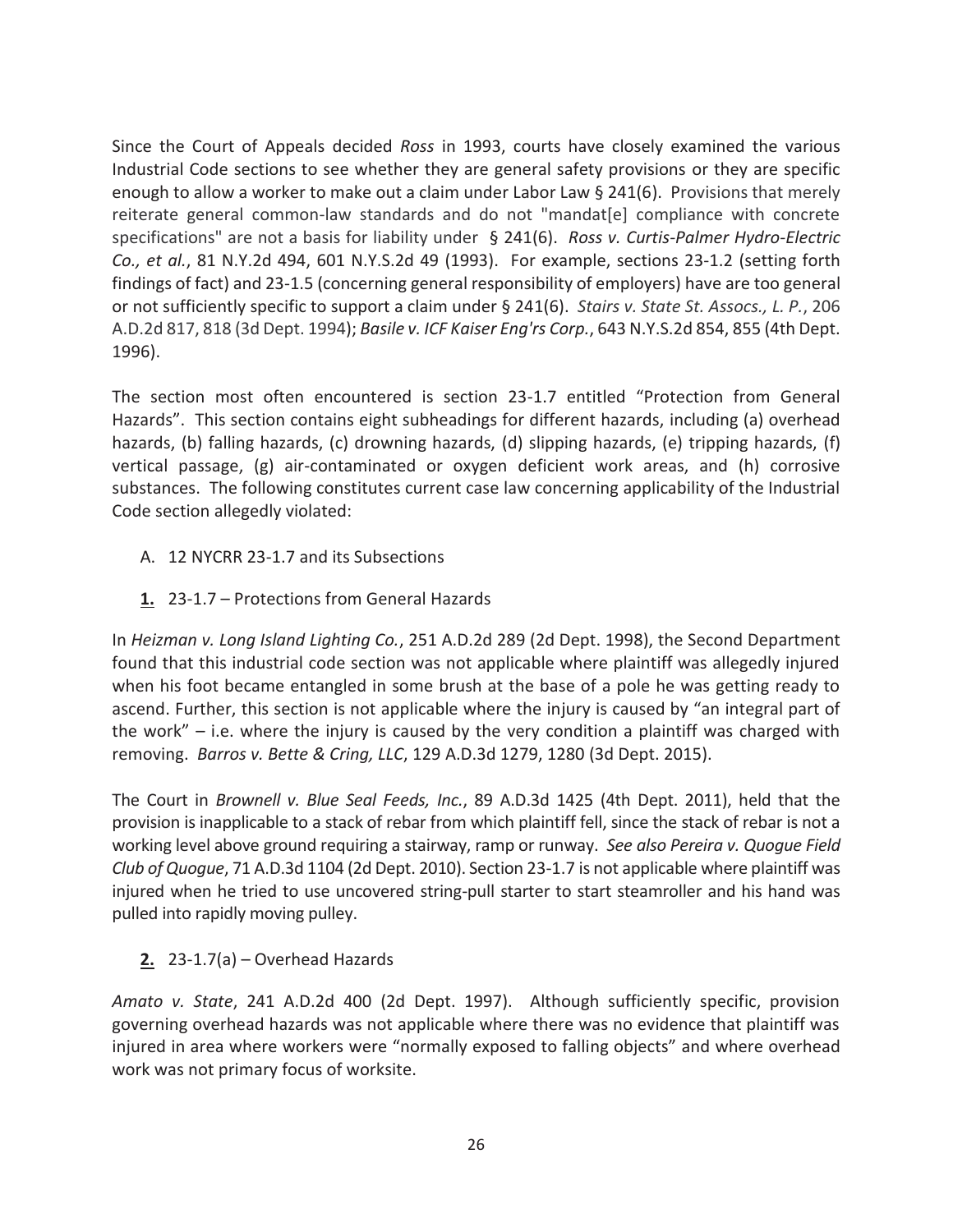Since the Court of Appeals decided *Ross* in 1993, courts have closely examined the various Industrial Code sections to see whether they are general safety provisions or they are specific enough to allow a worker to make out a claim under Labor Law § 241(6). Provisions that merely reiterate general common-law standards and do not "mandat[e] compliance with concrete specifications" are not a basis for liability under § 241(6). *Ross v. Curtis-Palmer Hydro-Electric Co., et al.*, 81 N.Y.2d 494, 601 N.Y.S.2d 49 (1993). For example, sections 23-1.2 (setting forth findings of fact) and 23-1.5 (concerning general responsibility of employers) have are too general or not sufficiently specific to support a claim under § 241(6). *Stairs v. State St. Assocs., L. P.*, 206 A.D.2d 817, 818 (3d Dept. 1994); *Basile v. ICF Kaiser Eng'rs Corp.*, 643 N.Y.S.2d 854, 855 (4th Dept. 1996).

The section most often encountered is section 23-1.7 entitled "Protection from General Hazards". This section contains eight subheadings for different hazards, including (a) overhead hazards, (b) falling hazards, (c) drowning hazards, (d) slipping hazards, (e) tripping hazards, (f) vertical passage, (g) air-contaminated or oxygen deficient work areas, and (h) corrosive substances. The following constitutes current case law concerning applicability of the Industrial Code section allegedly violated:

A. 12 NYCRR 23-1.7 and its Subsections

**1.** 23-1.7 – Protections from General Hazards

In *Heizman v. Long Island Lighting Co.*, 251 A.D.2d 289 (2d Dept. 1998), the Second Department found that this industrial code section was not applicable where plaintiff was allegedly injured when his foot became entangled in some brush at the base of a pole he was getting ready to ascend. Further, this section is not applicable where the injury is caused by "an integral part of the work" – i.e. where the injury is caused by the very condition a plaintiff was charged with removing. *Barros v. Bette & Cring, LLC*, 129 A.D.3d 1279, 1280 (3d Dept. 2015).

The Court in *Brownell v. Blue Seal Feeds, Inc.*, 89 A.D.3d 1425 (4th Dept. 2011), held that the provision is inapplicable to a stack of rebar from which plaintiff fell, since the stack of rebar is not a working level above ground requiring a stairway, ramp or runway. *See also Pereira v. Quogue Field Club of Quogue*, 71 A.D.3d 1104 (2d Dept. 2010). Section 23-1.7 is not applicable where plaintiff was injured when he tried to use uncovered string-pull starter to start steamroller and his hand was pulled into rapidly moving pulley.

**2.** 23-1.7(a) – Overhead Hazards

*Amato v. State*, 241 A.D.2d 400 (2d Dept. 1997). Although sufficiently specific, provision governing overhead hazards was not applicable where there was no evidence that plaintiff was injured in area where workers were "normally exposed to falling objects" and where overhead work was not primary focus of worksite.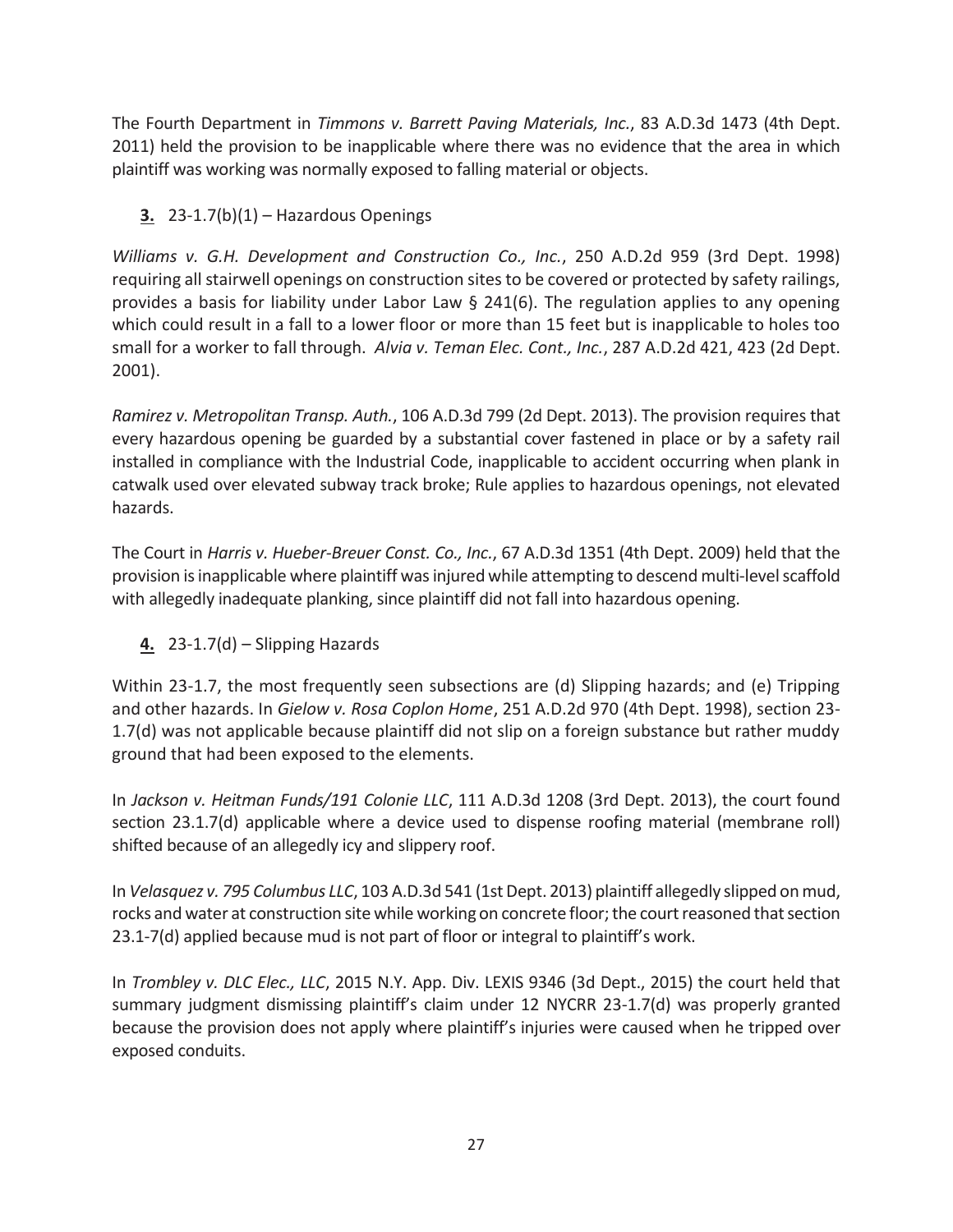The Fourth Department in *Timmons v. Barrett Paving Materials, Inc.*, 83 A.D.3d 1473 (4th Dept. 2011) held the provision to be inapplicable where there was no evidence that the area in which plaintiff was working was normally exposed to falling material or objects.

**3.** 23-1.7(b)(1) – Hazardous Openings

*Williams v. G.H. Development and Construction Co., Inc.*, 250 A.D.2d 959 (3rd Dept. 1998) requiring all stairwell openings on construction sites to be covered or protected by safety railings, provides a basis for liability under Labor Law § 241(6). The regulation applies to any opening which could result in a fall to a lower floor or more than 15 feet but is inapplicable to holes too small for a worker to fall through. *Alvia v. Teman Elec. Cont., Inc.*, 287 A.D.2d 421, 423 (2d Dept. 2001).

*Ramirez v. Metropolitan Transp. Auth.*, 106 A.D.3d 799 (2d Dept. 2013). The provision requires that every hazardous opening be guarded by a substantial cover fastened in place or by a safety rail installed in compliance with the Industrial Code, inapplicable to accident occurring when plank in catwalk used over elevated subway track broke; Rule applies to hazardous openings, not elevated hazards.

The Court in *Harris v. Hueber-Breuer Const. Co., Inc.*, 67 A.D.3d 1351 (4th Dept. 2009) held that the provision is inapplicable where plaintiff was injured while attempting to descend multi-level scaffold with allegedly inadequate planking, since plaintiff did not fall into hazardous opening.

**4.** 23-1.7(d) – Slipping Hazards

Within 23-1.7, the most frequently seen subsections are (d) Slipping hazards; and (e) Tripping and other hazards. In *Gielow v. Rosa Coplon Home*, 251 A.D.2d 970 (4th Dept. 1998), section 23-1.7(d) was not applicable because plaintiff did not slip on a foreign substance but rather muddy ground that had been exposed to the elements.

In *Jackson v. Heitman Funds/191 Colonie LLC*, 111 A.D.3d 1208 (3rd Dept. 2013), the court found section 23.1.7(d) applicable where a device used to dispense roofing material (membrane roll) shifted because of an allegedly icy and slippery roof.

In *Velasquez v. 795 Columbus LLC*, 103 A.D.3d 541 (1st Dept. 2013) plaintiff allegedly slipped on mud, rocks and water at construction site while working on concrete floor; the court reasoned that section 23.1-7(d) applied because mud is not part of floor or integral to plaintiff's work.

In *Trombley v. DLC Elec., LLC*, 2015 N.Y. App. Div. LEXIS 9346 (3d Dept., 2015) the court held that summary judgment dismissing plaintiff's claim under 12 NYCRR 23-1.7(d) was properly granted because the provision does not apply where plaintiff's injuries were caused when he tripped over exposed conduits.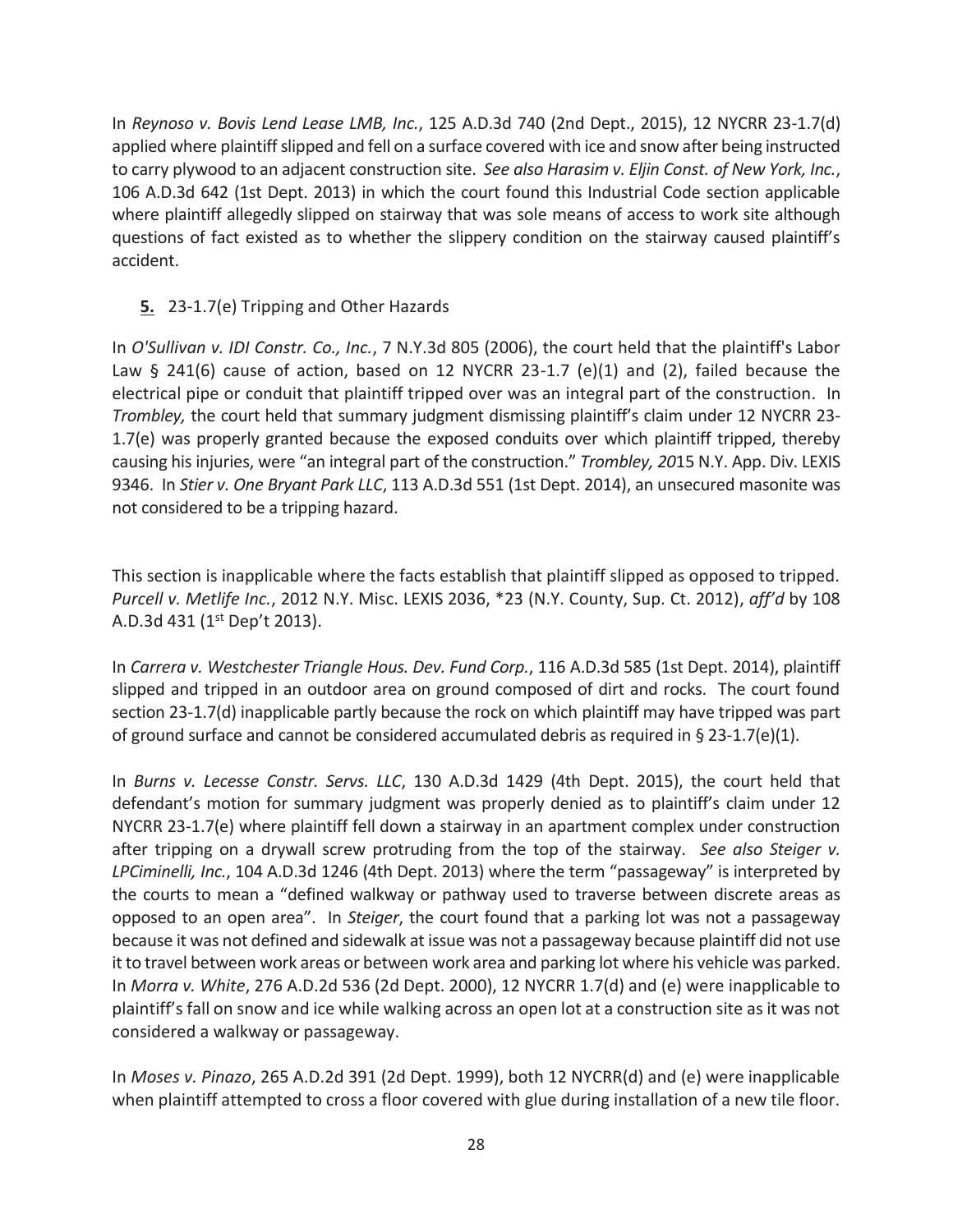In *Reynoso v. Bovis Lend Lease LMB, Inc.*, 125 A.D.3d 740 (2nd Dept., 2015), 12 NYCRR 23-1.7(d) applied where plaintiff slipped and fell on a surface covered with ice and snow after being instructed to carry plywood to an adjacent construction site. *See also Harasim v. Eljin Const. of New York, Inc.*, 106 A.D.3d 642 (1st Dept. 2013) in which the court found this Industrial Code section applicable where plaintiff allegedly slipped on stairway that was sole means of access to work site although questions of fact existed as to whether the slippery condition on the stairway caused plaintiff's accident.

**5.** 23-1.7(e) Tripping and Other Hazards

In *O'Sullivan v. IDI Constr. Co., Inc.*, 7 N.Y.3d 805 (2006), the court held that the plaintiff's Labor Law § 241(6) cause of action, based on 12 NYCRR 23-1.7 (e)(1) and (2), failed because the electrical pipe or conduit that plaintiff tripped over was an integral part of the construction. In *Trombley,* the court held that summary judgment dismissing plaintiff's claim under 12 NYCRR 23-1.7(e) was properly granted because the exposed conduits over which plaintiff tripped, thereby causing his injuries, were "an integral part of the construction." *Trombley, 20*15 N.Y. App. Div. LEXIS 9346. In *Stier v. One Bryant Park LLC*, 113 A.D.3d 551 (1st Dept. 2014), an unsecured masonite was not considered to be a tripping hazard.

This section is inapplicable where the facts establish that plaintiff slipped as opposed to tripped. *Purcell v. Metlife Inc.*, 2012 N.Y. Misc. LEXIS 2036, *23 (N.Y. County, Sup. Ct. 2012), *aff'd* by 108 A.D.3d 431 (1st Dep't 2013).

In *Carrera v. Westchester Triangle Hous. Dev. Fund Corp.*, 116 A.D.3d 585 (1st Dept. 2014), plaintiff slipped and tripped in an outdoor area on ground composed of dirt and rocks. The court found section 23-1.7(d) inapplicable partly because the rock on which plaintiff may have tripped was part of ground surface and cannot be considered accumulated debris as required in § 23-1.7(e)(1).

In *Burns v. Lecesse Constr. Servs. LLC*, 130 A.D.3d 1429 (4th Dept. 2015), the court held that defendant's motion for summary judgment was properly denied as to plaintiff's claim under 12 NYCRR 23-1.7(e) where plaintiff fell down a stairway in an apartment complex under construction after tripping on a drywall screw protruding from the top of the stairway. *See also Steiger v. LPCiminelli, Inc.*, 104 A.D.3d 1246 (4th Dept. 2013) where the term "passageway" is interpreted by the courts to mean a "defined walkway or pathway used to traverse between discrete areas as opposed to an open area". In *Steiger*, the court found that a parking lot was not a passageway because it was not defined and sidewalk at issue was not a passageway because plaintiff did not use it to travel between work areas or between work area and parking lot where his vehicle was parked. In *Morra v. White*, 276 A.D.2d 536 (2d Dept. 2000), 12 NYCRR 1.7(d) and (e) were inapplicable to plaintiff's fall on snow and ice while walking across an open lot at a construction site as it was not considered a walkway or passageway.

In *Moses v. Pinazo*, 265 A.D.2d 391 (2d Dept. 1999), both 12 NYCRR(d) and (e) were inapplicable when plaintiff attempted to cross a floor covered with glue during installation of a new tile floor.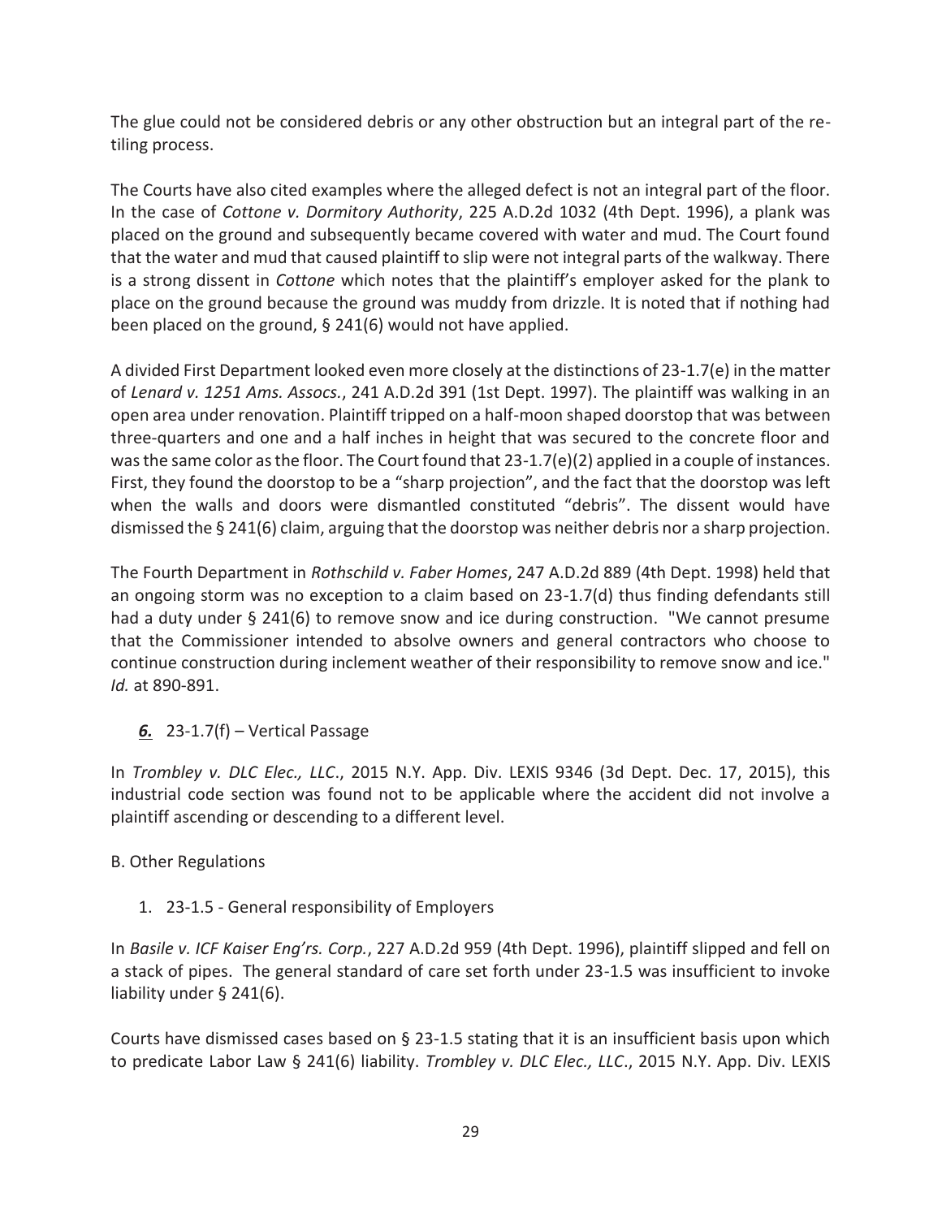The glue could not be considered debris or any other obstruction but an integral part of the re-tiling process.

The Courts have also cited examples where the alleged defect is not an integral part of the floor. In the case of *Cottone v. Dormitory Authority*, 225 A.D.2d 1032 (4th Dept. 1996), a plank was placed on the ground and subsequently became covered with water and mud. The Court found that the water and mud that caused plaintiff to slip were not integral parts of the walkway. There is a strong dissent in *Cottone* which notes that the plaintiff's employer asked for the plank to place on the ground because the ground was muddy from drizzle. It is noted that if nothing had been placed on the ground, § 241(6) would not have applied.

A divided First Department looked even more closely at the distinctions of 23-1.7(e) in the matter of *Lenard v. 1251 Ams. Assocs.*, 241 A.D.2d 391 (1st Dept. 1997). The plaintiff was walking in an open area under renovation. Plaintiff tripped on a half-moon shaped doorstop that was between three-quarters and one and a half inches in height that was secured to the concrete floor and was the same color as the floor. The Court found that 23-1.7(e)(2) applied in a couple of instances. First, they found the doorstop to be a "sharp projection", and the fact that the doorstop was left when the walls and doors were dismantled constituted "debris". The dissent would have dismissed the § 241(6) claim, arguing that the doorstop was neither debris nor a sharp projection.

The Fourth Department in *Rothschild v. Faber Homes*, 247 A.D.2d 889 (4th Dept. 1998) held that an ongoing storm was no exception to a claim based on 23-1.7(d) thus finding defendants still had a duty under § 241(6) to remove snow and ice during construction. "We cannot presume that the Commissioner intended to absolve owners and general contractors who choose to continue construction during inclement weather of their responsibility to remove snow and ice." *Id.* at 890-891.

***6.*** 23-1.7(f) – Vertical Passage

In *Trombley v. DLC Elec., LLC*., 2015 N.Y. App. Div. LEXIS 9346 (3d Dept. Dec. 17, 2015), this industrial code section was found not to be applicable where the accident did not involve a plaintiff ascending or descending to a different level.

B. Other Regulations

1. 23-1.5 - General responsibility of Employers

In *Basile v. ICF Kaiser Eng'rs. Corp.*, 227 A.D.2d 959 (4th Dept. 1996), plaintiff slipped and fell on a stack of pipes. The general standard of care set forth under 23-1.5 was insufficient to invoke liability under § 241(6).

Courts have dismissed cases based on § 23-1.5 stating that it is an insufficient basis upon which to predicate Labor Law § 241(6) liability. *Trombley v. DLC Elec., LLC*., 2015 N.Y. App. Div. LEXIS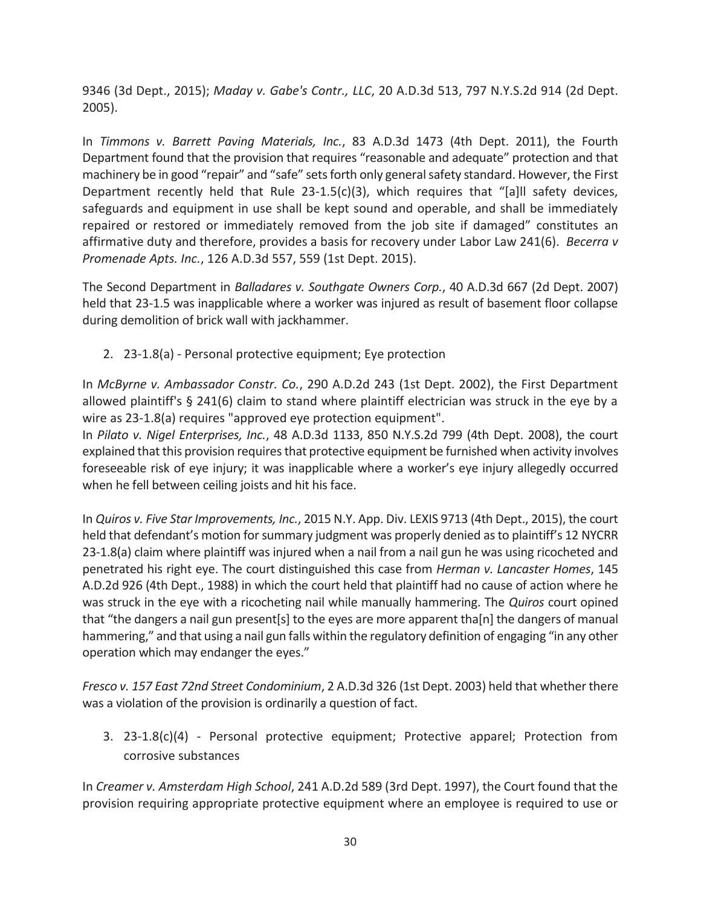9346 (3d Dept., 2015); *Maday v. Gabe's Contr., LLC*, 20 A.D.3d 513, 797 N.Y.S.2d 914 (2d Dept. 2005).

In *Timmons v. Barrett Paving Materials, Inc.*, 83 A.D.3d 1473 (4th Dept. 2011), the Fourth Department found that the provision that requires "reasonable and adequate" protection and that machinery be in good "repair" and "safe" sets forth only general safety standard. However, the First Department recently held that Rule 23-1.5(c)(3), which requires that "[a]ll safety devices, safeguards and equipment in use shall be kept sound and operable, and shall be immediately repaired or restored or immediately removed from the job site if damaged" constitutes an affirmative duty and therefore, provides a basis for recovery under Labor Law 241(6). *Becerra v Promenade Apts. Inc.*, 126 A.D.3d 557, 559 (1st Dept. 2015).

The Second Department in *Balladares v. Southgate Owners Corp.*, 40 A.D.3d 667 (2d Dept. 2007) held that 23-1.5 was inapplicable where a worker was injured as result of basement floor collapse during demolition of brick wall with jackhammer.

2. 23-1.8(a) - Personal protective equipment; Eye protection

In *McByrne v. Ambassador Constr. Co.*, 290 A.D.2d 243 (1st Dept. 2002), the First Department allowed plaintiff's § 241(6) claim to stand where plaintiff electrician was struck in the eye by a wire as 23-1.8(a) requires "approved eye protection equipment".
In *Pilato v. Nigel Enterprises, Inc.*, 48 A.D.3d 1133, 850 N.Y.S.2d 799 (4th Dept. 2008), the court explained that this provision requires that protective equipment be furnished when activity involves foreseeable risk of eye injury; it was inapplicable where a worker's eye injury allegedly occurred when he fell between ceiling joists and hit his face.

In *Quiros v. Five Star Improvements, Inc.*, 2015 N.Y. App. Div. LEXIS 9713 (4th Dept., 2015), the court held that defendant's motion for summary judgment was properly denied as to plaintiff's 12 NYCRR 23-1.8(a) claim where plaintiff was injured when a nail from a nail gun he was using ricocheted and penetrated his right eye. The court distinguished this case from *Herman v. Lancaster Homes*, 145 A.D.2d 926 (4th Dept., 1988) in which the court held that plaintiff had no cause of action where he was struck in the eye with a ricocheting nail while manually hammering. The *Quiros* court opined that "the dangers a nail gun present[s] to the eyes are more apparent tha[n] the dangers of manual hammering," and that using a nail gun falls within the regulatory definition of engaging "in any other operation which may endanger the eyes."

*Fresco v. 157 East 72nd Street Condominium*, 2 A.D.3d 326 (1st Dept. 2003) held that whether there was a violation of the provision is ordinarily a question of fact.

3. 23-1.8(c)(4) - Personal protective equipment; Protective apparel; Protection from corrosive substances

In *Creamer v. Amsterdam High School*, 241 A.D.2d 589 (3rd Dept. 1997), the Court found that the provision requiring appropriate protective equipment where an employee is required to use or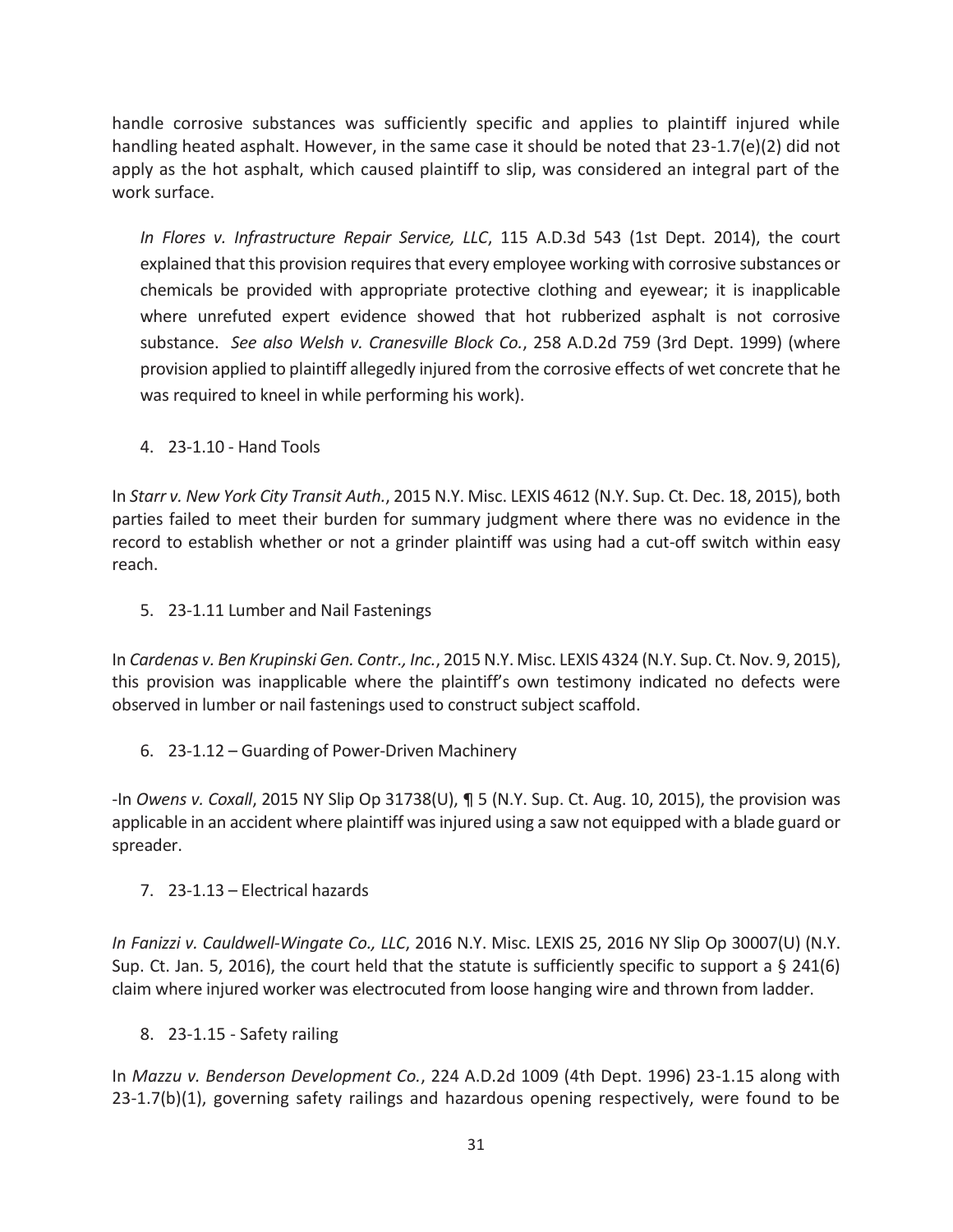handle corrosive substances was sufficiently specific and applies to plaintiff injured while handling heated asphalt. However, in the same case it should be noted that 23-1.7(e)(2) did not apply as the hot asphalt, which caused plaintiff to slip, was considered an integral part of the work surface.

> *In Flores v. Infrastructure Repair Service, LLC*, 115 A.D.3d 543 (1st Dept. 2014), the court explained that this provision requires that every employee working with corrosive substances or chemicals be provided with appropriate protective clothing and eyewear; it is inapplicable where unrefuted expert evidence showed that hot rubberized asphalt is not corrosive substance. *See also Welsh v. Cranesville Block Co.*, 258 A.D.2d 759 (3rd Dept. 1999) (where provision applied to plaintiff allegedly injured from the corrosive effects of wet concrete that he was required to kneel in while performing his work).

4. 23-1.10 - Hand Tools

In *Starr v. New York City Transit Auth.*, 2015 N.Y. Misc. LEXIS 4612 (N.Y. Sup. Ct. Dec. 18, 2015), both parties failed to meet their burden for summary judgment where there was no evidence in the record to establish whether or not a grinder plaintiff was using had a cut-off switch within easy reach.

5. 23-1.11 Lumber and Nail Fastenings

In *Cardenas v. Ben Krupinski Gen. Contr., Inc.*, 2015 N.Y. Misc. LEXIS 4324 (N.Y. Sup. Ct. Nov. 9, 2015), this provision was inapplicable where the plaintiff's own testimony indicated no defects were observed in lumber or nail fastenings used to construct subject scaffold.

6. 23-1.12 – Guarding of Power-Driven Machinery

-In *Owens v. Coxall*, 2015 NY Slip Op 31738(U), ¶ 5 (N.Y. Sup. Ct. Aug. 10, 2015), the provision was applicable in an accident where plaintiff was injured using a saw not equipped with a blade guard or spreader.

7. 23-1.13 – Electrical hazards

*In Fanizzi v. Cauldwell-Wingate Co., LLC*, 2016 N.Y. Misc. LEXIS 25, 2016 NY Slip Op 30007(U) (N.Y. Sup. Ct. Jan. 5, 2016), the court held that the statute is sufficiently specific to support a § 241(6) claim where injured worker was electrocuted from loose hanging wire and thrown from ladder.

8. 23-1.15 - Safety railing

In *Mazzu v. Benderson Development Co.*, 224 A.D.2d 1009 (4th Dept. 1996) 23-1.15 along with 23-1.7(b)(1), governing safety railings and hazardous opening respectively, were found to be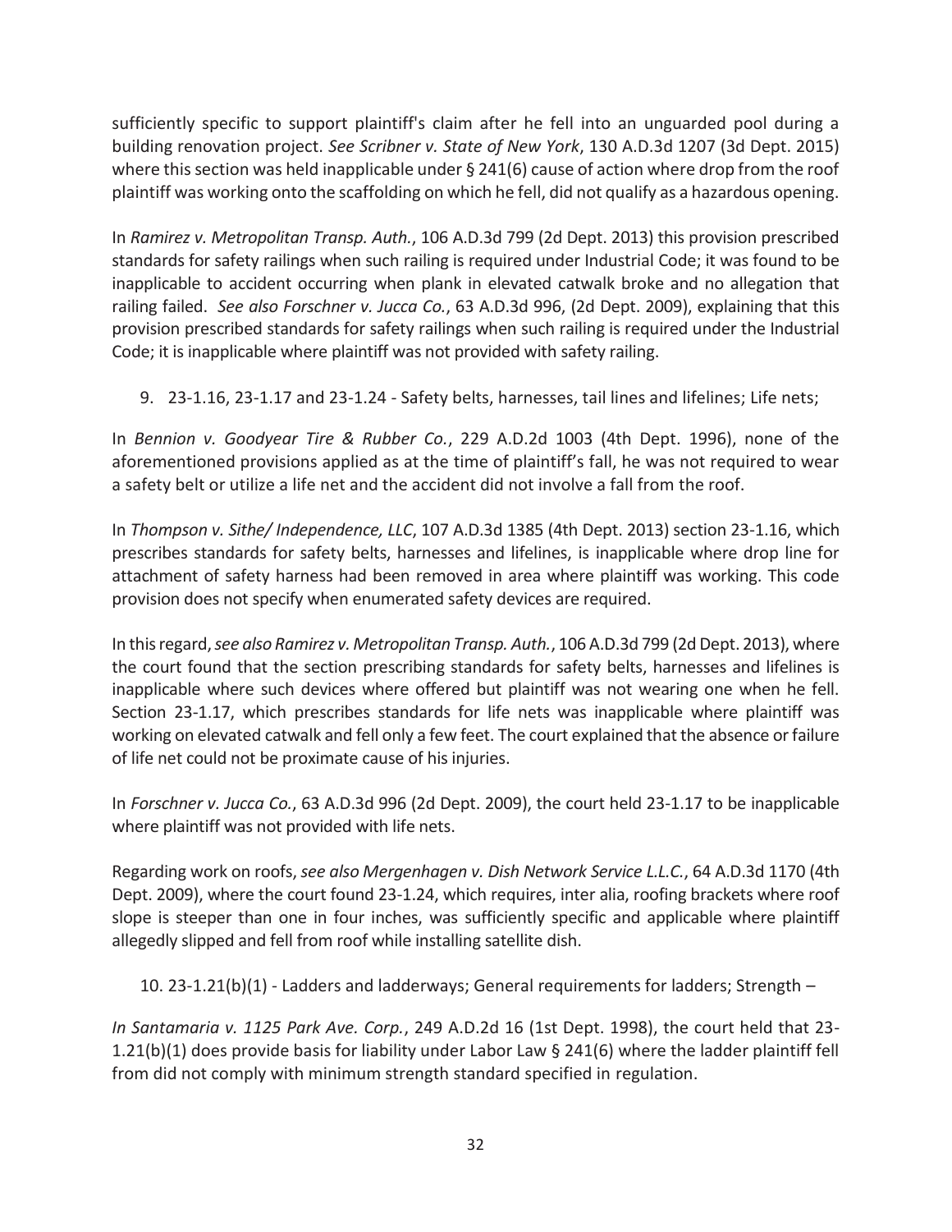sufficiently specific to support plaintiff's claim after he fell into an unguarded pool during a building renovation project. *See Scribner v. State of New York*, 130 A.D.3d 1207 (3d Dept. 2015) where this section was held inapplicable under § 241(6) cause of action where drop from the roof plaintiff was working onto the scaffolding on which he fell, did not qualify as a hazardous opening.

In *Ramirez v. Metropolitan Transp. Auth.*, 106 A.D.3d 799 (2d Dept. 2013) this provision prescribed standards for safety railings when such railing is required under Industrial Code; it was found to be inapplicable to accident occurring when plank in elevated catwalk broke and no allegation that railing failed. *See also Forschner v. Jucca Co.*, 63 A.D.3d 996, (2d Dept. 2009), explaining that this provision prescribed standards for safety railings when such railing is required under the Industrial Code; it is inapplicable where plaintiff was not provided with safety railing.

9. 23-1.16, 23-1.17 and 23-1.24 - Safety belts, harnesses, tail lines and lifelines; Life nets;

In *Bennion v. Goodyear Tire & Rubber Co.*, 229 A.D.2d 1003 (4th Dept. 1996), none of the aforementioned provisions applied as at the time of plaintiff's fall, he was not required to wear a safety belt or utilize a life net and the accident did not involve a fall from the roof.

In *Thompson v. Sithe/ Independence, LLC*, 107 A.D.3d 1385 (4th Dept. 2013) section 23-1.16, which prescribes standards for safety belts, harnesses and lifelines, is inapplicable where drop line for attachment of safety harness had been removed in area where plaintiff was working. This code provision does not specify when enumerated safety devices are required.

In this regard, *see also Ramirez v. Metropolitan Transp. Auth.*, 106 A.D.3d 799 (2d Dept. 2013), where the court found that the section prescribing standards for safety belts, harnesses and lifelines is inapplicable where such devices where offered but plaintiff was not wearing one when he fell. Section 23-1.17, which prescribes standards for life nets was inapplicable where plaintiff was working on elevated catwalk and fell only a few feet. The court explained that the absence or failure of life net could not be proximate cause of his injuries.

In *Forschner v. Jucca Co.*, 63 A.D.3d 996 (2d Dept. 2009), the court held 23-1.17 to be inapplicable where plaintiff was not provided with life nets.

Regarding work on roofs, *see also Mergenhagen v. Dish Network Service L.L.C.*, 64 A.D.3d 1170 (4th Dept. 2009), where the court found 23-1.24, which requires, inter alia, roofing brackets where roof slope is steeper than one in four inches, was sufficiently specific and applicable where plaintiff allegedly slipped and fell from roof while installing satellite dish.

10. 23-1.21(b)(1) - Ladders and ladderways; General requirements for ladders; Strength –

*In Santamaria v. 1125 Park Ave. Corp.*, 249 A.D.2d 16 (1st Dept. 1998), the court held that 23-1.21(b)(1) does provide basis for liability under Labor Law § 241(6) where the ladder plaintiff fell from did not comply with minimum strength standard specified in regulation.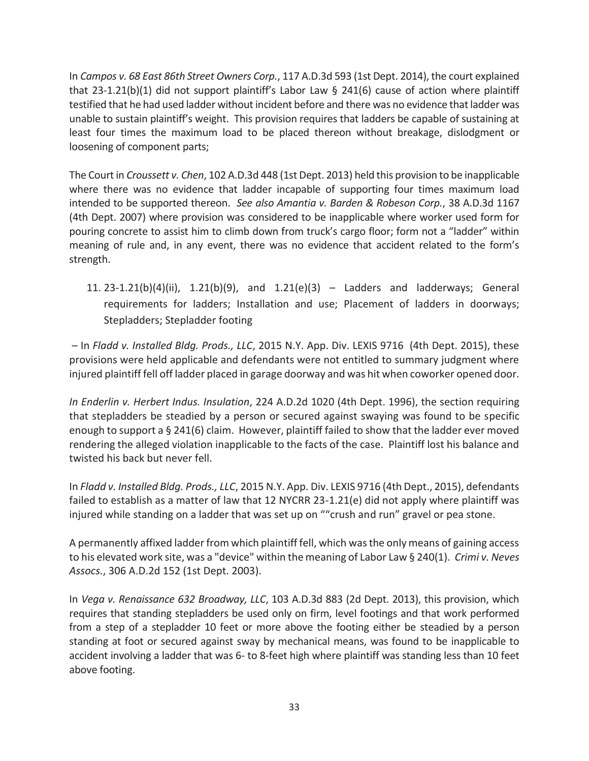In *Campos v. 68 East 86th Street Owners Corp.*, 117 A.D.3d 593 (1st Dept. 2014), the court explained that 23-1.21(b)(1) did not support plaintiff's Labor Law § 241(6) cause of action where plaintiff testified that he had used ladder without incident before and there was no evidence that ladder was unable to sustain plaintiff's weight. This provision requires that ladders be capable of sustaining at least four times the maximum load to be placed thereon without breakage, dislodgment or loosening of component parts;

The Court in *Croussett v. Chen*, 102 A.D.3d 448 (1st Dept. 2013) held this provision to be inapplicable where there was no evidence that ladder incapable of supporting four times maximum load intended to be supported thereon. *See also Amantia v. Barden & Robeson Corp.*, 38 A.D.3d 1167 (4th Dept. 2007) where provision was considered to be inapplicable where worker used form for pouring concrete to assist him to climb down from truck's cargo floor; form not a "ladder" within meaning of rule and, in any event, there was no evidence that accident related to the form's strength.

11. 23-1.21(b)(4)(ii), 1.21(b)(9), and 1.21(e)(3) – Ladders and ladderways; General requirements for ladders; Installation and use; Placement of ladders in doorways; Stepladders; Stepladder footing

– In *Fladd v. Installed Bldg. Prods., LLC*, 2015 N.Y. App. Div. LEXIS 9716 (4th Dept. 2015), these provisions were held applicable and defendants were not entitled to summary judgment where injured plaintiff fell off ladder placed in garage doorway and was hit when coworker opened door.

*In Enderlin v. Herbert Indus. Insulation*, 224 A.D.2d 1020 (4th Dept. 1996), the section requiring that stepladders be steadied by a person or secured against swaying was found to be specific enough to support a § 241(6) claim. However, plaintiff failed to show that the ladder ever moved rendering the alleged violation inapplicable to the facts of the case. Plaintiff lost his balance and twisted his back but never fell.

In *Fladd v. Installed Bldg. Prods., LLC*, 2015 N.Y. App. Div. LEXIS 9716 (4th Dept., 2015), defendants failed to establish as a matter of law that 12 NYCRR 23-1.21(e) did not apply where plaintiff was injured while standing on a ladder that was set up on ""crush and run" gravel or pea stone.

A permanently affixed ladder from which plaintiff fell, which was the only means of gaining access to his elevated work site, was a "device" within the meaning of Labor Law § 240(1). *Crimi v. Neves Assocs.*, 306 A.D.2d 152 (1st Dept. 2003).

In *Vega v. Renaissance 632 Broadway, LLC*, 103 A.D.3d 883 (2d Dept. 2013), this provision, which requires that standing stepladders be used only on firm, level footings and that work performed from a step of a stepladder 10 feet or more above the footing either be steadied by a person standing at foot or secured against sway by mechanical means, was found to be inapplicable to accident involving a ladder that was 6- to 8-feet high where plaintiff was standing less than 10 feet above footing.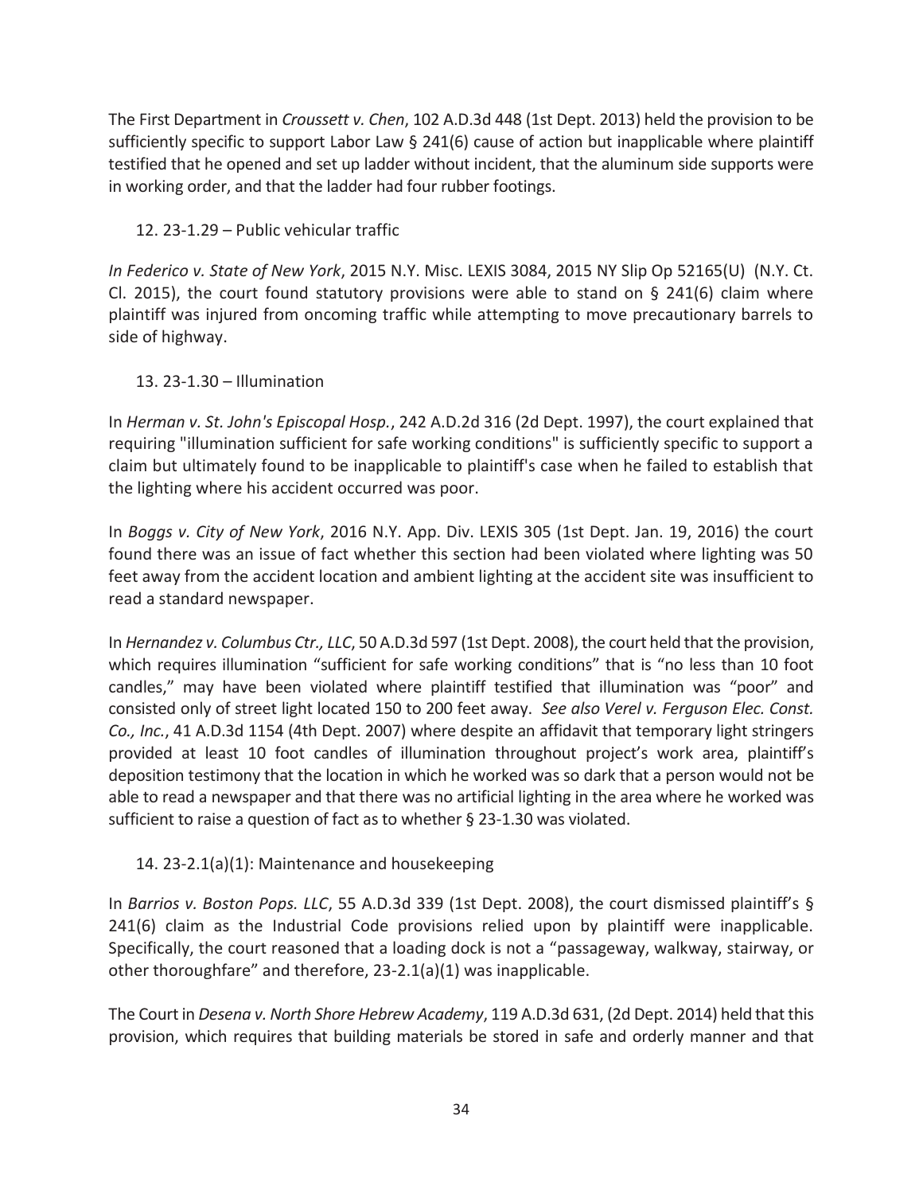The First Department in *Croussett v. Chen*, 102 A.D.3d 448 (1st Dept. 2013) held the provision to be sufficiently specific to support Labor Law § 241(6) cause of action but inapplicable where plaintiff testified that he opened and set up ladder without incident, that the aluminum side supports were in working order, and that the ladder had four rubber footings.

12. 23-1.29 – Public vehicular traffic

*In Federico v. State of New York*, 2015 N.Y. Misc. LEXIS 3084, 2015 NY Slip Op 52165(U) (N.Y. Ct. Cl. 2015), the court found statutory provisions were able to stand on § 241(6) claim where plaintiff was injured from oncoming traffic while attempting to move precautionary barrels to side of highway.

13. 23-1.30 – Illumination

In *Herman v. St. John's Episcopal Hosp.*, 242 A.D.2d 316 (2d Dept. 1997), the court explained that requiring "illumination sufficient for safe working conditions" is sufficiently specific to support a claim but ultimately found to be inapplicable to plaintiff's case when he failed to establish that the lighting where his accident occurred was poor.

In *Boggs v. City of New York*, 2016 N.Y. App. Div. LEXIS 305 (1st Dept. Jan. 19, 2016) the court found there was an issue of fact whether this section had been violated where lighting was 50 feet away from the accident location and ambient lighting at the accident site was insufficient to read a standard newspaper.

In *Hernandez v. Columbus Ctr., LLC*, 50 A.D.3d 597 (1st Dept. 2008), the court held that the provision, which requires illumination "sufficient for safe working conditions" that is "no less than 10 foot candles," may have been violated where plaintiff testified that illumination was "poor" and consisted only of street light located 150 to 200 feet away. *See also Verel v. Ferguson Elec. Const. Co., Inc.*, 41 A.D.3d 1154 (4th Dept. 2007) where despite an affidavit that temporary light stringers provided at least 10 foot candles of illumination throughout project's work area, plaintiff's deposition testimony that the location in which he worked was so dark that a person would not be able to read a newspaper and that there was no artificial lighting in the area where he worked was sufficient to raise a question of fact as to whether § 23-1.30 was violated.

14. 23-2.1(a)(1): Maintenance and housekeeping

In *Barrios v. Boston Pops. LLC*, 55 A.D.3d 339 (1st Dept. 2008), the court dismissed plaintiff's § 241(6) claim as the Industrial Code provisions relied upon by plaintiff were inapplicable. Specifically, the court reasoned that a loading dock is not a "passageway, walkway, stairway, or other thoroughfare" and therefore, 23-2.1(a)(1) was inapplicable.

The Court in *Desena v. North Shore Hebrew Academy*, 119 A.D.3d 631, (2d Dept. 2014) held that this provision, which requires that building materials be stored in safe and orderly manner and that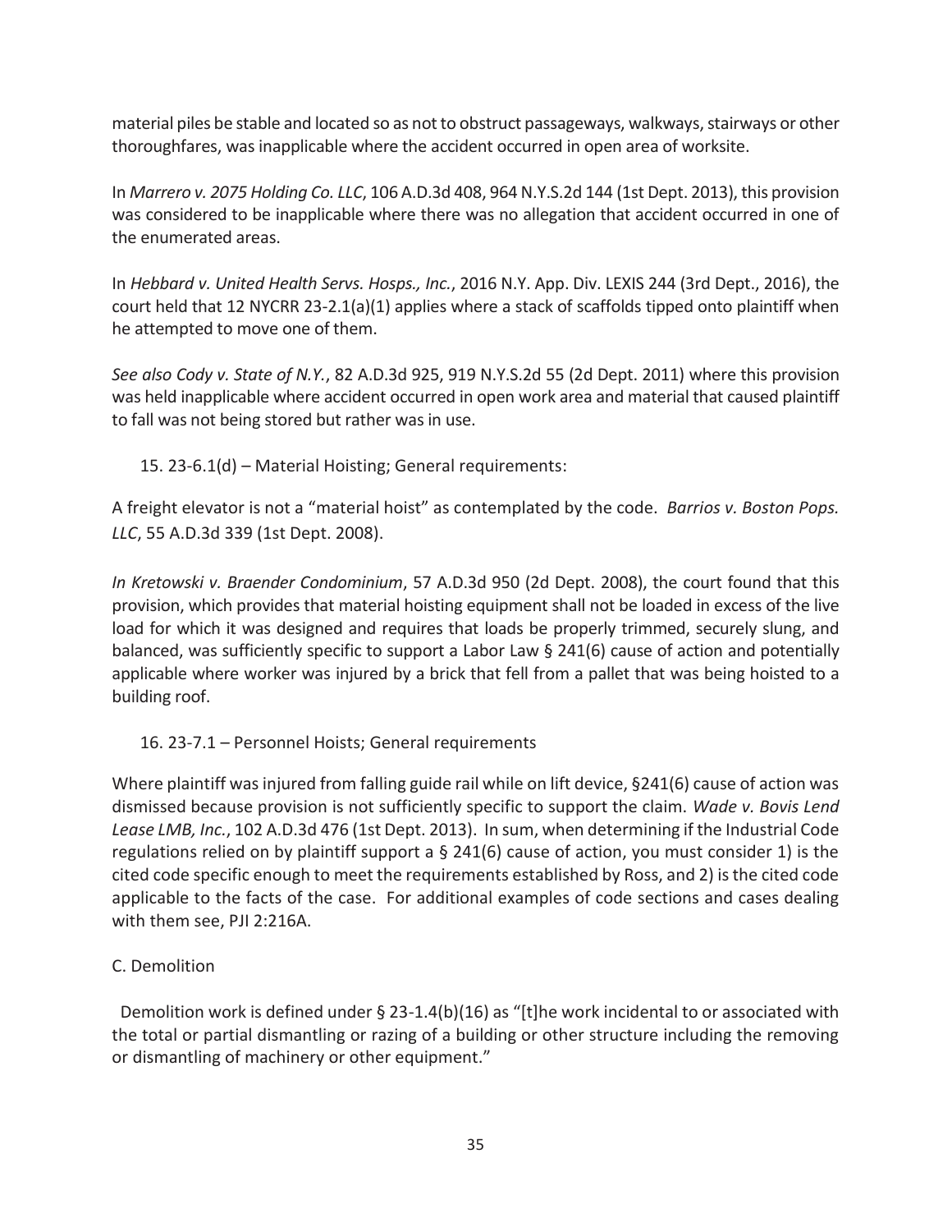material piles be stable and located so as not to obstruct passageways, walkways, stairways or other thoroughfares, was inapplicable where the accident occurred in open area of worksite.

In *Marrero v. 2075 Holding Co. LLC*, 106 A.D.3d 408, 964 N.Y.S.2d 144 (1st Dept. 2013), this provision was considered to be inapplicable where there was no allegation that accident occurred in one of the enumerated areas.

In *Hebbard v. United Health Servs. Hosps., Inc.*, 2016 N.Y. App. Div. LEXIS 244 (3rd Dept., 2016), the court held that 12 NYCRR 23-2.1(a)(1) applies where a stack of scaffolds tipped onto plaintiff when he attempted to move one of them.

*See also Cody v. State of N.Y.*, 82 A.D.3d 925, 919 N.Y.S.2d 55 (2d Dept. 2011) where this provision was held inapplicable where accident occurred in open work area and material that caused plaintiff to fall was not being stored but rather was in use.

15. 23-6.1(d) – Material Hoisting; General requirements:

A freight elevator is not a "material hoist" as contemplated by the code. *Barrios v. Boston Pops. LLC*, 55 A.D.3d 339 (1st Dept. 2008).

*In Kretowski v. Braender Condominium*, 57 A.D.3d 950 (2d Dept. 2008), the court found that this provision, which provides that material hoisting equipment shall not be loaded in excess of the live load for which it was designed and requires that loads be properly trimmed, securely slung, and balanced, was sufficiently specific to support a Labor Law § 241(6) cause of action and potentially applicable where worker was injured by a brick that fell from a pallet that was being hoisted to a building roof.

16. 23-7.1 – Personnel Hoists; General requirements

Where plaintiff was injured from falling guide rail while on lift device, §241(6) cause of action was dismissed because provision is not sufficiently specific to support the claim. *Wade v. Bovis Lend Lease LMB, Inc.*, 102 A.D.3d 476 (1st Dept. 2013). In sum, when determining if the Industrial Code regulations relied on by plaintiff support a § 241(6) cause of action, you must consider 1) is the cited code specific enough to meet the requirements established by Ross, and 2) is the cited code applicable to the facts of the case. For additional examples of code sections and cases dealing with them see, PJI 2:216A.

C. Demolition

Demolition work is defined under § 23-1.4(b)(16) as "[t]he work incidental to or associated with the total or partial dismantling or razing of a building or other structure including the removing or dismantling of machinery or other equipment."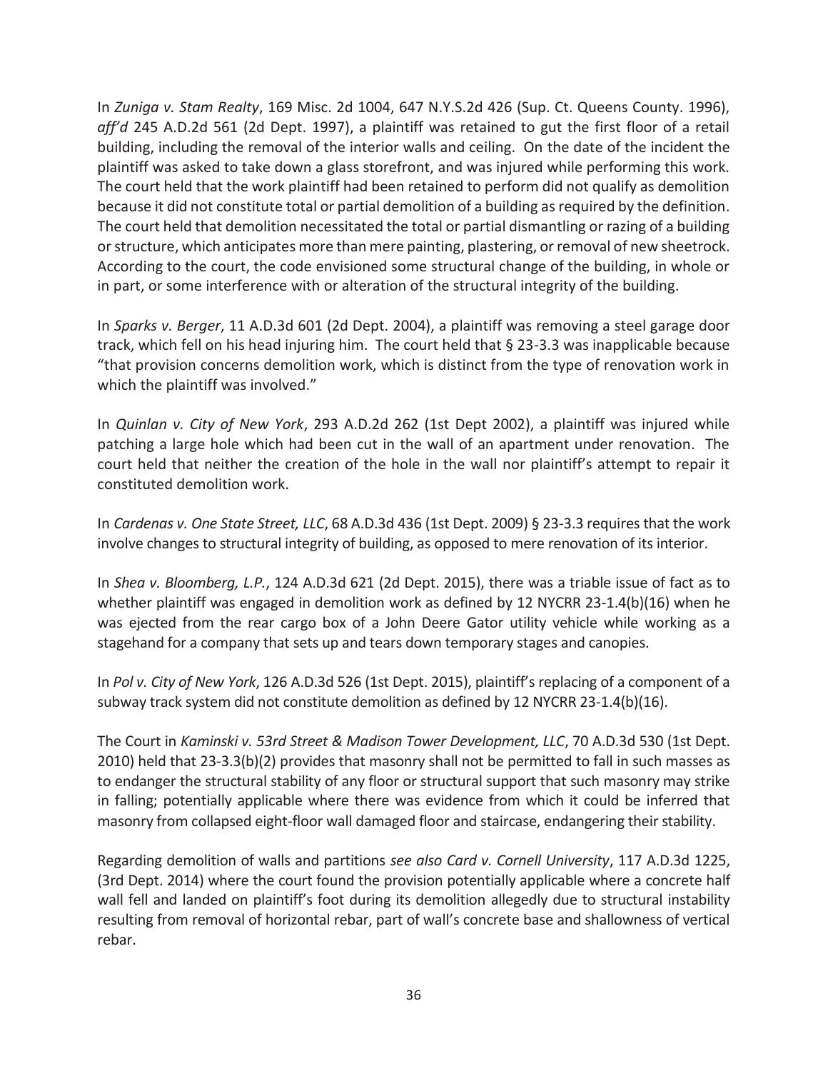In *Zuniga v. Stam Realty*, 169 Misc. 2d 1004, 647 N.Y.S.2d 426 (Sup. Ct. Queens County. 1996), *aff'd* 245 A.D.2d 561 (2d Dept. 1997), a plaintiff was retained to gut the first floor of a retail building, including the removal of the interior walls and ceiling. On the date of the incident the plaintiff was asked to take down a glass storefront, and was injured while performing this work. The court held that the work plaintiff had been retained to perform did not qualify as demolition because it did not constitute total or partial demolition of a building as required by the definition. The court held that demolition necessitated the total or partial dismantling or razing of a building or structure, which anticipates more than mere painting, plastering, or removal of new sheetrock. According to the court, the code envisioned some structural change of the building, in whole or in part, or some interference with or alteration of the structural integrity of the building.

In *Sparks v. Berger*, 11 A.D.3d 601 (2d Dept. 2004), a plaintiff was removing a steel garage door track, which fell on his head injuring him. The court held that § 23-3.3 was inapplicable because "that provision concerns demolition work, which is distinct from the type of renovation work in which the plaintiff was involved."

In *Quinlan v. City of New York*, 293 A.D.2d 262 (1st Dept 2002), a plaintiff was injured while patching a large hole which had been cut in the wall of an apartment under renovation. The court held that neither the creation of the hole in the wall nor plaintiff's attempt to repair it constituted demolition work.

In *Cardenas v. One State Street, LLC*, 68 A.D.3d 436 (1st Dept. 2009) § 23-3.3 requires that the work involve changes to structural integrity of building, as opposed to mere renovation of its interior.

In *Shea v. Bloomberg, L.P.*, 124 A.D.3d 621 (2d Dept. 2015), there was a triable issue of fact as to whether plaintiff was engaged in demolition work as defined by 12 NYCRR 23-1.4(b)(16) when he was ejected from the rear cargo box of a John Deere Gator utility vehicle while working as a stagehand for a company that sets up and tears down temporary stages and canopies.

In *Pol v. City of New York*, 126 A.D.3d 526 (1st Dept. 2015), plaintiff's replacing of a component of a subway track system did not constitute demolition as defined by 12 NYCRR 23-1.4(b)(16).

The Court in *Kaminski v. 53rd Street & Madison Tower Development, LLC*, 70 A.D.3d 530 (1st Dept. 2010) held that 23-3.3(b)(2) provides that masonry shall not be permitted to fall in such masses as to endanger the structural stability of any floor or structural support that such masonry may strike in falling; potentially applicable where there was evidence from which it could be inferred that masonry from collapsed eight-floor wall damaged floor and staircase, endangering their stability.

Regarding demolition of walls and partitions *see also Card v. Cornell University*, 117 A.D.3d 1225, (3rd Dept. 2014) where the court found the provision potentially applicable where a concrete half wall fell and landed on plaintiff's foot during its demolition allegedly due to structural instability resulting from removal of horizontal rebar, part of wall's concrete base and shallowness of vertical rebar.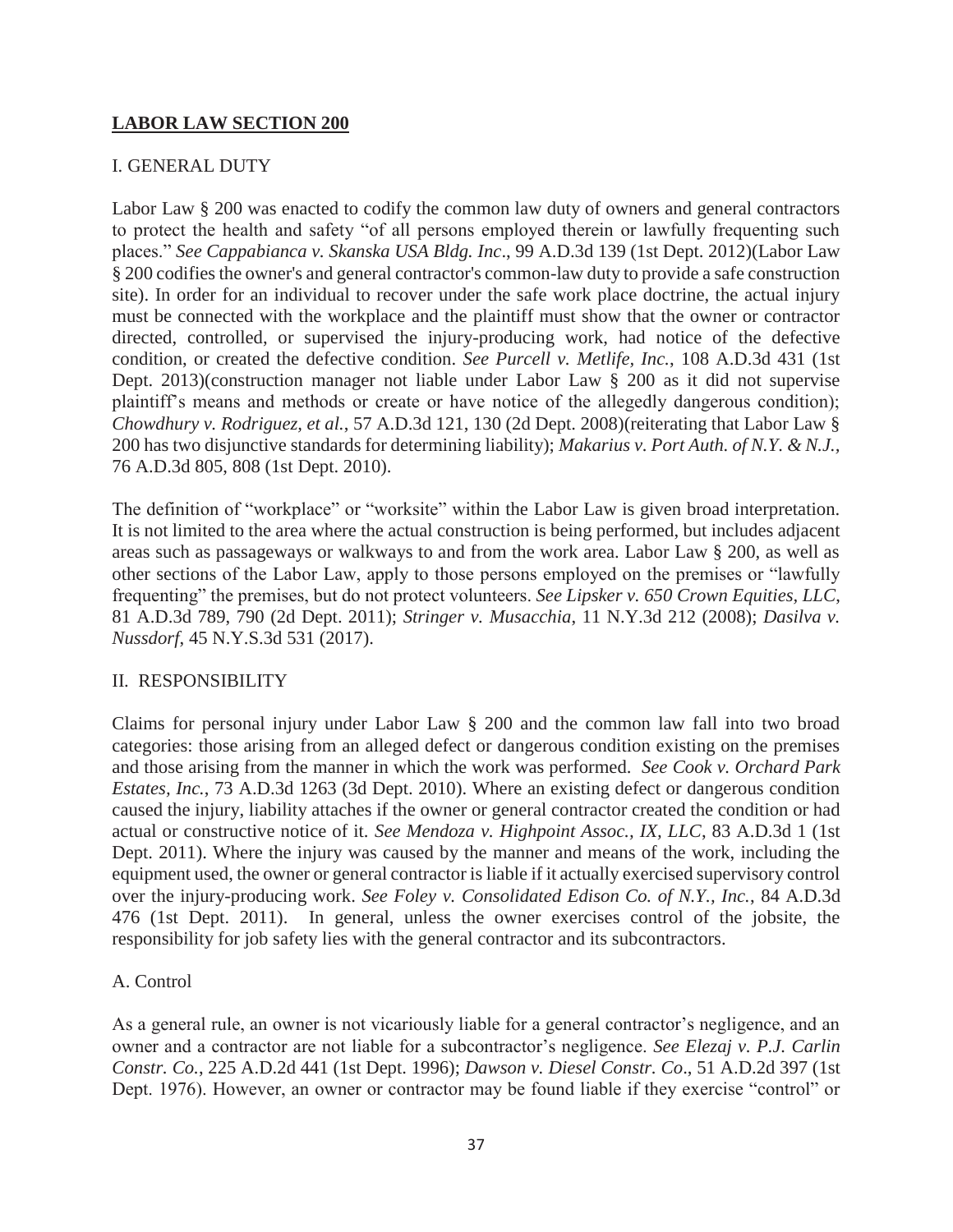## **LABOR LAW SECTION 200**

I. GENERAL DUTY

Labor Law § 200 was enacted to codify the common law duty of owners and general contractors to protect the health and safety "of all persons employed therein or lawfully frequenting such places." *See Cappabianca v. Skanska USA Bldg. Inc*., 99 A.D.3d 139 (1st Dept. 2012)(Labor Law § 200 codifies the owner's and general contractor's common-law duty to provide a safe construction site). In order for an individual to recover under the safe work place doctrine, the actual injury must be connected with the workplace and the plaintiff must show that the owner or contractor directed, controlled, or supervised the injury-producing work, had notice of the defective condition, or created the defective condition. *See Purcell v. Metlife, Inc.*, 108 A.D.3d 431 (1st Dept. 2013)(construction manager not liable under Labor Law § 200 as it did not supervise plaintiff's means and methods or create or have notice of the allegedly dangerous condition); *Chowdhury v. Rodriguez, et al.*, 57 A.D.3d 121, 130 (2d Dept. 2008)(reiterating that Labor Law § 200 has two disjunctive standards for determining liability); *Makarius v. Port Auth. of N.Y. & N.J.*, 76 A.D.3d 805, 808 (1st Dept. 2010).

The definition of "workplace" or "worksite" within the Labor Law is given broad interpretation. It is not limited to the area where the actual construction is being performed, but includes adjacent areas such as passageways or walkways to and from the work area. Labor Law § 200, as well as other sections of the Labor Law, apply to those persons employed on the premises or "lawfully frequenting" the premises, but do not protect volunteers. *See Lipsker v. 650 Crown Equities, LLC*, 81 A.D.3d 789, 790 (2d Dept. 2011); *Stringer v. Musacchia*, 11 N.Y.3d 212 (2008); *Dasilva v. Nussdorf*, 45 N.Y.S.3d 531 (2017).

II. RESPONSIBILITY

Claims for personal injury under Labor Law § 200 and the common law fall into two broad categories: those arising from an alleged defect or dangerous condition existing on the premises and those arising from the manner in which the work was performed. *See Cook v. Orchard Park Estates, Inc.*, 73 A.D.3d 1263 (3d Dept. 2010). Where an existing defect or dangerous condition caused the injury, liability attaches if the owner or general contractor created the condition or had actual or constructive notice of it. *See Mendoza v. Highpoint Assoc., IX, LLC*, 83 A.D.3d 1 (1st Dept. 2011). Where the injury was caused by the manner and means of the work, including the equipment used, the owner or general contractor is liable if it actually exercised supervisory control over the injury-producing work. *See Foley v. Consolidated Edison Co. of N.Y., Inc.*, 84 A.D.3d 476 (1st Dept. 2011). In general, unless the owner exercises control of the jobsite, the responsibility for job safety lies with the general contractor and its subcontractors.

A. Control

As a general rule, an owner is not vicariously liable for a general contractor's negligence, and an owner and a contractor are not liable for a subcontractor's negligence. *See Elezaj v. P.J. Carlin Constr. Co.*, 225 A.D.2d 441 (1st Dept. 1996); *Dawson v. Diesel Constr. Co*., 51 A.D.2d 397 (1st Dept. 1976). However, an owner or contractor may be found liable if they exercise "control" or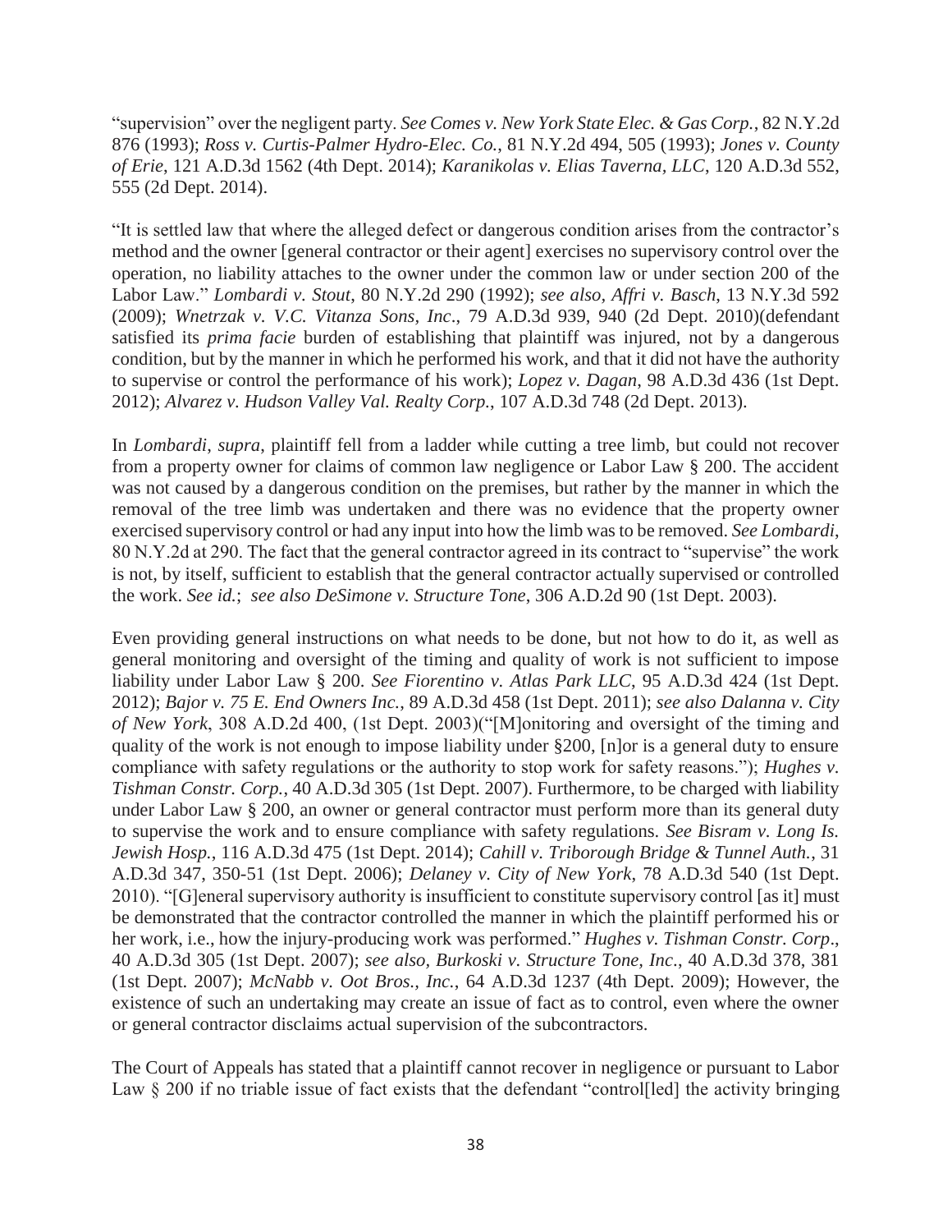"supervision" over the negligent party. *See Comes v. New York State Elec. & Gas Corp.*, 82 N.Y.2d 876 (1993); *Ross v. Curtis-Palmer Hydro-Elec. Co.*, 81 N.Y.2d 494, 505 (1993); *Jones v. County of Erie*, 121 A.D.3d 1562 (4th Dept. 2014); *Karanikolas v. Elias Taverna, LLC*, 120 A.D.3d 552, 555 (2d Dept. 2014).

"It is settled law that where the alleged defect or dangerous condition arises from the contractor's method and the owner [general contractor or their agent] exercises no supervisory control over the operation, no liability attaches to the owner under the common law or under section 200 of the Labor Law." *Lombardi v. Stout*, 80 N.Y.2d 290 (1992); *see also, Affri v. Basch*, 13 N.Y.3d 592 (2009); *Wnetrzak v. V.C. Vitanza Sons, Inc*., 79 A.D.3d 939, 940 (2d Dept. 2010)(defendant satisfied its *prima facie* burden of establishing that plaintiff was injured, not by a dangerous condition, but by the manner in which he performed his work, and that it did not have the authority to supervise or control the performance of his work); *Lopez v. Dagan*, 98 A.D.3d 436 (1st Dept. 2012); *Alvarez v. Hudson Valley Val. Realty Corp.*, 107 A.D.3d 748 (2d Dept. 2013).

In *Lombardi*, *supra*, plaintiff fell from a ladder while cutting a tree limb, but could not recover from a property owner for claims of common law negligence or Labor Law § 200. The accident was not caused by a dangerous condition on the premises, but rather by the manner in which the removal of the tree limb was undertaken and there was no evidence that the property owner exercised supervisory control or had any input into how the limb was to be removed. *See Lombardi*, 80 N.Y.2d at 290. The fact that the general contractor agreed in its contract to "supervise" the work is not, by itself, sufficient to establish that the general contractor actually supervised or controlled the work. *See id.*; *see also DeSimone v. Structure Tone*, 306 A.D.2d 90 (1st Dept. 2003).

Even providing general instructions on what needs to be done, but not how to do it, as well as general monitoring and oversight of the timing and quality of work is not sufficient to impose liability under Labor Law § 200. *See Fiorentino v. Atlas Park LLC*, 95 A.D.3d 424 (1st Dept. 2012); *Bajor v. 75 E. End Owners Inc.*, 89 A.D.3d 458 (1st Dept. 2011); *see also Dalanna v. City of New York*, 308 A.D.2d 400, (1st Dept. 2003)("[M]onitoring and oversight of the timing and quality of the work is not enough to impose liability under §200, [n]or is a general duty to ensure compliance with safety regulations or the authority to stop work for safety reasons."); *Hughes v. Tishman Constr. Corp.*, 40 A.D.3d 305 (1st Dept. 2007). Furthermore, to be charged with liability under Labor Law § 200, an owner or general contractor must perform more than its general duty to supervise the work and to ensure compliance with safety regulations. *See Bisram v. Long Is. Jewish Hosp.*, 116 A.D.3d 475 (1st Dept. 2014); *Cahill v. Triborough Bridge & Tunnel Auth.*, 31 A.D.3d 347, 350-51 (1st Dept. 2006); *Delaney v. City of New York*, 78 A.D.3d 540 (1st Dept. 2010). "[G]eneral supervisory authority is insufficient to constitute supervisory control [as it] must be demonstrated that the contractor controlled the manner in which the plaintiff performed his or her work, i.e., how the injury-producing work was performed." *Hughes v. Tishman Constr. Corp*., 40 A.D.3d 305 (1st Dept. 2007); *see also*, *Burkoski v. Structure Tone, Inc*., 40 A.D.3d 378, 381 (1st Dept. 2007); *McNabb v. Oot Bros., Inc.*, 64 A.D.3d 1237 (4th Dept. 2009); However, the existence of such an undertaking may create an issue of fact as to control, even where the owner or general contractor disclaims actual supervision of the subcontractors.

The Court of Appeals has stated that a plaintiff cannot recover in negligence or pursuant to Labor Law § 200 if no triable issue of fact exists that the defendant "control[led] the activity bringing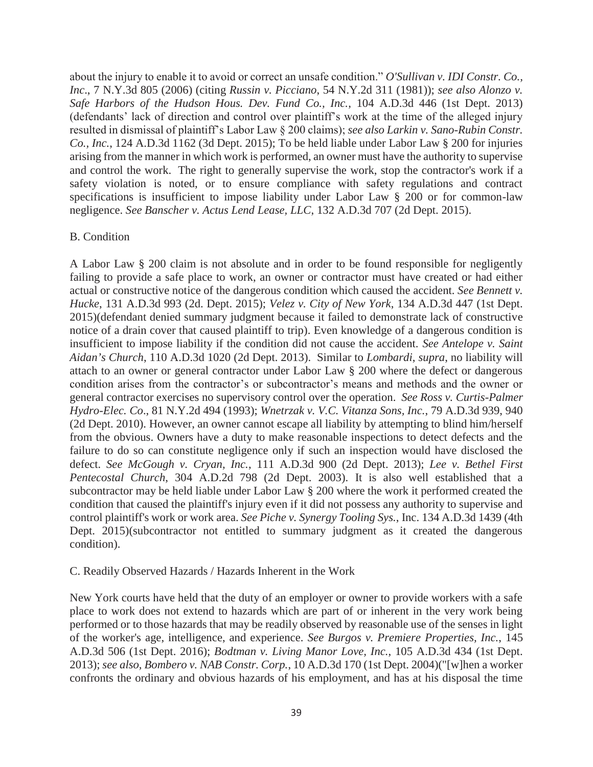about the injury to enable it to avoid or correct an unsafe condition." *O'Sullivan v. IDI Constr. Co., Inc*., 7 N.Y.3d 805 (2006) (citing *Russin v. Picciano*, 54 N.Y.2d 311 (1981)); *see also Alonzo v. Safe Harbors of the Hudson Hous. Dev. Fund Co., Inc.*, 104 A.D.3d 446 (1st Dept. 2013) (defendants' lack of direction and control over plaintiff's work at the time of the alleged injury resulted in dismissal of plaintiff's Labor Law § 200 claims); *see also Larkin v. Sano-Rubin Constr. Co., Inc.*, 124 A.D.3d 1162 (3d Dept. 2015); To be held liable under Labor Law § 200 for injuries arising from the manner in which work is performed, an owner must have the authority to supervise and control the work. The right to generally supervise the work, stop the contractor's work if a safety violation is noted, or to ensure compliance with safety regulations and contract specifications is insufficient to impose liability under Labor Law § 200 or for common-law negligence. *See Banscher v. Actus Lend Lease, LLC*, 132 A.D.3d 707 (2d Dept. 2015).

B. Condition

A Labor Law § 200 claim is not absolute and in order to be found responsible for negligently failing to provide a safe place to work, an owner or contractor must have created or had either actual or constructive notice of the dangerous condition which caused the accident. *See Bennett v. Hucke*, 131 A.D.3d 993 (2d. Dept. 2015); *Velez v. City of New York*, 134 A.D.3d 447 (1st Dept. 2015)(defendant denied summary judgment because it failed to demonstrate lack of constructive notice of a drain cover that caused plaintiff to trip). Even knowledge of a dangerous condition is insufficient to impose liability if the condition did not cause the accident. *See Antelope v. Saint Aidan's Church*, 110 A.D.3d 1020 (2d Dept. 2013). Similar to *Lombardi*, *supra*, no liability will attach to an owner or general contractor under Labor Law § 200 where the defect or dangerous condition arises from the contractor's or subcontractor's means and methods and the owner or general contractor exercises no supervisory control over the operation. *See Ross v. Curtis-Palmer Hydro-Elec. Co*., 81 N.Y.2d 494 (1993); *Wnetrzak v. V.C. Vitanza Sons, Inc.*, 79 A.D.3d 939, 940 (2d Dept. 2010). However, an owner cannot escape all liability by attempting to blind him/herself from the obvious. Owners have a duty to make reasonable inspections to detect defects and the failure to do so can constitute negligence only if such an inspection would have disclosed the defect. *See McGough v. Cryan, Inc.*, 111 A.D.3d 900 (2d Dept. 2013); *Lee v. Bethel First Pentecostal Church*, 304 A.D.2d 798 (2d Dept. 2003). It is also well established that a subcontractor may be held liable under Labor Law § 200 where the work it performed created the condition that caused the plaintiff's injury even if it did not possess any authority to supervise and control plaintiff's work or work area. *See Piche v. Synergy Tooling Sys.*, Inc. 134 A.D.3d 1439 (4th Dept. 2015)(subcontractor not entitled to summary judgment as it created the dangerous condition).

C. Readily Observed Hazards / Hazards Inherent in the Work

New York courts have held that the duty of an employer or owner to provide workers with a safe place to work does not extend to hazards which are part of or inherent in the very work being performed or to those hazards that may be readily observed by reasonable use of the senses in light of the worker's age, intelligence, and experience. *See Burgos v. Premiere Properties, Inc.*, 145 A.D.3d 506 (1st Dept. 2016); *Bodtman v. Living Manor Love, Inc.*, 105 A.D.3d 434 (1st Dept. 2013); *see also, Bombero v. NAB Constr. Corp.*, 10 A.D.3d 170 (1st Dept. 2004)("[w]hen a worker confronts the ordinary and obvious hazards of his employment, and has at his disposal the time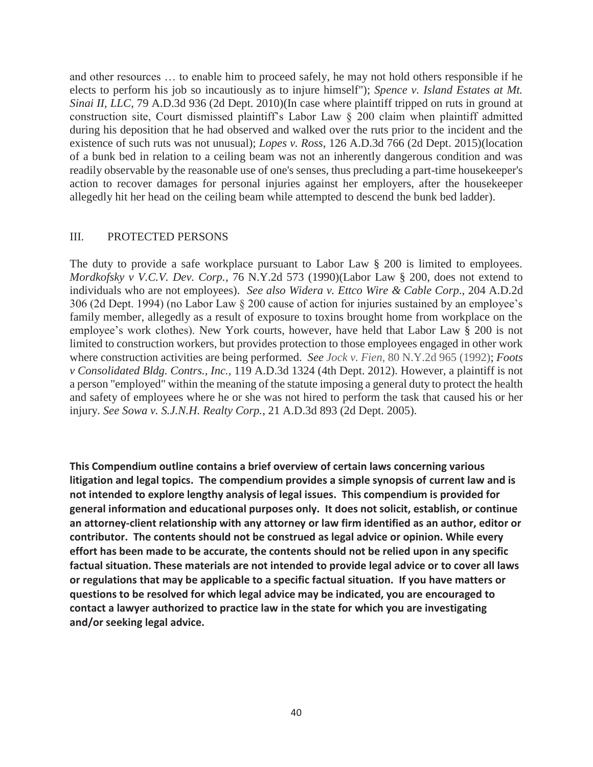and other resources … to enable him to proceed safely, he may not hold others responsible if he elects to perform his job so incautiously as to injure himself"); *Spence v. Island Estates at Mt. Sinai II, LLC*, 79 A.D.3d 936 (2d Dept. 2010)(In case where plaintiff tripped on ruts in ground at construction site, Court dismissed plaintiff's Labor Law § 200 claim when plaintiff admitted during his deposition that he had observed and walked over the ruts prior to the incident and the existence of such ruts was not unusual); *Lopes v. Ross*, 126 A.D.3d 766 (2d Dept. 2015)(location of a bunk bed in relation to a ceiling beam was not an inherently dangerous condition and was readily observable by the reasonable use of one's senses, thus precluding a part-time housekeeper's action to recover damages for personal injuries against her employers, after the housekeeper allegedly hit her head on the ceiling beam while attempted to descend the bunk bed ladder).

## III. PROTECTED PERSONS

The duty to provide a safe workplace pursuant to Labor Law § 200 is limited to employees. *Mordkofsky v V.C.V. Dev. Corp.*, 76 N.Y.2d 573 (1990)(Labor Law § 200, does not extend to individuals who are not employees). *See also Widera v. Ettco Wire & Cable Corp*., 204 A.D.2d 306 (2d Dept. 1994) (no Labor Law § 200 cause of action for injuries sustained by an employee's family member, allegedly as a result of exposure to toxins brought home from workplace on the employee's work clothes). New York courts, however, have held that Labor Law § 200 is not limited to construction workers, but provides protection to those employees engaged in other work where construction activities are being performed. *See Jock v. Fien,* 80 N.Y.2d 965 (1992); *Foots v Consolidated Bldg. Contrs., Inc.*, 119 A.D.3d 1324 (4th Dept. 2012). However, a plaintiff is not a person "employed" within the meaning of the statute imposing a general duty to protect the health and safety of employees where he or she was not hired to perform the task that caused his or her injury. *See Sowa v. S.J.N.H. Realty Corp.*, 21 A.D.3d 893 (2d Dept. 2005).

**This Compendium outline contains a brief overview of certain laws concerning various litigation and legal topics. The compendium provides a simple synopsis of current law and is not intended to explore lengthy analysis of legal issues. This compendium is provided for general information and educational purposes only. It does not solicit, establish, or continue an attorney-client relationship with any attorney or law firm identified as an author, editor or contributor. The contents should not be construed as legal advice or opinion. While every effort has been made to be accurate, the contents should not be relied upon in any specific factual situation. These materials are not intended to provide legal advice or to cover all laws or regulations that may be applicable to a specific factual situation. If you have matters or questions to be resolved for which legal advice may be indicated, you are encouraged to contact a lawyer authorized to practice law in the state for which you are investigating and/or seeking legal advice.**